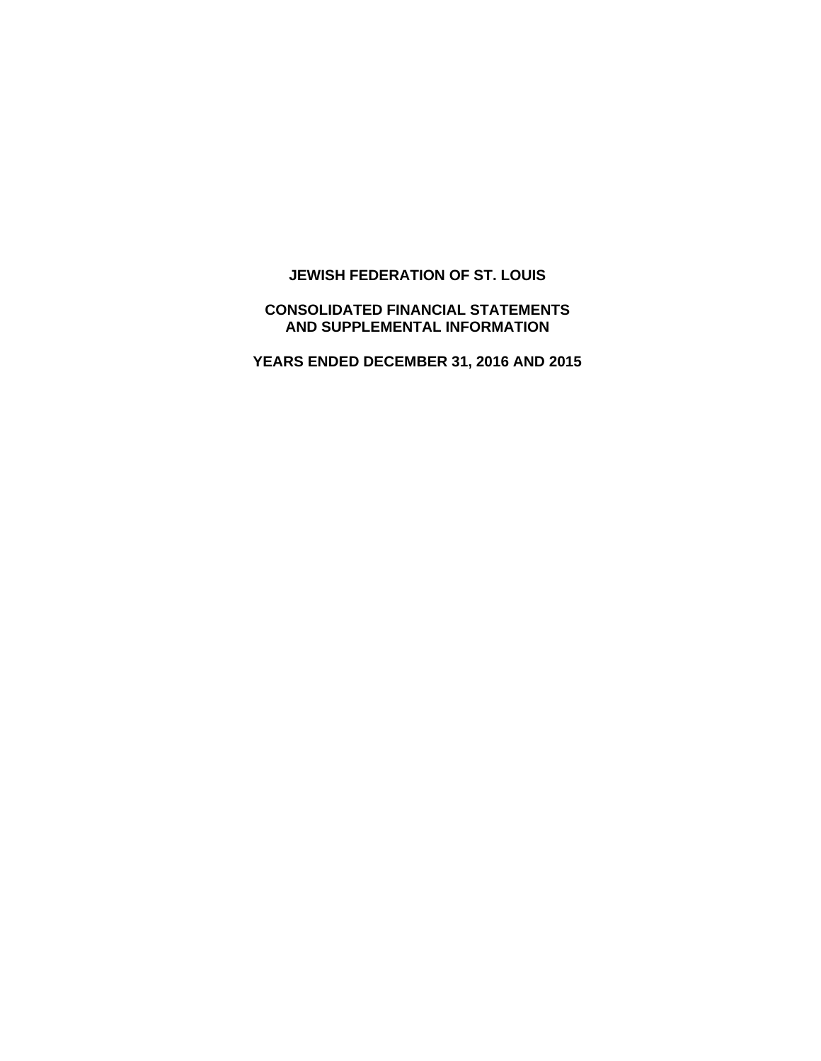# JEWISH FEDERATION OF ST. LOUIS

## CONSOLIDATED FINANCIAL STATEMENTS AND SUPPLEMENTAL INFORMATION

## YEARS ENDED DECEMBER 31, 2016 AND 2015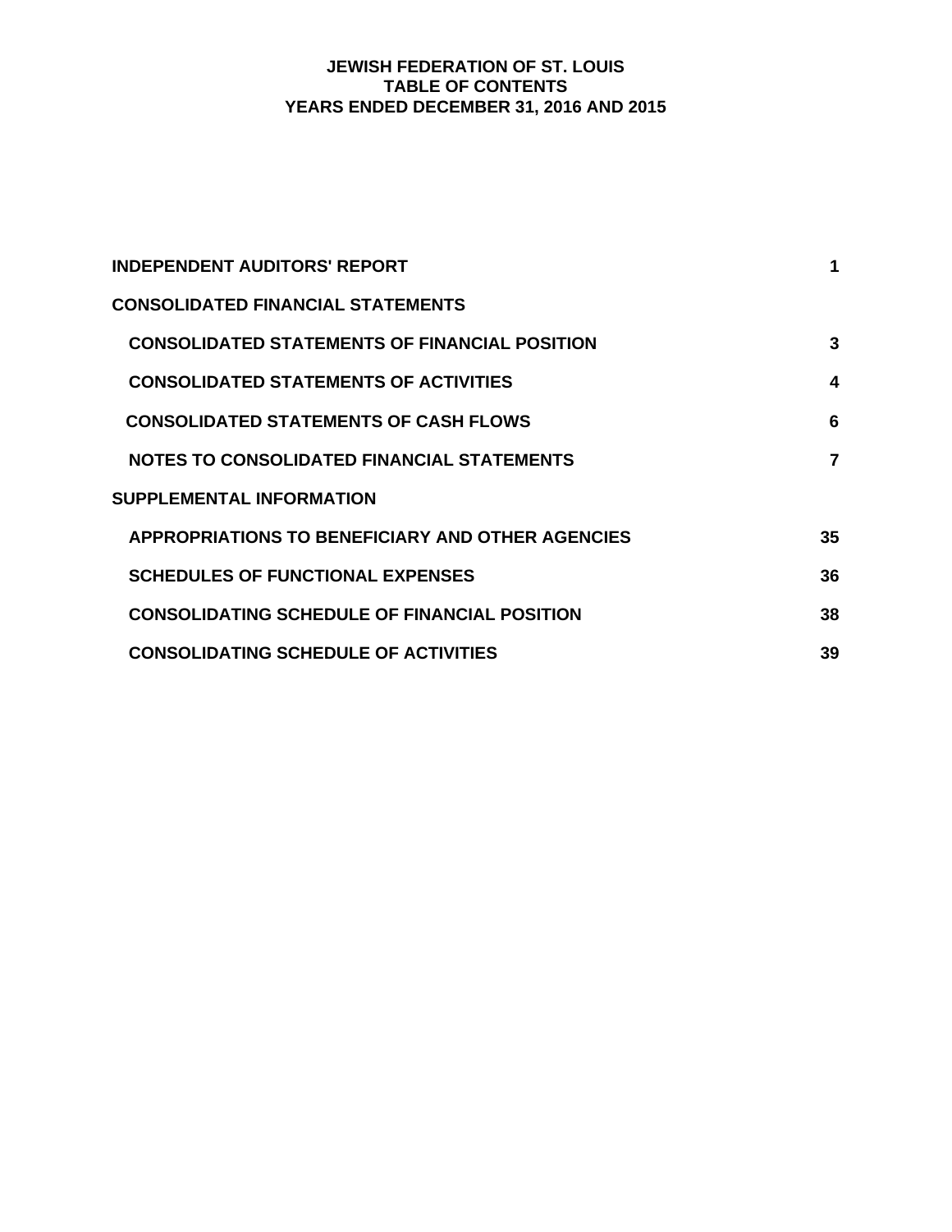# JEWISH FEDERATION OF ST. LOUIS
## TABLE OF CONTENTS
### YEARS ENDED DECEMBER 31, 2016 AND 2015

| | |
|---|---|
| **INDEPENDENT AUDITORS' REPORT** | **1** |
| **CONSOLIDATED FINANCIAL STATEMENTS** | |
| **CONSOLIDATED STATEMENTS OF FINANCIAL POSITION** | **3** |
| **CONSOLIDATED STATEMENTS OF ACTIVITIES** | **4** |
| **CONSOLIDATED STATEMENTS OF CASH FLOWS** | **6** |
| **NOTES TO CONSOLIDATED FINANCIAL STATEMENTS** | **7** |
| **SUPPLEMENTAL INFORMATION** | |
| **APPROPRIATIONS TO BENEFICIARY AND OTHER AGENCIES** | **35** |
| **SCHEDULES OF FUNCTIONAL EXPENSES** | **36** |
| **CONSOLIDATING SCHEDULE OF FINANCIAL POSITION** | **38** |
| **CONSOLIDATING SCHEDULE OF ACTIVITIES** | **39** |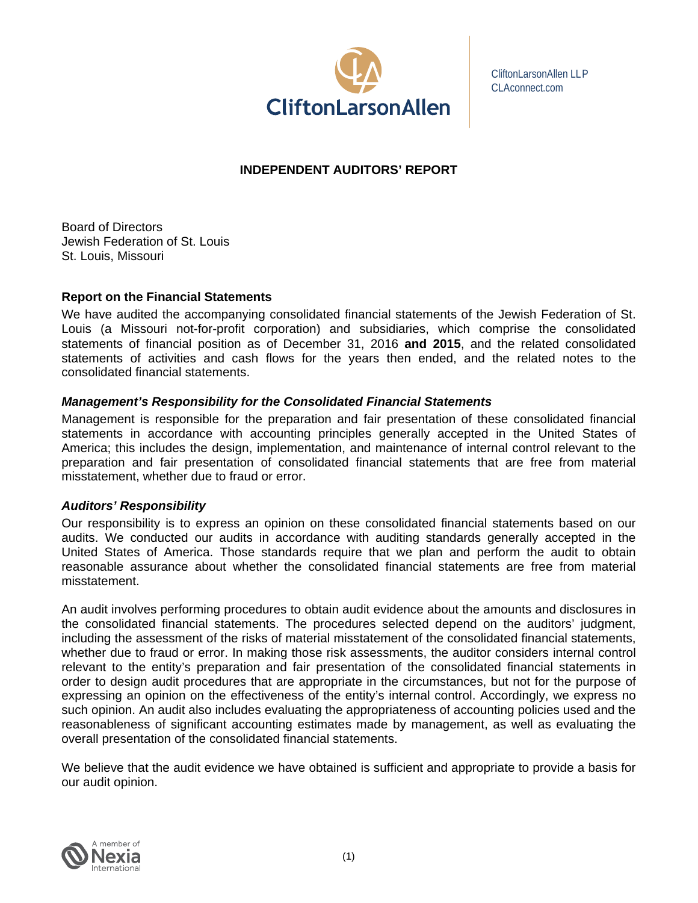CliftonLarsonAllen LLP
CLAconnect.com

# INDEPENDENT AUDITORS' REPORT

Board of Directors
Jewish Federation of St. Louis
St. Louis, Missouri

## Report on the Financial Statements

We have audited the accompanying consolidated financial statements of the Jewish Federation of St. Louis (a Missouri not-for-profit corporation) and subsidiaries, which comprise the consolidated statements of financial position as of December 31, 2016 **and 2015**, and the related consolidated statements of activities and cash flows for the years then ended, and the related notes to the consolidated financial statements.

### *Management's Responsibility for the Consolidated Financial Statements*

Management is responsible for the preparation and fair presentation of these consolidated financial statements in accordance with accounting principles generally accepted in the United States of America; this includes the design, implementation, and maintenance of internal control relevant to the preparation and fair presentation of consolidated financial statements that are free from material misstatement, whether due to fraud or error.

### *Auditors' Responsibility*

Our responsibility is to express an opinion on these consolidated financial statements based on our audits. We conducted our audits in accordance with auditing standards generally accepted in the United States of America. Those standards require that we plan and perform the audit to obtain reasonable assurance about whether the consolidated financial statements are free from material misstatement.

An audit involves performing procedures to obtain audit evidence about the amounts and disclosures in the consolidated financial statements. The procedures selected depend on the auditors' judgment, including the assessment of the risks of material misstatement of the consolidated financial statements, whether due to fraud or error. In making those risk assessments, the auditor considers internal control relevant to the entity's preparation and fair presentation of the consolidated financial statements in order to design audit procedures that are appropriate in the circumstances, but not for the purpose of expressing an opinion on the effectiveness of the entity's internal control. Accordingly, we express no such opinion. An audit also includes evaluating the appropriateness of accounting policies used and the reasonableness of significant accounting estimates made by management, as well as evaluating the overall presentation of the consolidated financial statements.

We believe that the audit evidence we have obtained is sufficient and appropriate to provide a basis for our audit opinion.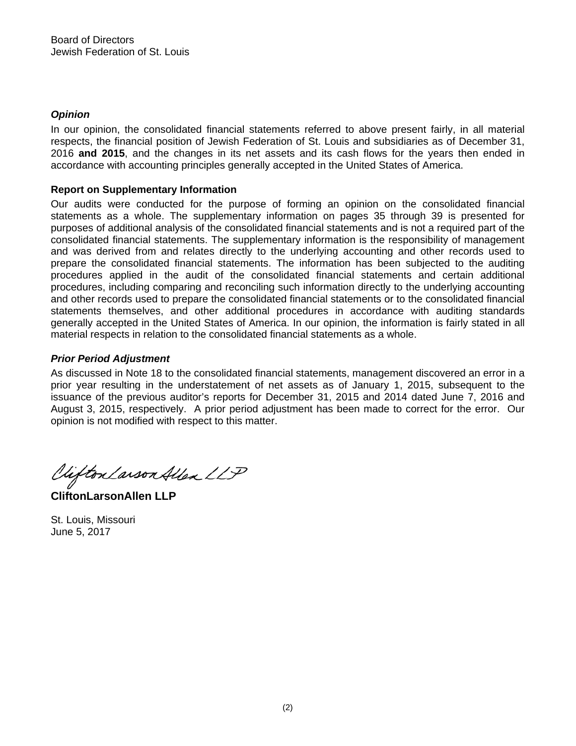Board of Directors
Jewish Federation of St. Louis

***Opinion***

In our opinion, the consolidated financial statements referred to above present fairly, in all material respects, the financial position of Jewish Federation of St. Louis and subsidiaries as of December 31, 2016 **and 2015**, and the changes in its net assets and its cash flows for the years then ended in accordance with accounting principles generally accepted in the United States of America.

**Report on Supplementary Information**

Our audits were conducted for the purpose of forming an opinion on the consolidated financial statements as a whole. The supplementary information on pages 35 through 39 is presented for purposes of additional analysis of the consolidated financial statements and is not a required part of the consolidated financial statements. The supplementary information is the responsibility of management and was derived from and relates directly to the underlying accounting and other records used to prepare the consolidated financial statements. The information has been subjected to the auditing procedures applied in the audit of the consolidated financial statements and certain additional procedures, including comparing and reconciling such information directly to the underlying accounting and other records used to prepare the consolidated financial statements or to the consolidated financial statements themselves, and other additional procedures in accordance with auditing standards generally accepted in the United States of America. In our opinion, the information is fairly stated in all material respects in relation to the consolidated financial statements as a whole.

***Prior Period Adjustment***

As discussed in Note 18 to the consolidated financial statements, management discovered an error in a prior year resulting in the understatement of net assets as of January 1, 2015, subsequent to the issuance of the previous auditor's reports for December 31, 2015 and 2014 dated June 7, 2016 and August 3, 2015, respectively. A prior period adjustment has been made to correct for the error. Our opinion is not modified with respect to this matter.

CliftonLarsonAllen LLP

**CliftonLarsonAllen LLP**

St. Louis, Missouri
June 5, 2017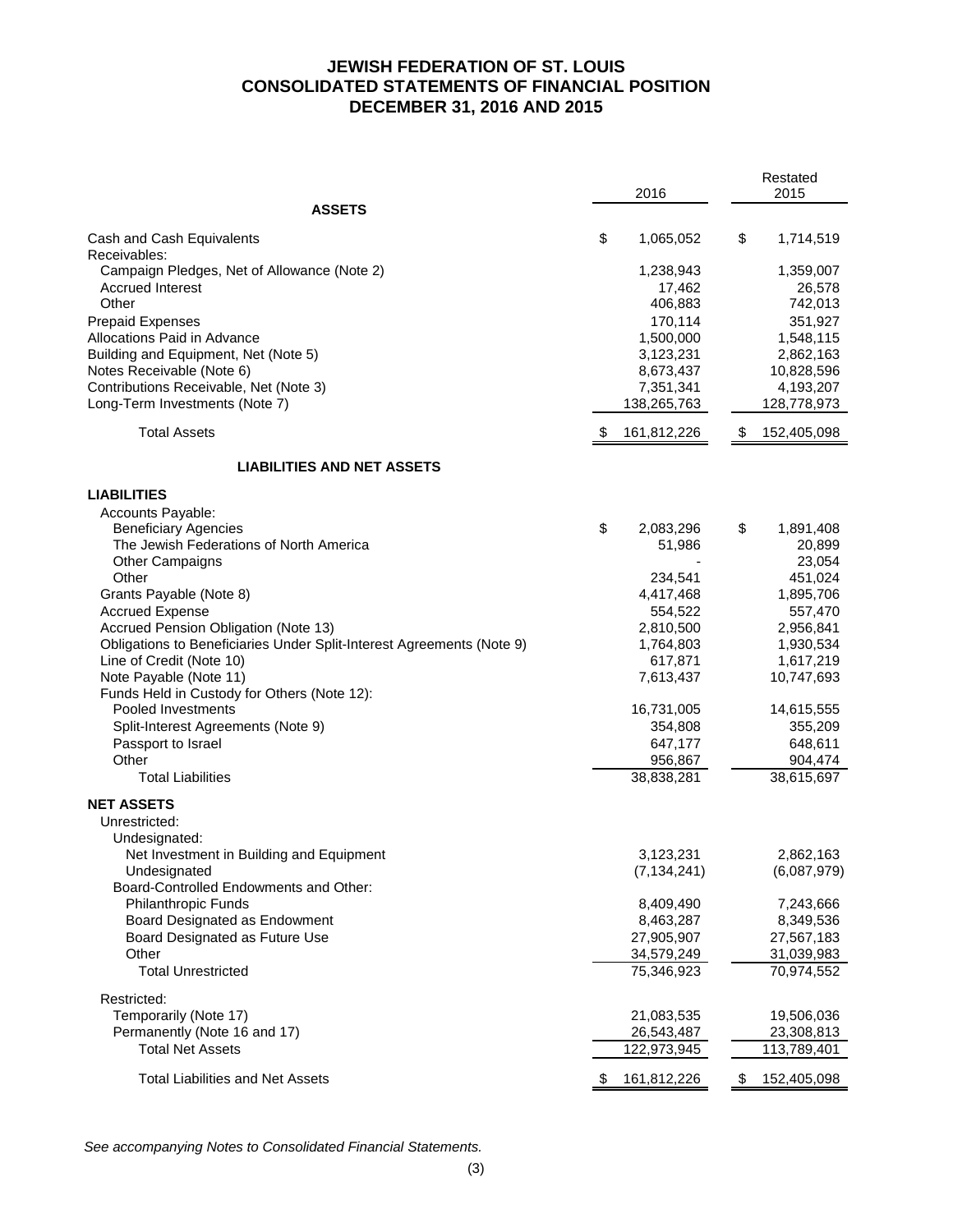# JEWISH FEDERATION OF ST. LOUIS
## CONSOLIDATED STATEMENTS OF FINANCIAL POSITION
## DECEMBER 31, 2016 AND 2015

| | 2016 | Restated 2015 |
|---|---|---|
| **ASSETS** | | |
| Cash and Cash Equivalents | $ 1,065,052 | $ 1,714,519 |
| Receivables: | | |
| Campaign Pledges, Net of Allowance (Note 2) | 1,238,943 | 1,359,007 |
| Accrued Interest | 17,462 | 26,578 |
| Other | 406,883 | 742,013 |
| Prepaid Expenses | 170,114 | 351,927 |
| Allocations Paid in Advance | 1,500,000 | 1,548,115 |
| Building and Equipment, Net (Note 5) | 3,123,231 | 2,862,163 |
| Notes Receivable (Note 6) | 8,673,437 | 10,828,596 |
| Contributions Receivable, Net (Note 3) | 7,351,341 | 4,193,207 |
| Long-Term Investments (Note 7) | 138,265,763 | 128,778,973 |
| Total Assets | $ 161,812,226 | $ 152,405,098 |
| **LIABILITIES AND NET ASSETS** | | |
| **LIABILITIES** | | |
| Accounts Payable: | | |
| Beneficiary Agencies | $ 2,083,296 | $ 1,891,408 |
| The Jewish Federations of North America | 51,986 | 20,899 |
| Other Campaigns | - | 23,054 |
| Other | 234,541 | 451,024 |
| Grants Payable (Note 8) | 4,417,468 | 1,895,706 |
| Accrued Expense | 554,522 | 557,470 |
| Accrued Pension Obligation (Note 13) | 2,810,500 | 2,956,841 |
| Obligations to Beneficiaries Under Split-Interest Agreements (Note 9) | 1,764,803 | 1,930,534 |
| Line of Credit (Note 10) | 617,871 | 1,617,219 |
| Note Payable (Note 11) | 7,613,437 | 10,747,693 |
| Funds Held in Custody for Others (Note 12): | | |
| Pooled Investments | 16,731,005 | 14,615,555 |
| Split-Interest Agreements (Note 9) | 354,808 | 355,209 |
| Passport to Israel | 647,177 | 648,611 |
| Other | 956,867 | 904,474 |
| Total Liabilities | 38,838,281 | 38,615,697 |
| **NET ASSETS** | | |
| Unrestricted: | | |
| Undesignated: | | |
| Net Investment in Building and Equipment | 3,123,231 | 2,862,163 |
| Undesignated | (7,134,241) | (6,087,979) |
| Board-Controlled Endowments and Other: | | |
| Philanthropic Funds | 8,409,490 | 7,243,666 |
| Board Designated as Endowment | 8,463,287 | 8,349,536 |
| Board Designated as Future Use | 27,905,907 | 27,567,183 |
| Other | 34,579,249 | 31,039,983 |
| Total Unrestricted | 75,346,923 | 70,974,552 |
| Restricted: | | |
| Temporarily (Note 17) | 21,083,535 | 19,506,036 |
| Permanently (Note 16 and 17) | 26,543,487 | 23,308,813 |
| Total Net Assets | 122,973,945 | 113,789,401 |
| Total Liabilities and Net Assets | $ 161,812,226 | $ 152,405,098 |

*See accompanying Notes to Consolidated Financial Statements.*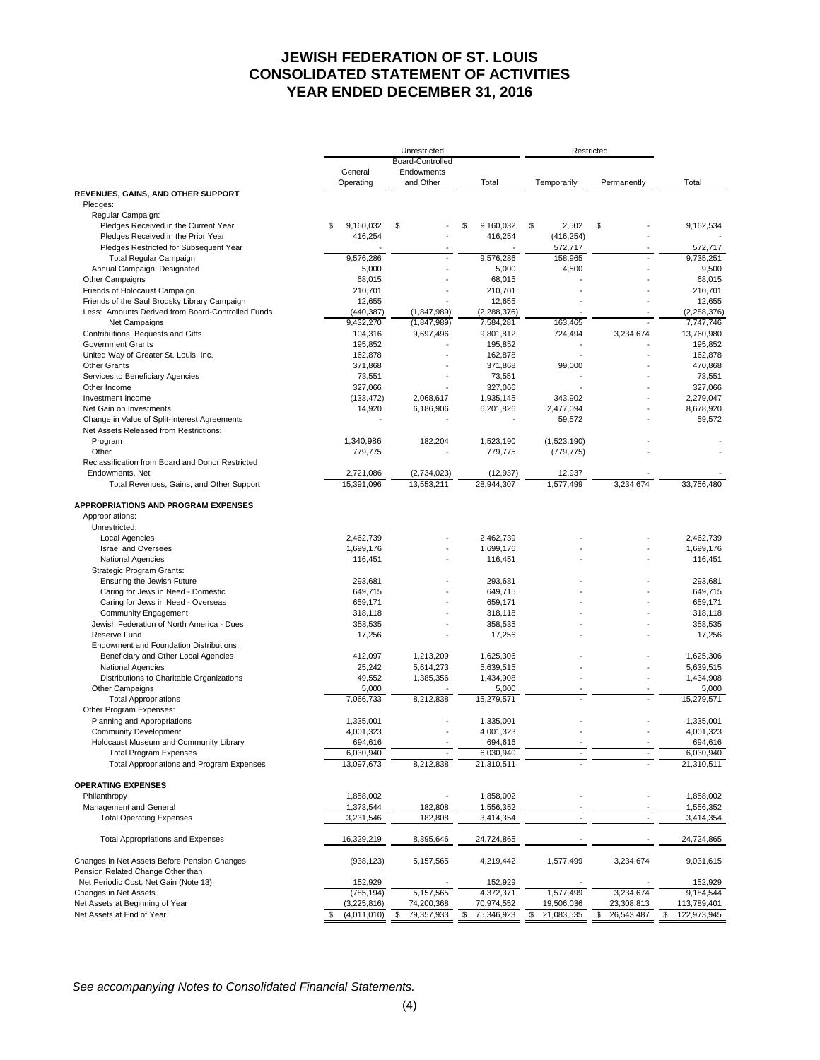# JEWISH FEDERATION OF ST. LOUIS
# CONSOLIDATED STATEMENT OF ACTIVITIES
# YEAR ENDED DECEMBER 31, 2016

| | Unrestricted | | | Restricted | | |
|---|---|---|---|---|---|---|
| | General Operating | Board-Controlled Endowments and Other | Total | Temporarily | Permanently | Total |
| **REVENUES, GAINS, AND OTHER SUPPORT** | | | | | | |
| Pledges: | | | | | | |
| Regular Campaign: | | | | | | |
| Pledges Received in the Current Year | $ 9,160,032 | $ - | $ 9,160,032 | $ 2,502 | $ - | 9,162,534 |
| Pledges Received in the Prior Year | 416,254 | - | 416,254 | (416,254) | | - |
| Pledges Restricted for Subsequent Year | - | - | - | 572,717 | - | 572,717 |
| Total Regular Campaign | 9,576,286 | - | 9,576,286 | 158,965 | - | 9,735,251 |
| Annual Campaign: Designated | 5,000 | - | 5,000 | 4,500 | - | 9,500 |
| Other Campaigns | 68,015 | - | 68,015 | - | - | 68,015 |
| Friends of Holocaust Campaign | 210,701 | - | 210,701 | - | - | 210,701 |
| Friends of the Saul Brodsky Library Campaign | 12,655 | - | 12,655 | - | - | 12,655 |
| Less: Amounts Derived from Board-Controlled Funds | (440,387) | (1,847,989) | (2,288,376) | - | - | (2,288,376) |
| Net Campaigns | 9,432,270 | (1,847,989) | 7,584,281 | 163,465 | - | 7,747,746 |
| Contributions, Bequests and Gifts | 104,316 | 9,697,496 | 9,801,812 | 724,494 | 3,234,674 | 13,760,980 |
| Government Grants | 195,852 | - | 195,852 | - | - | 195,852 |
| United Way of Greater St. Louis, Inc. | 162,878 | - | 162,878 | - | - | 162,878 |
| Other Grants | 371,868 | - | 371,868 | 99,000 | - | 470,868 |
| Services to Beneficiary Agencies | 73,551 | - | 73,551 | - | - | 73,551 |
| Other Income | 327,066 | - | 327,066 | - | - | 327,066 |
| Investment Income | (133,472) | 2,068,617 | 1,935,145 | 343,902 | - | 2,279,047 |
| Net Gain on Investments | 14,920 | 6,186,906 | 6,201,826 | 2,477,094 | - | 8,678,920 |
| Change in Value of Split-Interest Agreements | - | - | - | 59,572 | - | 59,572 |
| Net Assets Released from Restrictions: | | | | | | |
| Program | 1,340,986 | 182,204 | 1,523,190 | (1,523,190) | - | - |
| Other | 779,775 | - | 779,775 | (779,775) | - | - |
| Reclassification from Board and Donor Restricted Endowments, Net | 2,721,086 | (2,734,023) | (12,937) | 12,937 | - | - |
| Total Revenues, Gains, and Other Support | 15,391,096 | 13,553,211 | 28,944,307 | 1,577,499 | 3,234,674 | 33,756,480 |
| **APPROPRIATIONS AND PROGRAM EXPENSES** | | | | | | |
| Appropriations: | | | | | | |
| Unrestricted: | | | | | | |
| Local Agencies | 2,462,739 | - | 2,462,739 | - | - | 2,462,739 |
| Israel and Oversees | 1,699,176 | - | 1,699,176 | - | - | 1,699,176 |
| National Agencies | 116,451 | - | 116,451 | - | - | 116,451 |
| Strategic Program Grants: | | | | | | |
| Ensuring the Jewish Future | 293,681 | - | 293,681 | - | - | 293,681 |
| Caring for Jews in Need - Domestic | 649,715 | - | 649,715 | - | - | 649,715 |
| Caring for Jews in Need - Overseas | 659,171 | - | 659,171 | - | - | 659,171 |
| Community Engagement | 318,118 | - | 318,118 | - | - | 318,118 |
| Jewish Federation of North America - Dues | 358,535 | - | 358,535 | - | - | 358,535 |
| Reserve Fund | 17,256 | - | 17,256 | - | - | 17,256 |
| Endowment and Foundation Distributions: | | | | | | |
| Beneficiary and Other Local Agencies | 412,097 | 1,213,209 | 1,625,306 | - | - | 1,625,306 |
| National Agencies | 25,242 | 5,614,273 | 5,639,515 | - | - | 5,639,515 |
| Distributions to Charitable Organizations | 49,552 | 1,385,356 | 1,434,908 | - | - | 1,434,908 |
| Other Campaigns | 5,000 | - | 5,000 | - | - | 5,000 |
| Total Appropriations | 7,066,733 | 8,212,838 | 15,279,571 | - | - | 15,279,571 |
| Other Program Expenses: | | | | | | |
| Planning and Appropriations | 1,335,001 | - | 1,335,001 | - | - | 1,335,001 |
| Community Development | 4,001,323 | - | 4,001,323 | - | - | 4,001,323 |
| Holocaust Museum and Community Library | 694,616 | - | 694,616 | - | - | 694,616 |
| Total Program Expenses | 6,030,940 | - | 6,030,940 | - | - | 6,030,940 |
| Total Appropriations and Program Expenses | 13,097,673 | 8,212,838 | 21,310,511 | - | - | 21,310,511 |
| **OPERATING EXPENSES** | | | | | | |
| Philanthropy | 1,858,002 | - | 1,858,002 | - | - | 1,858,002 |
| Management and General | 1,373,544 | 182,808 | 1,556,352 | - | - | 1,556,352 |
| Total Operating Expenses | 3,231,546 | 182,808 | 3,414,354 | - | - | 3,414,354 |
| Total Appropriations and Expenses | 16,329,219 | 8,395,646 | 24,724,865 | - | - | 24,724,865 |
| Changes in Net Assets Before Pension Changes | (938,123) | 5,157,565 | 4,219,442 | 1,577,499 | 3,234,674 | 9,031,615 |
| Pension Related Change Other than Net Periodic Cost, Net Gain (Note 13) | 152,929 | - | 152,929 | - | - | 152,929 |
| Changes in Net Assets | (785,194) | 5,157,565 | 4,372,371 | 1,577,499 | 3,234,674 | 9,184,544 |
| Net Assets at Beginning of Year | (3,225,816) | 74,200,368 | 70,974,552 | 19,506,036 | 23,308,813 | 113,789,401 |
| Net Assets at End of Year | $ (4,011,010) | $ 79,357,933 | $ 75,346,923 | $ 21,083,535 | $ 26,543,487 | $ 122,973,945 |

*See accompanying Notes to Consolidated Financial Statements.*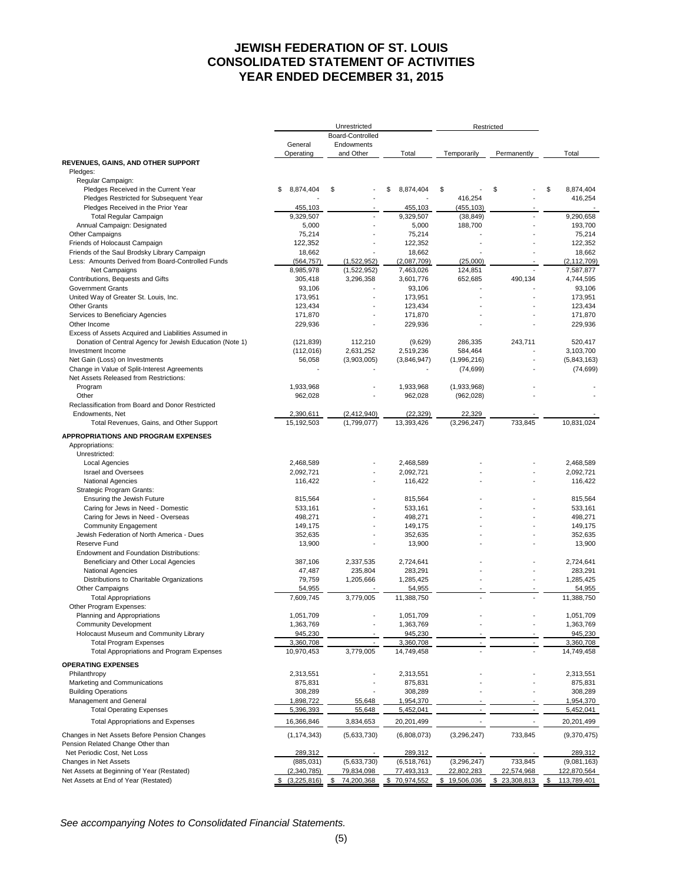# JEWISH FEDERATION OF ST. LOUIS
# CONSOLIDATED STATEMENT OF ACTIVITIES
# YEAR ENDED DECEMBER 31, 2015

| | Unrestricted | | | Restricted | | |
|---|---|---|---|---|---|---|
| | General Operating | Board-Controlled Endowments and Other | Total | Temporarily | Permanently | Total |
| **REVENUES, GAINS, AND OTHER SUPPORT** | | | | | | |
| Pledges: | | | | | | |
| Regular Campaign: | | | | | | |
| Pledges Received in the Current Year | $ 8,874,404 | $ - | $ 8,874,404 | $ - | $ - | $ 8,874,404 |
| Pledges Restricted for Subsequent Year | - | - | - | 416,254 | - | 416,254 |
| Pledges Received in the Prior Year | 455,103 | - | 455,103 | (455,103) | - | - |
| Total Regular Campaign | 9,329,507 | - | 9,329,507 | (38,849) | - | 9,290,658 |
| Annual Campaign: Designated | 5,000 | - | 5,000 | 188,700 | - | 193,700 |
| Other Campaigns | 75,214 | - | 75,214 | - | - | 75,214 |
| Friends of Holocaust Campaign | 122,352 | - | 122,352 | - | - | 122,352 |
| Friends of the Saul Brodsky Library Campaign | 18,662 | - | 18,662 | - | - | 18,662 |
| Less: Amounts Derived from Board-Controlled Funds | (564,757) | (1,522,952) | (2,087,709) | (25,000) | - | (2,112,709) |
| Net Campaigns | 8,985,978 | (1,522,952) | 7,463,026 | 124,851 | - | 7,587,877 |
| Contributions, Bequests and Gifts | 305,418 | 3,296,358 | 3,601,776 | 652,685 | 490,134 | 4,744,595 |
| Government Grants | 93,106 | - | 93,106 | - | - | 93,106 |
| United Way of Greater St. Louis, Inc. | 173,951 | - | 173,951 | - | - | 173,951 |
| Other Grants | 123,434 | - | 123,434 | - | - | 123,434 |
| Services to Beneficiary Agencies | 171,870 | - | 171,870 | - | - | 171,870 |
| Other Income | 229,936 | - | 229,936 | - | - | 229,936 |
| Excess of Assets Acquired and Liabilities Assumed in Donation of Central Agency for Jewish Education (Note 1) | (121,839) | 112,210 | (9,629) | 286,335 | 243,711 | 520,417 |
| Investment Income | (112,016) | 2,631,252 | 2,519,236 | 584,464 | - | 3,103,700 |
| Net Gain (Loss) on Investments | 56,058 | (3,903,005) | (3,846,947) | (1,996,216) | - | (5,843,163) |
| Change in Value of Split-Interest Agreements | - | - | - | (74,699) | - | (74,699) |
| Net Assets Released from Restrictions: | | | | | | |
| Program | 1,933,968 | - | 1,933,968 | (1,933,968) | - | - |
| Other | 962,028 | - | 962,028 | (962,028) | - | - |
| Reclassification from Board and Donor Restricted Endowments, Net | 2,390,611 | (2,412,940) | (22,329) | 22,329 | - | - |
| Total Revenues, Gains, and Other Support | 15,192,503 | (1,799,077) | 13,393,426 | (3,296,247) | 733,845 | 10,831,024 |
| **APPROPRIATIONS AND PROGRAM EXPENSES** | | | | | | |
| Appropriations: | | | | | | |
| Unrestricted: | | | | | | |
| Local Agencies | 2,468,589 | - | 2,468,589 | - | - | 2,468,589 |
| Israel and Oversees | 2,092,721 | - | 2,092,721 | - | - | 2,092,721 |
| National Agencies | 116,422 | - | 116,422 | - | - | 116,422 |
| Strategic Program Grants: | | | | | | |
| Ensuring the Jewish Future | 815,564 | - | 815,564 | - | - | 815,564 |
| Caring for Jews in Need - Domestic | 533,161 | - | 533,161 | - | - | 533,161 |
| Caring for Jews in Need - Overseas | 498,271 | - | 498,271 | - | - | 498,271 |
| Community Engagement | 149,175 | - | 149,175 | - | - | 149,175 |
| Jewish Federation of North America - Dues | 352,635 | - | 352,635 | - | - | 352,635 |
| Reserve Fund | 13,900 | - | 13,900 | - | - | 13,900 |
| Endowment and Foundation Distributions: | | | | | | |
| Beneficiary and Other Local Agencies | 387,106 | 2,337,535 | 2,724,641 | - | - | 2,724,641 |
| National Agencies | 47,487 | 235,804 | 283,291 | - | - | 283,291 |
| Distributions to Charitable Organizations | 79,759 | 1,205,666 | 1,285,425 | - | - | 1,285,425 |
| Other Campaigns | 54,955 | - | 54,955 | - | - | 54,955 |
| Total Appropriations | 7,609,745 | 3,779,005 | 11,388,750 | - | - | 11,388,750 |
| Other Program Expenses: | | | | | | |
| Planning and Appropriations | 1,051,709 | - | 1,051,709 | - | - | 1,051,709 |
| Community Development | 1,363,769 | - | 1,363,769 | - | - | 1,363,769 |
| Holocaust Museum and Community Library | 945,230 | - | 945,230 | - | - | 945,230 |
| Total Program Expenses | 3,360,708 | - | 3,360,708 | - | - | 3,360,708 |
| Total Appropriations and Program Expenses | 10,970,453 | 3,779,005 | 14,749,458 | - | - | 14,749,458 |
| **OPERATING EXPENSES** | | | | | | |
| Philanthropy | 2,313,551 | - | 2,313,551 | - | - | 2,313,551 |
| Marketing and Communications | 875,831 | - | 875,831 | - | - | 875,831 |
| Building Operations | 308,289 | - | 308,289 | - | - | 308,289 |
| Management and General | 1,898,722 | 55,648 | 1,954,370 | - | - | 1,954,370 |
| Total Operating Expenses | 5,396,393 | 55,648 | 5,452,041 | - | - | 5,452,041 |
| Total Appropriations and Expenses | 16,366,846 | 3,834,653 | 20,201,499 | - | - | 20,201,499 |
| Changes in Net Assets Before Pension Changes | (1,174,343) | (5,633,730) | (6,808,073) | (3,296,247) | 733,845 | (9,370,475) |
| Pension Related Change Other than Net Periodic Cost, Net Loss | 289,312 | - | 289,312 | - | - | 289,312 |
| Changes in Net Assets | (885,031) | (5,633,730) | (6,518,761) | (3,296,247) | 733,845 | (9,081,163) |
| Net Assets at Beginning of Year (Restated) | (2,340,785) | 79,834,098 | 77,493,313 | 22,802,283 | 22,574,968 | 122,870,564 |
| Net Assets at End of Year (Restated) | $ (3,225,816) | $ 74,200,368 | $ 70,974,552 | $ 19,506,036 | $ 23,308,813 | $ 113,789,401 |

*See accompanying Notes to Consolidated Financial Statements.*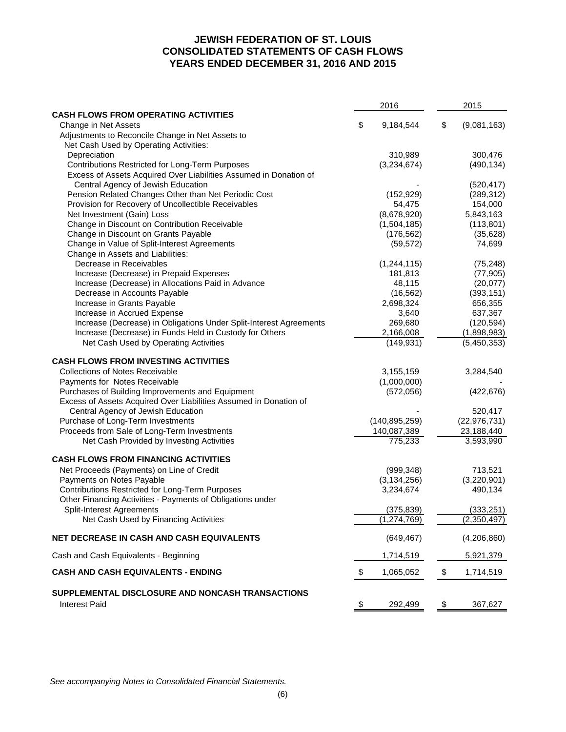# JEWISH FEDERATION OF ST. LOUIS
## CONSOLIDATED STATEMENTS OF CASH FLOWS
## YEARS ENDED DECEMBER 31, 2016 AND 2015

| | 2016 | 2015 |
|---|---|---|
| **CASH FLOWS FROM OPERATING ACTIVITIES** | | |
| Change in Net Assets | $ 9,184,544 | $ (9,081,163) |
| Adjustments to Reconcile Change in Net Assets to Net Cash Used by Operating Activities: | | |
| Depreciation | 310,989 | 300,476 |
| Contributions Restricted for Long-Term Purposes | (3,234,674) | (490,134) |
| Excess of Assets Acquired Over Liabilities Assumed in Donation of Central Agency of Jewish Education | - | (520,417) |
| Pension Related Changes Other than Net Periodic Cost | (152,929) | (289,312) |
| Provision for Recovery of Uncollectible Receivables | 54,475 | 154,000 |
| Net Investment (Gain) Loss | (8,678,920) | 5,843,163 |
| Change in Discount on Contribution Receivable | (1,504,185) | (113,801) |
| Change in Discount on Grants Payable | (176,562) | (35,628) |
| Change in Value of Split-Interest Agreements | (59,572) | 74,699 |
| Change in Assets and Liabilities: | | |
| Decrease in Receivables | (1,244,115) | (75,248) |
| Increase (Decrease) in Prepaid Expenses | 181,813 | (77,905) |
| Increase (Decrease) in Allocations Paid in Advance | 48,115 | (20,077) |
| Decrease in Accounts Payable | (16,562) | (393,151) |
| Increase in Grants Payable | 2,698,324 | 656,355 |
| Increase in Accrued Expense | 3,640 | 637,367 |
| Increase (Decrease) in Obligations Under Split-Interest Agreements | 269,680 | (120,594) |
| Increase (Decrease) in Funds Held in Custody for Others | 2,166,008 | (1,898,983) |
| Net Cash Used by Operating Activities | (149,931) | (5,450,353) |
| **CASH FLOWS FROM INVESTING ACTIVITIES** | | |
| Collections of Notes Receivable | 3,155,159 | 3,284,540 |
| Payments for Notes Receivable | (1,000,000) | - |
| Purchases of Building Improvements and Equipment | (572,056) | (422,676) |
| Excess of Assets Acquired Over Liabilities Assumed in Donation of Central Agency of Jewish Education | - | 520,417 |
| Purchase of Long-Term Investments | (140,895,259) | (22,976,731) |
| Proceeds from Sale of Long-Term Investments | 140,087,389 | 23,188,440 |
| Net Cash Provided by Investing Activities | 775,233 | 3,593,990 |
| **CASH FLOWS FROM FINANCING ACTIVITIES** | | |
| Net Proceeds (Payments) on Line of Credit | (999,348) | 713,521 |
| Payments on Notes Payable | (3,134,256) | (3,220,901) |
| Contributions Restricted for Long-Term Purposes | 3,234,674 | 490,134 |
| Other Financing Activities - Payments of Obligations under Split-Interest Agreements | (375,839) | (333,251) |
| Net Cash Used by Financing Activities | (1,274,769) | (2,350,497) |
| **NET DECREASE IN CASH AND CASH EQUIVALENTS** | (649,467) | (4,206,860) |
| Cash and Cash Equivalents - Beginning | 1,714,519 | 5,921,379 |
| **CASH AND CASH EQUIVALENTS - ENDING** | $ 1,065,052 | $ 1,714,519 |
| **SUPPLEMENTAL DISCLOSURE AND NONCASH TRANSACTIONS** | | |
| Interest Paid | $ 292,499 | $ 367,627 |

*See accompanying Notes to Consolidated Financial Statements.*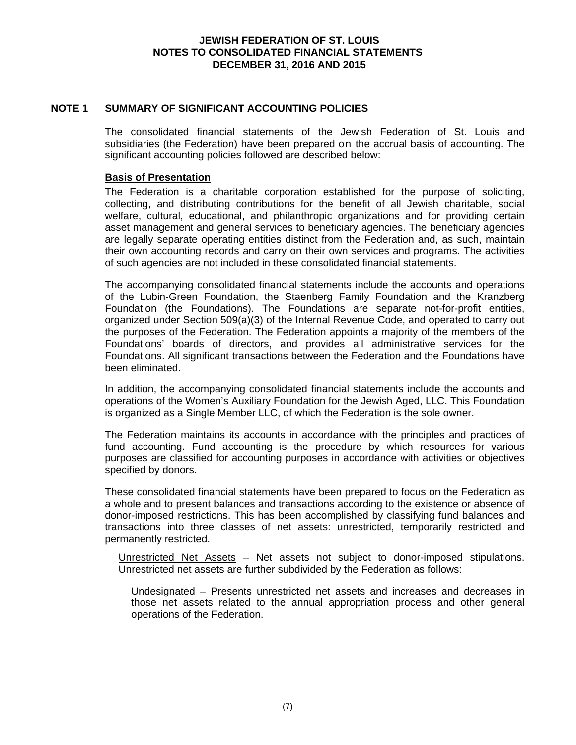# JEWISH FEDERATION OF ST. LOUIS
## NOTES TO CONSOLIDATED FINANCIAL STATEMENTS
## DECEMBER 31, 2016 AND 2015

## NOTE 1 SUMMARY OF SIGNIFICANT ACCOUNTING POLICIES

The consolidated financial statements of the Jewish Federation of St. Louis and subsidiaries (the Federation) have been prepared on the accrual basis of accounting. The significant accounting policies followed are described below:

**Basis of Presentation**

The Federation is a charitable corporation established for the purpose of soliciting, collecting, and distributing contributions for the benefit of all Jewish charitable, social welfare, cultural, educational, and philanthropic organizations and for providing certain asset management and general services to beneficiary agencies. The beneficiary agencies are legally separate operating entities distinct from the Federation and, as such, maintain their own accounting records and carry on their own services and programs. The activities of such agencies are not included in these consolidated financial statements.

The accompanying consolidated financial statements include the accounts and operations of the Lubin-Green Foundation, the Staenberg Family Foundation and the Kranzberg Foundation (the Foundations). The Foundations are separate not-for-profit entities, organized under Section 509(a)(3) of the Internal Revenue Code, and operated to carry out the purposes of the Federation. The Federation appoints a majority of the members of the Foundations' boards of directors, and provides all administrative services for the Foundations. All significant transactions between the Federation and the Foundations have been eliminated.

In addition, the accompanying consolidated financial statements include the accounts and operations of the Women's Auxiliary Foundation for the Jewish Aged, LLC. This Foundation is organized as a Single Member LLC, of which the Federation is the sole owner.

The Federation maintains its accounts in accordance with the principles and practices of fund accounting. Fund accounting is the procedure by which resources for various purposes are classified for accounting purposes in accordance with activities or objectives specified by donors.

These consolidated financial statements have been prepared to focus on the Federation as a whole and to present balances and transactions according to the existence or absence of donor-imposed restrictions. This has been accomplished by classifying fund balances and transactions into three classes of net assets: unrestricted, temporarily restricted and permanently restricted.

Unrestricted Net Assets – Net assets not subject to donor-imposed stipulations. Unrestricted net assets are further subdivided by the Federation as follows:

Undesignated – Presents unrestricted net assets and increases and decreases in those net assets related to the annual appropriation process and other general operations of the Federation.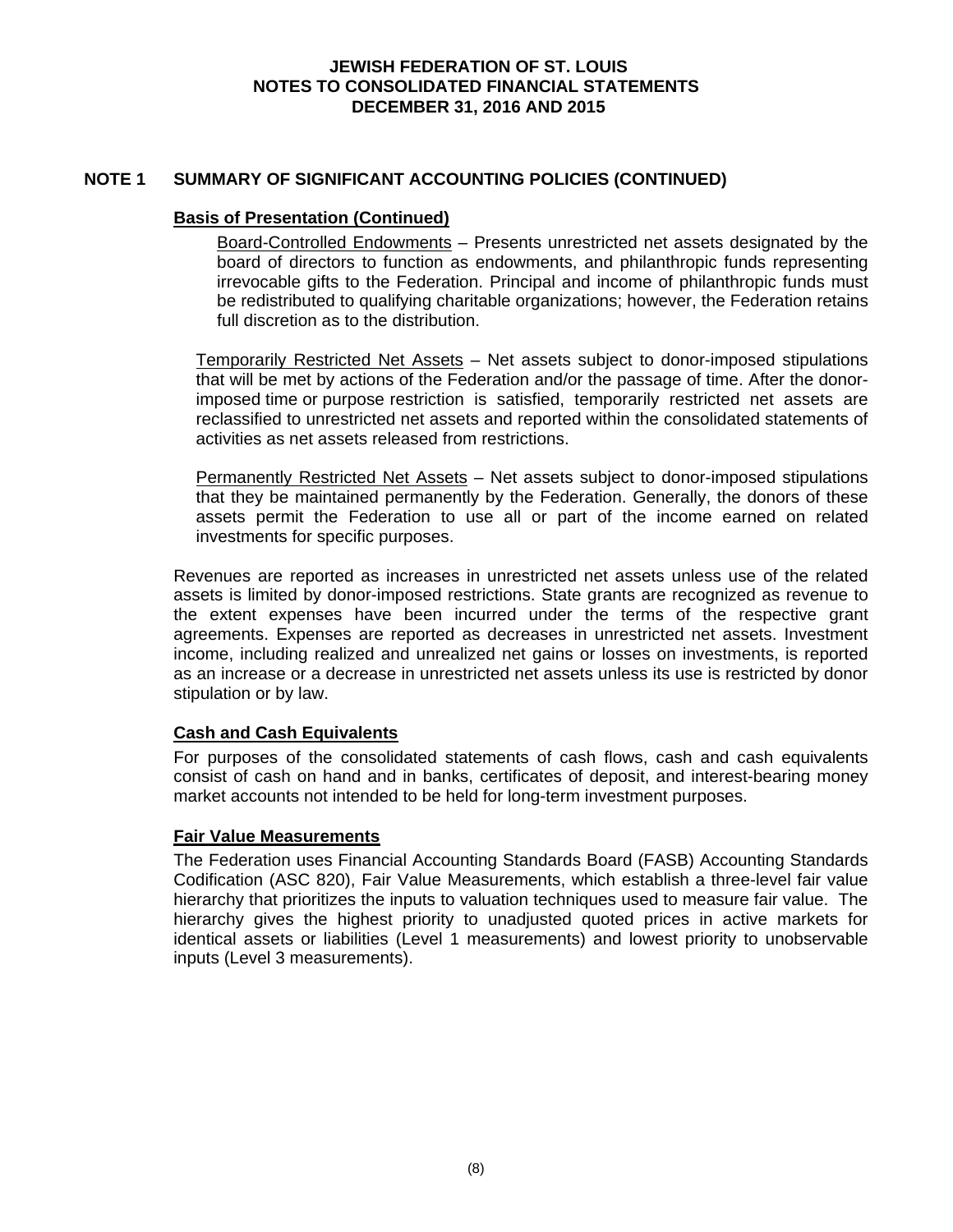## NOTE 1 SUMMARY OF SIGNIFICANT ACCOUNTING POLICIES (CONTINUED)

### Basis of Presentation (Continued)

Board-Controlled Endowments – Presents unrestricted net assets designated by the board of directors to function as endowments, and philanthropic funds representing irrevocable gifts to the Federation. Principal and income of philanthropic funds must be redistributed to qualifying charitable organizations; however, the Federation retains full discretion as to the distribution.

Temporarily Restricted Net Assets – Net assets subject to donor-imposed stipulations that will be met by actions of the Federation and/or the passage of time. After the donor-imposed time or purpose restriction is satisfied, temporarily restricted net assets are reclassified to unrestricted net assets and reported within the consolidated statements of activities as net assets released from restrictions.

Permanently Restricted Net Assets – Net assets subject to donor-imposed stipulations that they be maintained permanently by the Federation. Generally, the donors of these assets permit the Federation to use all or part of the income earned on related investments for specific purposes.

Revenues are reported as increases in unrestricted net assets unless use of the related assets is limited by donor-imposed restrictions. State grants are recognized as revenue to the extent expenses have been incurred under the terms of the respective grant agreements. Expenses are reported as decreases in unrestricted net assets. Investment income, including realized and unrealized net gains or losses on investments, is reported as an increase or a decrease in unrestricted net assets unless its use is restricted by donor stipulation or by law.

### Cash and Cash Equivalents

For purposes of the consolidated statements of cash flows, cash and cash equivalents consist of cash on hand and in banks, certificates of deposit, and interest-bearing money market accounts not intended to be held for long-term investment purposes.

### Fair Value Measurements

The Federation uses Financial Accounting Standards Board (FASB) Accounting Standards Codification (ASC 820), Fair Value Measurements, which establish a three-level fair value hierarchy that prioritizes the inputs to valuation techniques used to measure fair value. The hierarchy gives the highest priority to unadjusted quoted prices in active markets for identical assets or liabilities (Level 1 measurements) and lowest priority to unobservable inputs (Level 3 measurements).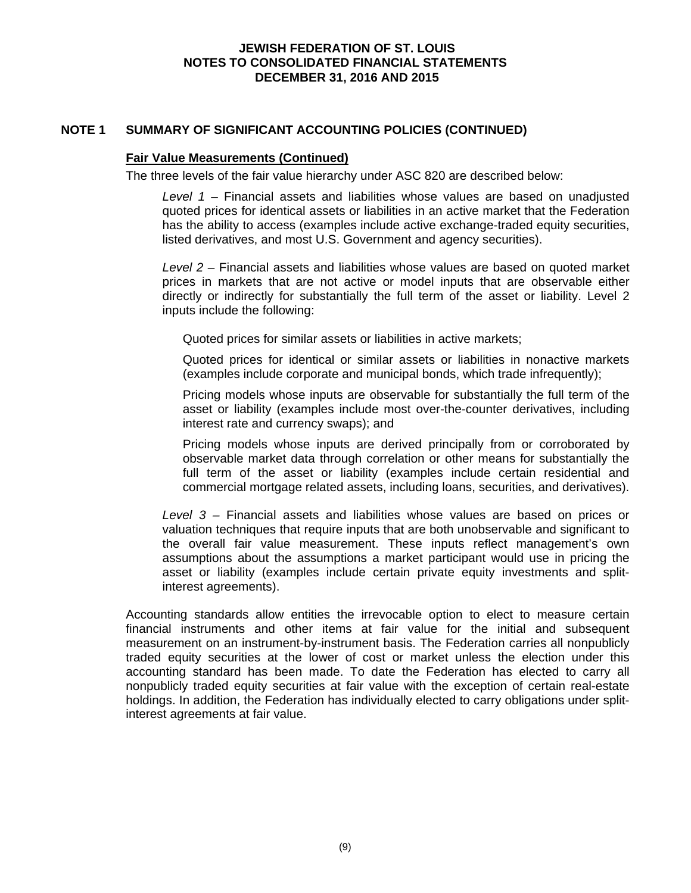## NOTE 1 SUMMARY OF SIGNIFICANT ACCOUNTING POLICIES (CONTINUED)

### Fair Value Measurements (Continued)

The three levels of the fair value hierarchy under ASC 820 are described below:

*Level 1* – Financial assets and liabilities whose values are based on unadjusted quoted prices for identical assets or liabilities in an active market that the Federation has the ability to access (examples include active exchange-traded equity securities, listed derivatives, and most U.S. Government and agency securities).

*Level 2* – Financial assets and liabilities whose values are based on quoted market prices in markets that are not active or model inputs that are observable either directly or indirectly for substantially the full term of the asset or liability. Level 2 inputs include the following:

Quoted prices for similar assets or liabilities in active markets;

Quoted prices for identical or similar assets or liabilities in nonactive markets (examples include corporate and municipal bonds, which trade infrequently);

Pricing models whose inputs are observable for substantially the full term of the asset or liability (examples include most over-the-counter derivatives, including interest rate and currency swaps); and

Pricing models whose inputs are derived principally from or corroborated by observable market data through correlation or other means for substantially the full term of the asset or liability (examples include certain residential and commercial mortgage related assets, including loans, securities, and derivatives).

*Level 3* – Financial assets and liabilities whose values are based on prices or valuation techniques that require inputs that are both unobservable and significant to the overall fair value measurement. These inputs reflect management's own assumptions about the assumptions a market participant would use in pricing the asset or liability (examples include certain private equity investments and split-interest agreements).

Accounting standards allow entities the irrevocable option to elect to measure certain financial instruments and other items at fair value for the initial and subsequent measurement on an instrument-by-instrument basis. The Federation carries all nonpublicly traded equity securities at the lower of cost or market unless the election under this accounting standard has been made. To date the Federation has elected to carry all nonpublicly traded equity securities at fair value with the exception of certain real-estate holdings. In addition, the Federation has individually elected to carry obligations under split-interest agreements at fair value.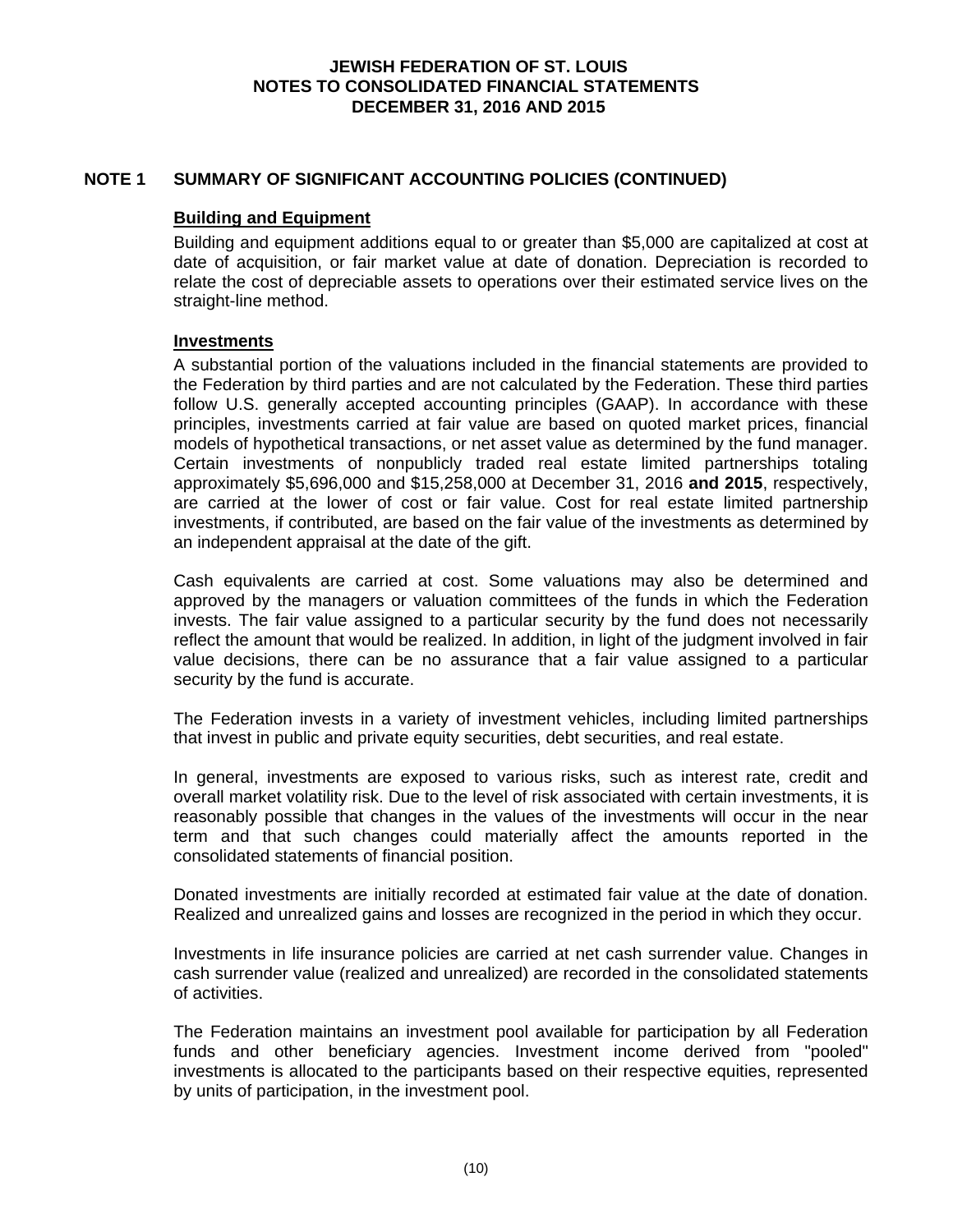## NOTE 1 SUMMARY OF SIGNIFICANT ACCOUNTING POLICIES (CONTINUED)

### Building and Equipment

Building and equipment additions equal to or greater than $5,000 are capitalized at cost at date of acquisition, or fair market value at date of donation. Depreciation is recorded to relate the cost of depreciable assets to operations over their estimated service lives on the straight-line method.

### Investments

A substantial portion of the valuations included in the financial statements are provided to the Federation by third parties and are not calculated by the Federation. These third parties follow U.S. generally accepted accounting principles (GAAP). In accordance with these principles, investments carried at fair value are based on quoted market prices, financial models of hypothetical transactions, or net asset value as determined by the fund manager. Certain investments of nonpublicly traded real estate limited partnerships totaling approximately $5,696,000 and $15,258,000 at December 31, 2016 **and 2015**, respectively, are carried at the lower of cost or fair value. Cost for real estate limited partnership investments, if contributed, are based on the fair value of the investments as determined by an independent appraisal at the date of the gift.

Cash equivalents are carried at cost. Some valuations may also be determined and approved by the managers or valuation committees of the funds in which the Federation invests. The fair value assigned to a particular security by the fund does not necessarily reflect the amount that would be realized. In addition, in light of the judgment involved in fair value decisions, there can be no assurance that a fair value assigned to a particular security by the fund is accurate.

The Federation invests in a variety of investment vehicles, including limited partnerships that invest in public and private equity securities, debt securities, and real estate.

In general, investments are exposed to various risks, such as interest rate, credit and overall market volatility risk. Due to the level of risk associated with certain investments, it is reasonably possible that changes in the values of the investments will occur in the near term and that such changes could materially affect the amounts reported in the consolidated statements of financial position.

Donated investments are initially recorded at estimated fair value at the date of donation. Realized and unrealized gains and losses are recognized in the period in which they occur.

Investments in life insurance policies are carried at net cash surrender value. Changes in cash surrender value (realized and unrealized) are recorded in the consolidated statements of activities.

The Federation maintains an investment pool available for participation by all Federation funds and other beneficiary agencies. Investment income derived from "pooled" investments is allocated to the participants based on their respective equities, represented by units of participation, in the investment pool.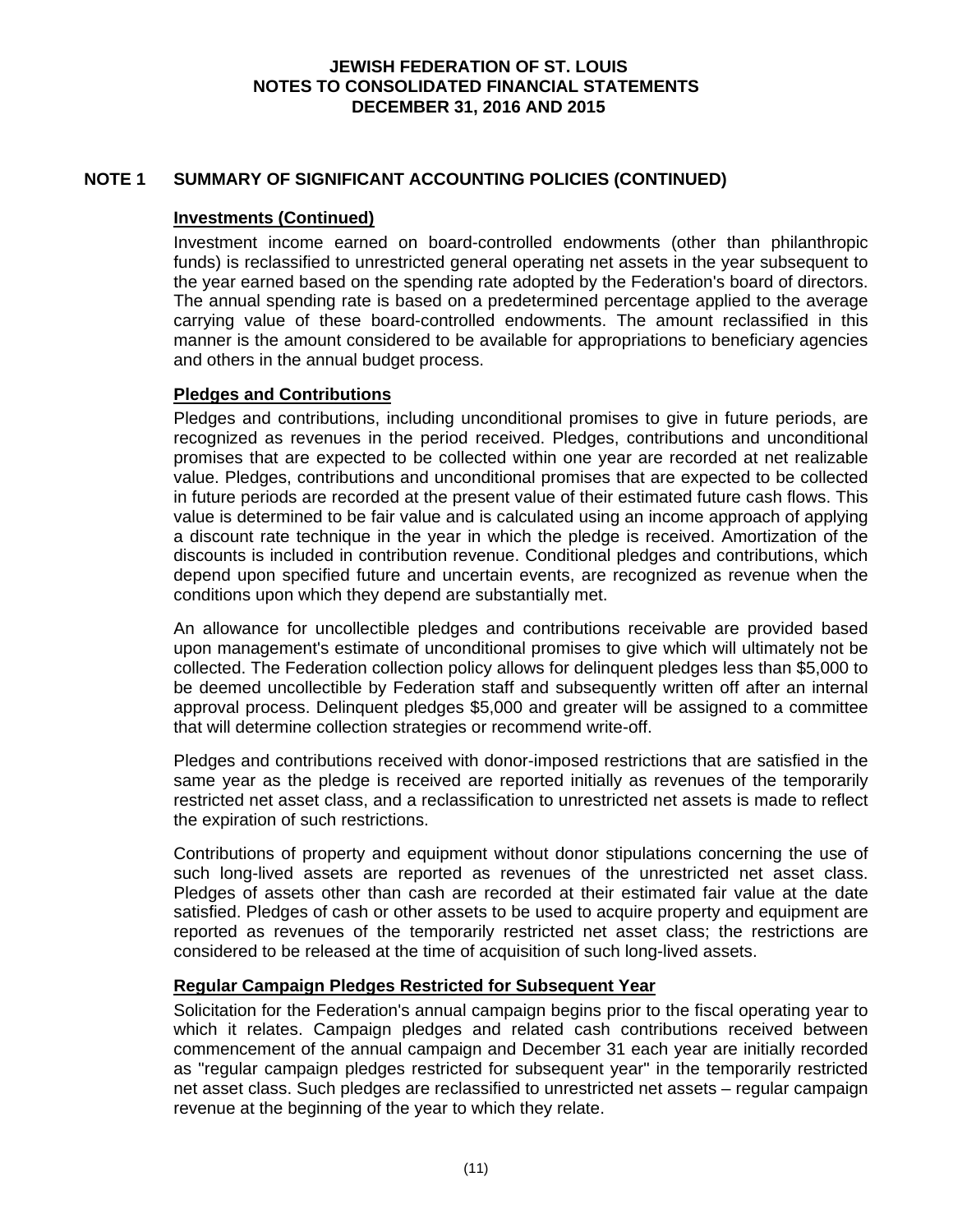# JEWISH FEDERATION OF ST. LOUIS
# NOTES TO CONSOLIDATED FINANCIAL STATEMENTS
# DECEMBER 31, 2016 AND 2015

## NOTE 1 SUMMARY OF SIGNIFICANT ACCOUNTING POLICIES (CONTINUED)

### Investments (Continued)

Investment income earned on board-controlled endowments (other than philanthropic funds) is reclassified to unrestricted general operating net assets in the year subsequent to the year earned based on the spending rate adopted by the Federation's board of directors. The annual spending rate is based on a predetermined percentage applied to the average carrying value of these board-controlled endowments. The amount reclassified in this manner is the amount considered to be available for appropriations to beneficiary agencies and others in the annual budget process.

### Pledges and Contributions

Pledges and contributions, including unconditional promises to give in future periods, are recognized as revenues in the period received. Pledges, contributions and unconditional promises that are expected to be collected within one year are recorded at net realizable value. Pledges, contributions and unconditional promises that are expected to be collected in future periods are recorded at the present value of their estimated future cash flows. This value is determined to be fair value and is calculated using an income approach of applying a discount rate technique in the year in which the pledge is received. Amortization of the discounts is included in contribution revenue. Conditional pledges and contributions, which depend upon specified future and uncertain events, are recognized as revenue when the conditions upon which they depend are substantially met.

An allowance for uncollectible pledges and contributions receivable are provided based upon management's estimate of unconditional promises to give which will ultimately not be collected. The Federation collection policy allows for delinquent pledges less than $5,000 to be deemed uncollectible by Federation staff and subsequently written off after an internal approval process. Delinquent pledges $5,000 and greater will be assigned to a committee that will determine collection strategies or recommend write-off.

Pledges and contributions received with donor-imposed restrictions that are satisfied in the same year as the pledge is received are reported initially as revenues of the temporarily restricted net asset class, and a reclassification to unrestricted net assets is made to reflect the expiration of such restrictions.

Contributions of property and equipment without donor stipulations concerning the use of such long-lived assets are reported as revenues of the unrestricted net asset class. Pledges of assets other than cash are recorded at their estimated fair value at the date satisfied. Pledges of cash or other assets to be used to acquire property and equipment are reported as revenues of the temporarily restricted net asset class; the restrictions are considered to be released at the time of acquisition of such long-lived assets.

### Regular Campaign Pledges Restricted for Subsequent Year

Solicitation for the Federation's annual campaign begins prior to the fiscal operating year to which it relates. Campaign pledges and related cash contributions received between commencement of the annual campaign and December 31 each year are initially recorded as "regular campaign pledges restricted for subsequent year" in the temporarily restricted net asset class. Such pledges are reclassified to unrestricted net assets – regular campaign revenue at the beginning of the year to which they relate.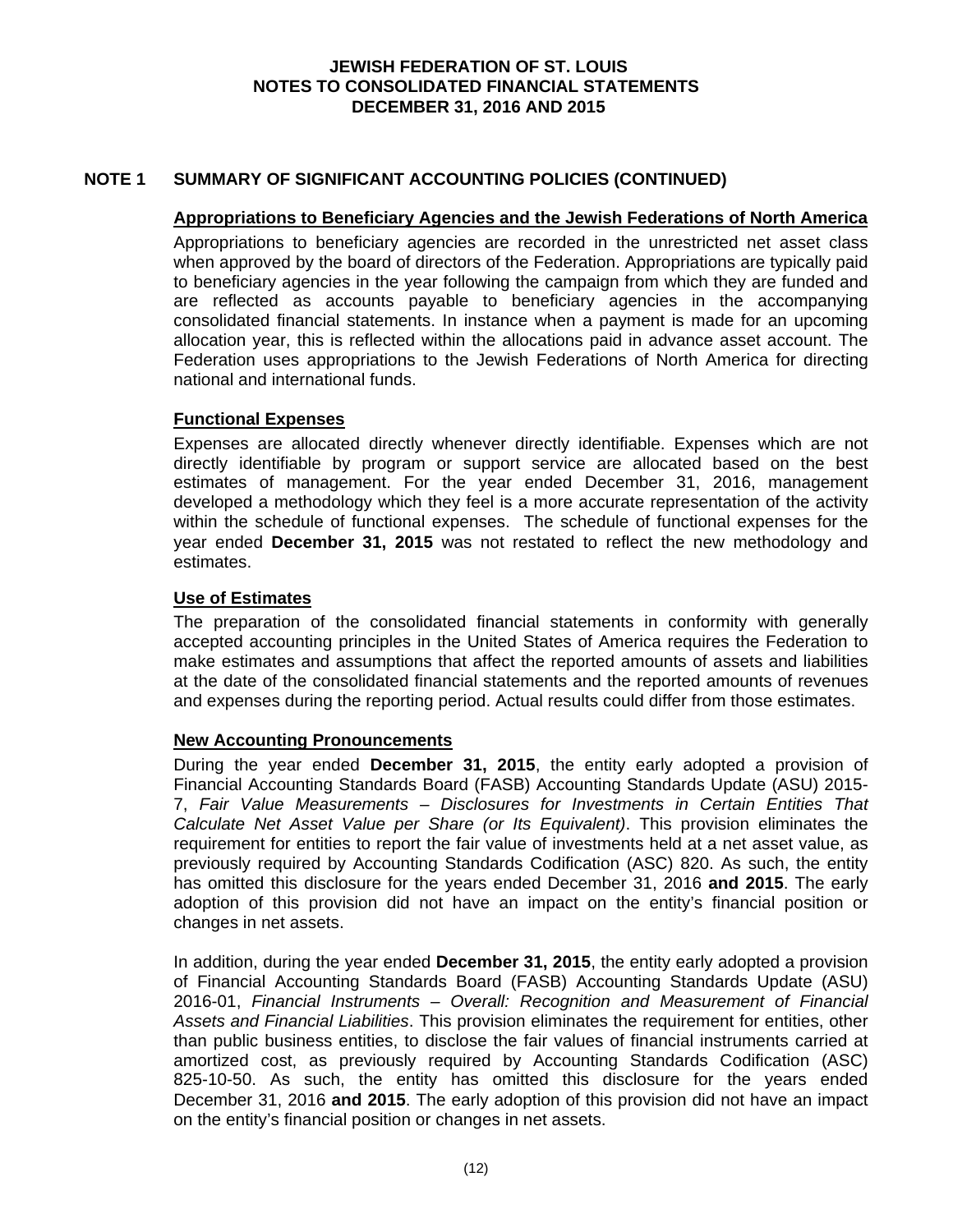## NOTE 1 SUMMARY OF SIGNIFICANT ACCOUNTING POLICIES (CONTINUED)

### Appropriations to Beneficiary Agencies and the Jewish Federations of North America

Appropriations to beneficiary agencies are recorded in the unrestricted net asset class when approved by the board of directors of the Federation. Appropriations are typically paid to beneficiary agencies in the year following the campaign from which they are funded and are reflected as accounts payable to beneficiary agencies in the accompanying consolidated financial statements. In instance when a payment is made for an upcoming allocation year, this is reflected within the allocations paid in advance asset account. The Federation uses appropriations to the Jewish Federations of North America for directing national and international funds.

### Functional Expenses

Expenses are allocated directly whenever directly identifiable. Expenses which are not directly identifiable by program or support service are allocated based on the best estimates of management. For the year ended December 31, 2016, management developed a methodology which they feel is a more accurate representation of the activity within the schedule of functional expenses. The schedule of functional expenses for the year ended **December 31, 2015** was not restated to reflect the new methodology and estimates.

### Use of Estimates

The preparation of the consolidated financial statements in conformity with generally accepted accounting principles in the United States of America requires the Federation to make estimates and assumptions that affect the reported amounts of assets and liabilities at the date of the consolidated financial statements and the reported amounts of revenues and expenses during the reporting period. Actual results could differ from those estimates.

### New Accounting Pronouncements

During the year ended **December 31, 2015**, the entity early adopted a provision of Financial Accounting Standards Board (FASB) Accounting Standards Update (ASU) 2015-7, *Fair Value Measurements – Disclosures for Investments in Certain Entities That Calculate Net Asset Value per Share (or Its Equivalent)*. This provision eliminates the requirement for entities to report the fair value of investments held at a net asset value, as previously required by Accounting Standards Codification (ASC) 820. As such, the entity has omitted this disclosure for the years ended December 31, 2016 **and 2015**. The early adoption of this provision did not have an impact on the entity's financial position or changes in net assets.

In addition, during the year ended **December 31, 2015**, the entity early adopted a provision of Financial Accounting Standards Board (FASB) Accounting Standards Update (ASU) 2016-01, *Financial Instruments – Overall: Recognition and Measurement of Financial Assets and Financial Liabilities*. This provision eliminates the requirement for entities, other than public business entities, to disclose the fair values of financial instruments carried at amortized cost, as previously required by Accounting Standards Codification (ASC) 825-10-50. As such, the entity has omitted this disclosure for the years ended December 31, 2016 **and 2015**. The early adoption of this provision did not have an impact on the entity's financial position or changes in net assets.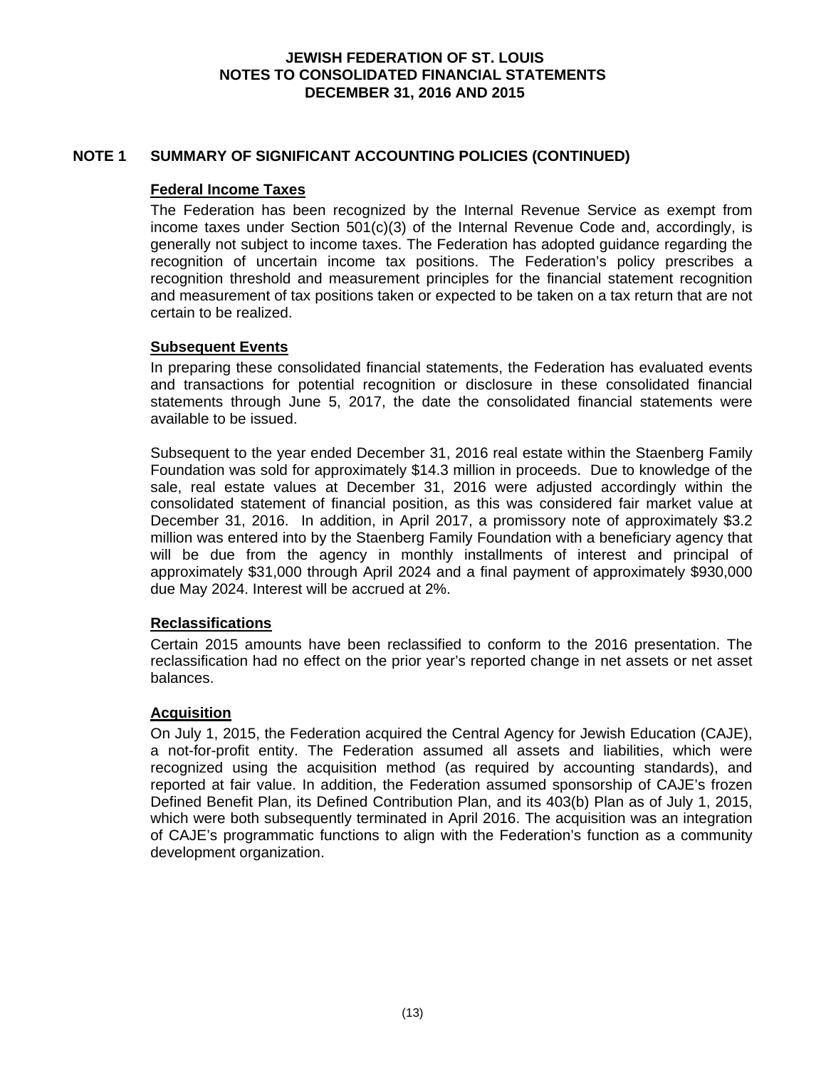# JEWISH FEDERATION OF ST. LOUIS
# NOTES TO CONSOLIDATED FINANCIAL STATEMENTS
# DECEMBER 31, 2016 AND 2015

## NOTE 1 SUMMARY OF SIGNIFICANT ACCOUNTING POLICIES (CONTINUED)

### Federal Income Taxes

The Federation has been recognized by the Internal Revenue Service as exempt from income taxes under Section 501(c)(3) of the Internal Revenue Code and, accordingly, is generally not subject to income taxes. The Federation has adopted guidance regarding the recognition of uncertain income tax positions. The Federation's policy prescribes a recognition threshold and measurement principles for the financial statement recognition and measurement of tax positions taken or expected to be taken on a tax return that are not certain to be realized.

### Subsequent Events

In preparing these consolidated financial statements, the Federation has evaluated events and transactions for potential recognition or disclosure in these consolidated financial statements through June 5, 2017, the date the consolidated financial statements were available to be issued.

Subsequent to the year ended December 31, 2016 real estate within the Staenberg Family Foundation was sold for approximately $14.3 million in proceeds. Due to knowledge of the sale, real estate values at December 31, 2016 were adjusted accordingly within the consolidated statement of financial position, as this was considered fair market value at December 31, 2016. In addition, in April 2017, a promissory note of approximately $3.2 million was entered into by the Staenberg Family Foundation with a beneficiary agency that will be due from the agency in monthly installments of interest and principal of approximately $31,000 through April 2024 and a final payment of approximately $930,000 due May 2024. Interest will be accrued at 2%.

### Reclassifications

Certain 2015 amounts have been reclassified to conform to the 2016 presentation. The reclassification had no effect on the prior year's reported change in net assets or net asset balances.

### Acquisition

On July 1, 2015, the Federation acquired the Central Agency for Jewish Education (CAJE), a not-for-profit entity. The Federation assumed all assets and liabilities, which were recognized using the acquisition method (as required by accounting standards), and reported at fair value. In addition, the Federation assumed sponsorship of CAJE's frozen Defined Benefit Plan, its Defined Contribution Plan, and its 403(b) Plan as of July 1, 2015, which were both subsequently terminated in April 2016. The acquisition was an integration of CAJE's programmatic functions to align with the Federation's function as a community development organization.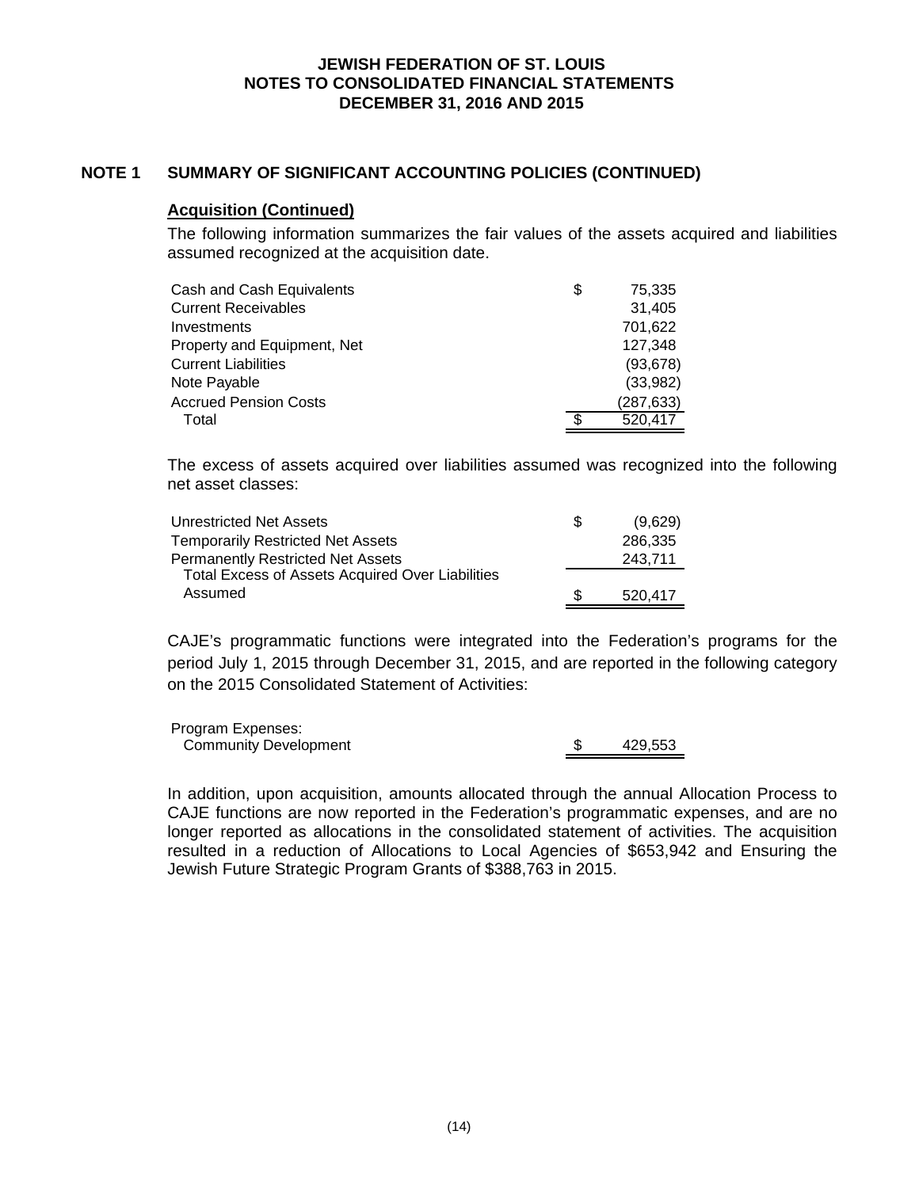## NOTE 1 SUMMARY OF SIGNIFICANT ACCOUNTING POLICIES (CONTINUED)

### Acquisition (Continued)

The following information summarizes the fair values of the assets acquired and liabilities assumed recognized at the acquisition date.

| | | |
|---|---|---|
| Cash and Cash Equivalents | $ | 75,335 |
| Current Receivables | | 31,405 |
| Investments | | 701,622 |
| Property and Equipment, Net | | 127,348 |
| Current Liabilities | | (93,678) |
| Note Payable | | (33,982) |
| Accrued Pension Costs | | (287,633) |
| Total | $ | 520,417 |

The excess of assets acquired over liabilities assumed was recognized into the following net asset classes:

| | | |
|---|---|---|
| Unrestricted Net Assets | $ | (9,629) |
| Temporarily Restricted Net Assets | | 286,335 |
| Permanently Restricted Net Assets | | 243,711 |
| Total Excess of Assets Acquired Over Liabilities Assumed | $ | 520,417 |

CAJE's programmatic functions were integrated into the Federation's programs for the period July 1, 2015 through December 31, 2015, and are reported in the following category on the 2015 Consolidated Statement of Activities:

| | | |
|---|---|---|
| Program Expenses: | | |
| Community Development | $ | 429,553 |

In addition, upon acquisition, amounts allocated through the annual Allocation Process to CAJE functions are now reported in the Federation's programmatic expenses, and are no longer reported as allocations in the consolidated statement of activities. The acquisition resulted in a reduction of Allocations to Local Agencies of $653,942 and Ensuring the Jewish Future Strategic Program Grants of $388,763 in 2015.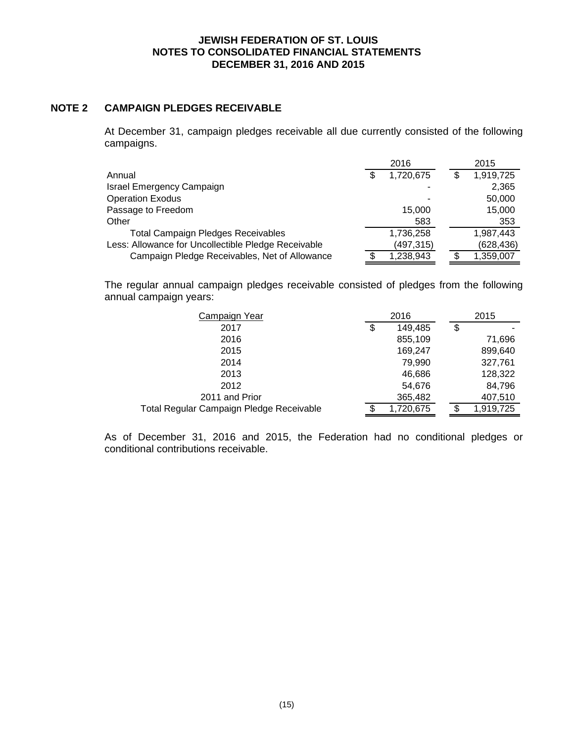**JEWISH FEDERATION OF ST. LOUIS**
**NOTES TO CONSOLIDATED FINANCIAL STATEMENTS**
**DECEMBER 31, 2016 AND 2015**

## NOTE 2 CAMPAIGN PLEDGES RECEIVABLE

At December 31, campaign pledges receivable all due currently consisted of the following campaigns.

| | 2016 | 2015 |
|---|---|---|
| Annual | $ 1,720,675 | $ 1,919,725 |
| Israel Emergency Campaign | - | 2,365 |
| Operation Exodus | - | 50,000 |
| Passage to Freedom | 15,000 | 15,000 |
| Other | 583 | 353 |
| Total Campaign Pledges Receivables | 1,736,258 | 1,987,443 |
| Less: Allowance for Uncollectible Pledge Receivable | (497,315) | (628,436) |
| Campaign Pledge Receivables, Net of Allowance | $ 1,238,943 | $ 1,359,007 |

The regular annual campaign pledges receivable consisted of pledges from the following annual campaign years:

| Campaign Year | 2016 | 2015 |
|---|---|---|
| 2017 | $ 149,485 | $ - |
| 2016 | 855,109 | 71,696 |
| 2015 | 169,247 | 899,640 |
| 2014 | 79,990 | 327,761 |
| 2013 | 46,686 | 128,322 |
| 2012 | 54,676 | 84,796 |
| 2011 and Prior | 365,482 | 407,510 |
| Total Regular Campaign Pledge Receivable | $ 1,720,675 | $ 1,919,725 |

As of December 31, 2016 and 2015, the Federation had no conditional pledges or conditional contributions receivable.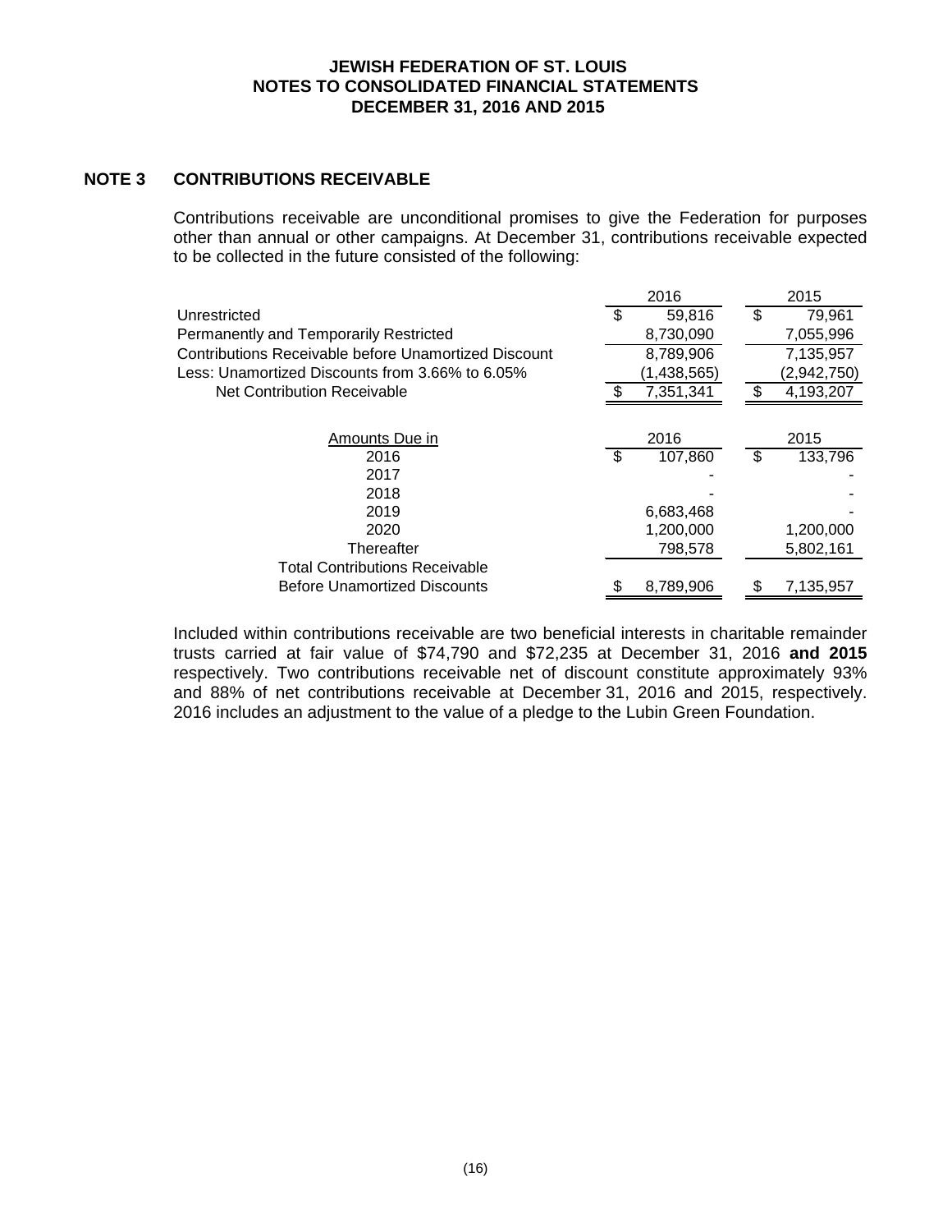**JEWISH FEDERATION OF ST. LOUIS**
**NOTES TO CONSOLIDATED FINANCIAL STATEMENTS**
**DECEMBER 31, 2016 AND 2015**

## NOTE 3 CONTRIBUTIONS RECEIVABLE

Contributions receivable are unconditional promises to give the Federation for purposes other than annual or other campaigns. At December 31, contributions receivable expected to be collected in the future consisted of the following:

| | 2016 | 2015 |
|---|---|---|
| Unrestricted | $ 59,816 | $ 79,961 |
| Permanently and Temporarily Restricted | 8,730,090 | 7,055,996 |
| Contributions Receivable before Unamortized Discount | 8,789,906 | 7,135,957 |
| Less: Unamortized Discounts from 3.66% to 6.05% | (1,438,565) | (2,942,750) |
| Net Contribution Receivable | $ 7,351,341 | $ 4,193,207 |

| Amounts Due in | 2016 | 2015 |
|---|---|---|
| 2016 | $ 107,860 | $ 133,796 |
| 2017 | - | - |
| 2018 | - | - |
| 2019 | 6,683,468 | - |
| 2020 | 1,200,000 | 1,200,000 |
| Thereafter | 798,578 | 5,802,161 |
| Total Contributions Receivable Before Unamortized Discounts | $ 8,789,906 | $ 7,135,957 |

Included within contributions receivable are two beneficial interests in charitable remainder trusts carried at fair value of $74,790 and $72,235 at December 31, 2016 **and 2015** respectively. Two contributions receivable net of discount constitute approximately 93% and 88% of net contributions receivable at December 31, 2016 and 2015, respectively. 2016 includes an adjustment to the value of a pledge to the Lubin Green Foundation.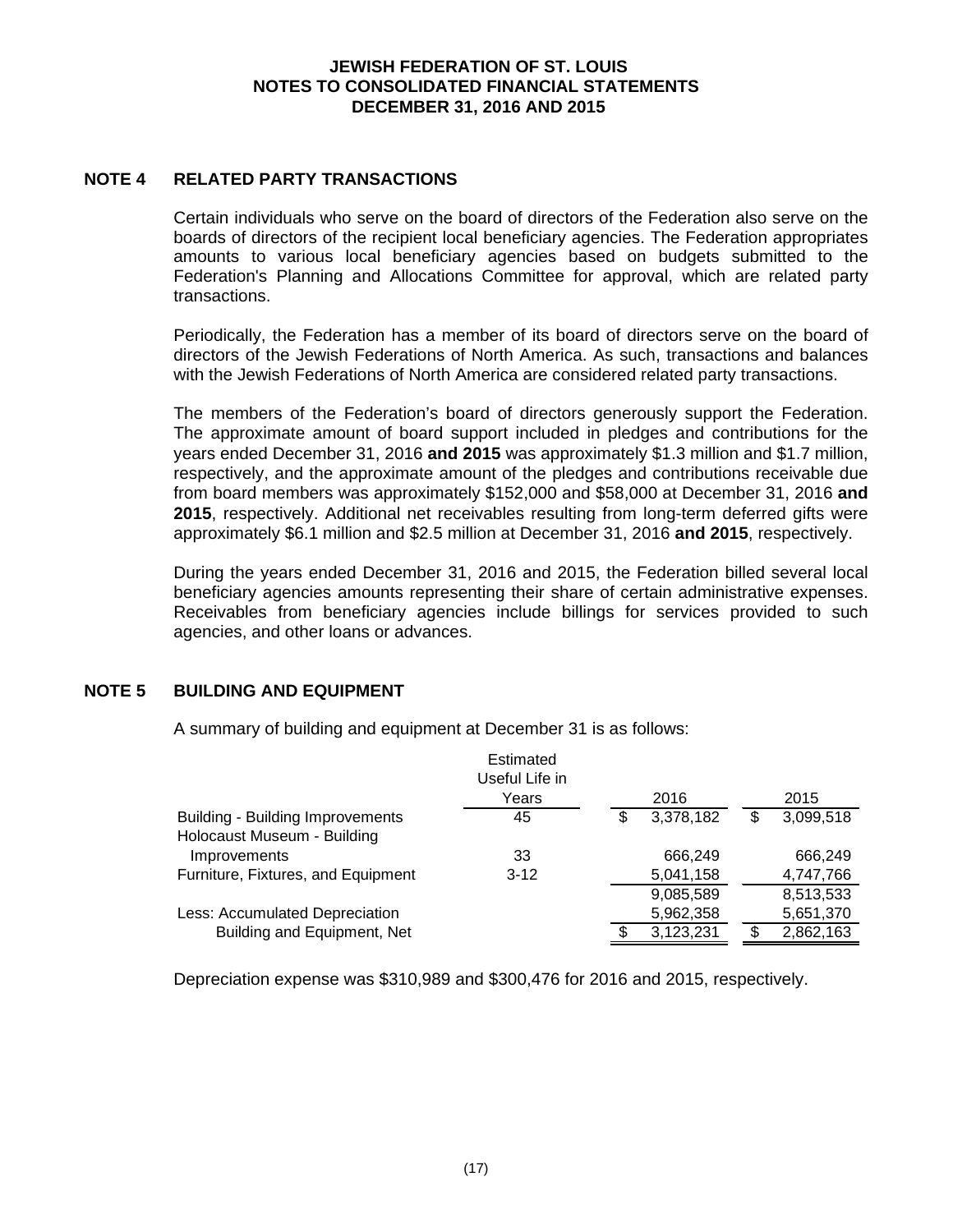# JEWISH FEDERATION OF ST. LOUIS
## NOTES TO CONSOLIDATED FINANCIAL STATEMENTS
## DECEMBER 31, 2016 AND 2015

## NOTE 4 RELATED PARTY TRANSACTIONS

Certain individuals who serve on the board of directors of the Federation also serve on the boards of directors of the recipient local beneficiary agencies. The Federation appropriates amounts to various local beneficiary agencies based on budgets submitted to the Federation's Planning and Allocations Committee for approval, which are related party transactions.

Periodically, the Federation has a member of its board of directors serve on the board of directors of the Jewish Federations of North America. As such, transactions and balances with the Jewish Federations of North America are considered related party transactions.

The members of the Federation's board of directors generously support the Federation. The approximate amount of board support included in pledges and contributions for the years ended December 31, 2016 **and 2015** was approximately \$1.3 million and \$1.7 million, respectively, and the approximate amount of the pledges and contributions receivable due from board members was approximately \$152,000 and \$58,000 at December 31, 2016 **and 2015**, respectively. Additional net receivables resulting from long-term deferred gifts were approximately \$6.1 million and \$2.5 million at December 31, 2016 **and 2015**, respectively.

During the years ended December 31, 2016 and 2015, the Federation billed several local beneficiary agencies amounts representing their share of certain administrative expenses. Receivables from beneficiary agencies include billings for services provided to such agencies, and other loans or advances.

## NOTE 5 BUILDING AND EQUIPMENT

A summary of building and equipment at December 31 is as follows:

| | Estimated Useful Life in Years | 2016 | 2015 |
|---|---|---|---|
| Building - Building Improvements | 45 | \$ 3,378,182 | \$ 3,099,518 |
| Holocaust Museum - Building Improvements | 33 | 666,249 | 666,249 |
| Furniture, Fixtures, and Equipment | 3-12 | 5,041,158 | 4,747,766 |
| | | 9,085,589 | 8,513,533 |
| Less: Accumulated Depreciation | | 5,962,358 | 5,651,370 |
| Building and Equipment, Net | | \$ 3,123,231 | \$ 2,862,163 |

Depreciation expense was \$310,989 and \$300,476 for 2016 and 2015, respectively.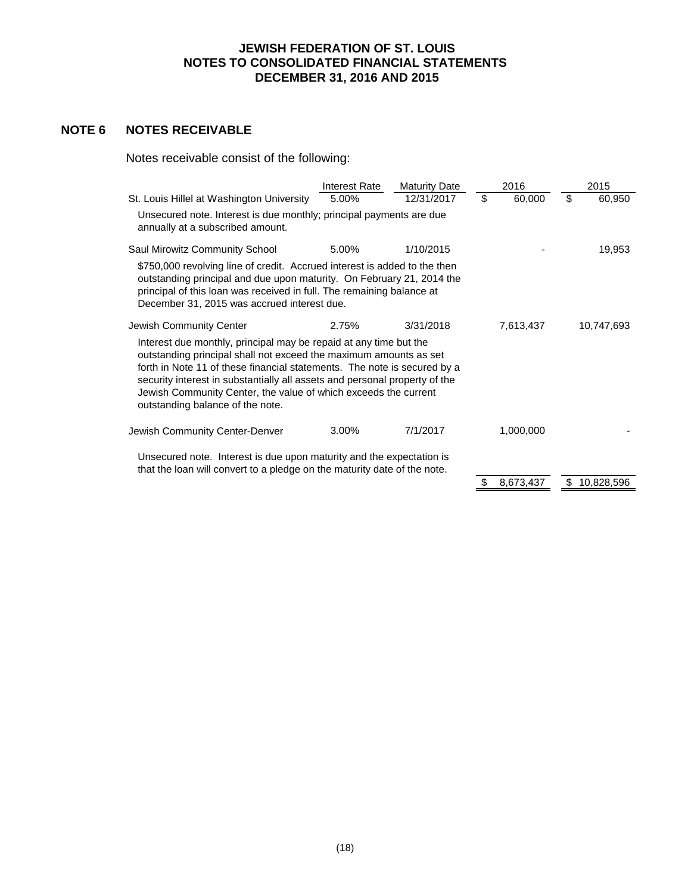## NOTE 6 NOTES RECEIVABLE

Notes receivable consist of the following:

| | Interest Rate | Maturity Date | 2016 | 2015 |
|---|---|---|---|---|
| St. Louis Hillel at Washington University | 5.00% | 12/31/2017 | $ 60,000 | $ 60,950 |
| Unsecured note. Interest is due monthly; principal payments are due annually at a subscribed amount. | | | | |
| Saul Mirowitz Community School | 5.00% | 1/10/2015 | - | 19,953 |
| $750,000 revolving line of credit. Accrued interest is added to the then outstanding principal and due upon maturity. On February 21, 2014 the principal of this loan was received in full. The remaining balance at December 31, 2015 was accrued interest due. | | | | |
| Jewish Community Center | 2.75% | 3/31/2018 | 7,613,437 | 10,747,693 |
| Interest due monthly, principal may be repaid at any time but the outstanding principal shall not exceed the maximum amounts as set forth in Note 11 of these financial statements. The note is secured by a security interest in substantially all assets and personal property of the Jewish Community Center, the value of which exceeds the current outstanding balance of the note. | | | | |
| Jewish Community Center-Denver | 3.00% | 7/1/2017 | 1,000,000 | - |
| Unsecured note. Interest is due upon maturity and the expectation is that the loan will convert to a pledge on the maturity date of the note. | | | | |
| | | | $ 8,673,437 | $ 10,828,596 |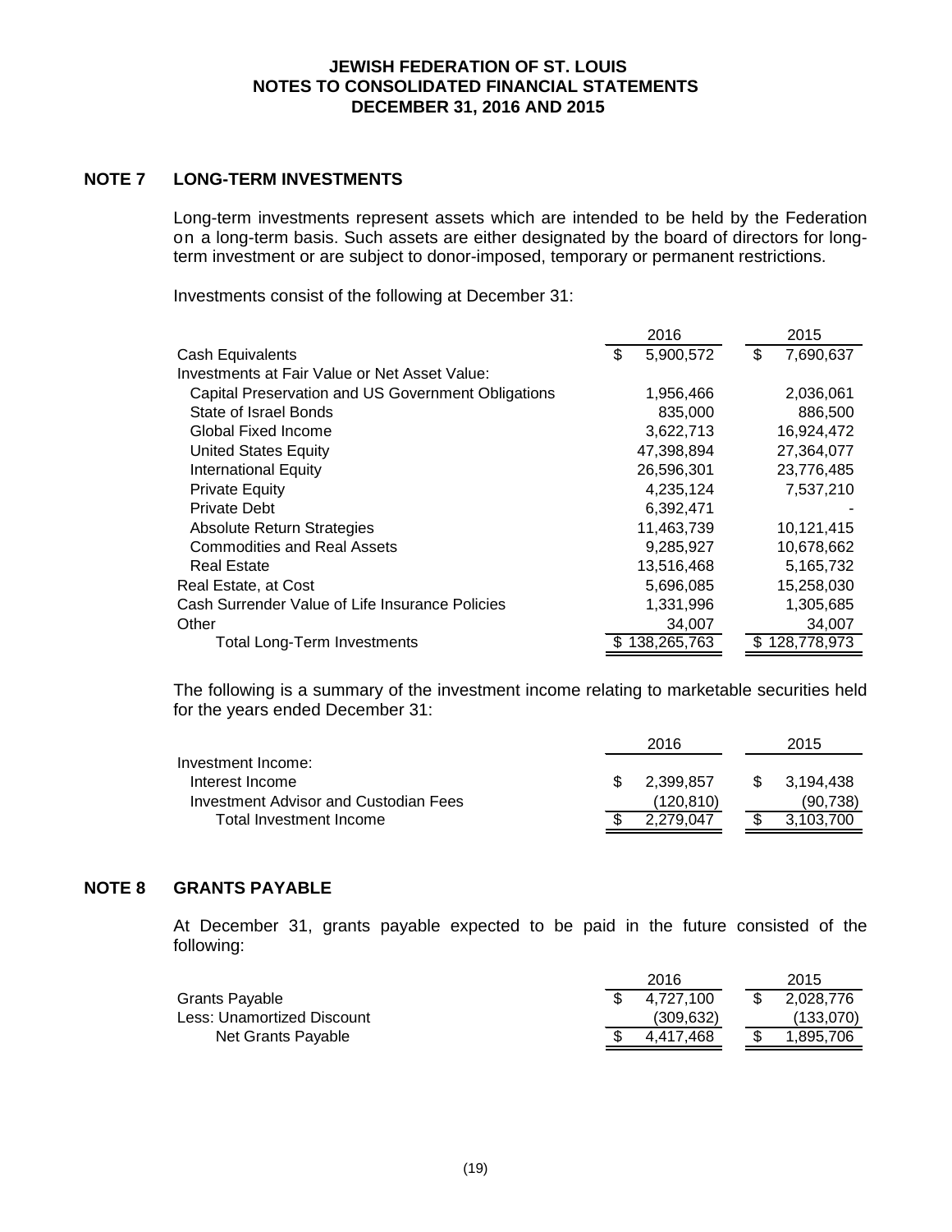## NOTE 7 LONG-TERM INVESTMENTS

Long-term investments represent assets which are intended to be held by the Federation on a long-term basis. Such assets are either designated by the board of directors for long-term investment or are subject to donor-imposed, temporary or permanent restrictions.

Investments consist of the following at December 31:

| | 2016 | 2015 |
|---|---|---|
| Cash Equivalents | $ 5,900,572 | $ 7,690,637 |
| Investments at Fair Value or Net Asset Value: | | |
| Capital Preservation and US Government Obligations | 1,956,466 | 2,036,061 |
| State of Israel Bonds | 835,000 | 886,500 |
| Global Fixed Income | 3,622,713 | 16,924,472 |
| United States Equity | 47,398,894 | 27,364,077 |
| International Equity | 26,596,301 | 23,776,485 |
| Private Equity | 4,235,124 | 7,537,210 |
| Private Debt | 6,392,471 | - |
| Absolute Return Strategies | 11,463,739 | 10,121,415 |
| Commodities and Real Assets | 9,285,927 | 10,678,662 |
| Real Estate | 13,516,468 | 5,165,732 |
| Real Estate, at Cost | 5,696,085 | 15,258,030 |
| Cash Surrender Value of Life Insurance Policies | 1,331,996 | 1,305,685 |
| Other | 34,007 | 34,007 |
| Total Long-Term Investments | $ 138,265,763 | $ 128,778,973 |

The following is a summary of the investment income relating to marketable securities held for the years ended December 31:

| | 2016 | 2015 |
|---|---|---|
| Investment Income: | | |
| Interest Income | $ 2,399,857 | $ 3,194,438 |
| Investment Advisor and Custodian Fees | (120,810) | (90,738) |
| Total Investment Income | $ 2,279,047 | $ 3,103,700 |

## NOTE 8 GRANTS PAYABLE

At December 31, grants payable expected to be paid in the future consisted of the following:

| | 2016 | 2015 |
|---|---|---|
| Grants Payable | $ 4,727,100 | $ 2,028,776 |
| Less: Unamortized Discount | (309,632) | (133,070) |
| Net Grants Payable | $ 4,417,468 | $ 1,895,706 |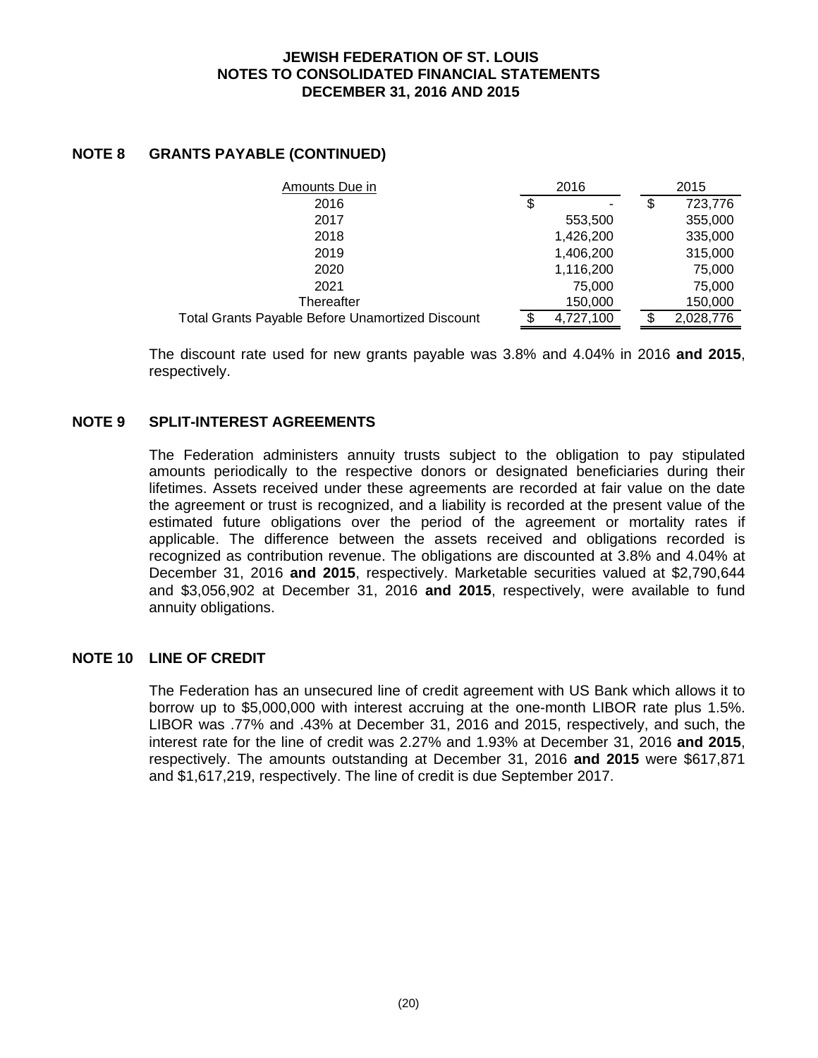## NOTE 8 GRANTS PAYABLE (CONTINUED)

| Amounts Due in | 2016 | 2015 |
|---|---|---|
| 2016 | $ - | $ 723,776 |
| 2017 | 553,500 | 355,000 |
| 2018 | 1,426,200 | 335,000 |
| 2019 | 1,406,200 | 315,000 |
| 2020 | 1,116,200 | 75,000 |
| 2021 | 75,000 | 75,000 |
| Thereafter | 150,000 | 150,000 |
| Total Grants Payable Before Unamortized Discount | $ 4,727,100 | $ 2,028,776 |

The discount rate used for new grants payable was 3.8% and 4.04% in 2016 **and 2015**, respectively.

## NOTE 9 SPLIT-INTEREST AGREEMENTS

The Federation administers annuity trusts subject to the obligation to pay stipulated amounts periodically to the respective donors or designated beneficiaries during their lifetimes. Assets received under these agreements are recorded at fair value on the date the agreement or trust is recognized, and a liability is recorded at the present value of the estimated future obligations over the period of the agreement or mortality rates if applicable. The difference between the assets received and obligations recorded is recognized as contribution revenue. The obligations are discounted at 3.8% and 4.04% at December 31, 2016 **and 2015**, respectively. Marketable securities valued at $2,790,644 and $3,056,902 at December 31, 2016 **and 2015**, respectively, were available to fund annuity obligations.

## NOTE 10 LINE OF CREDIT

The Federation has an unsecured line of credit agreement with US Bank which allows it to borrow up to $5,000,000 with interest accruing at the one-month LIBOR rate plus 1.5%. LIBOR was .77% and .43% at December 31, 2016 and 2015, respectively, and such, the interest rate for the line of credit was 2.27% and 1.93% at December 31, 2016 **and 2015**, respectively. The amounts outstanding at December 31, 2016 **and 2015** were $617,871 and $1,617,219, respectively. The line of credit is due September 2017.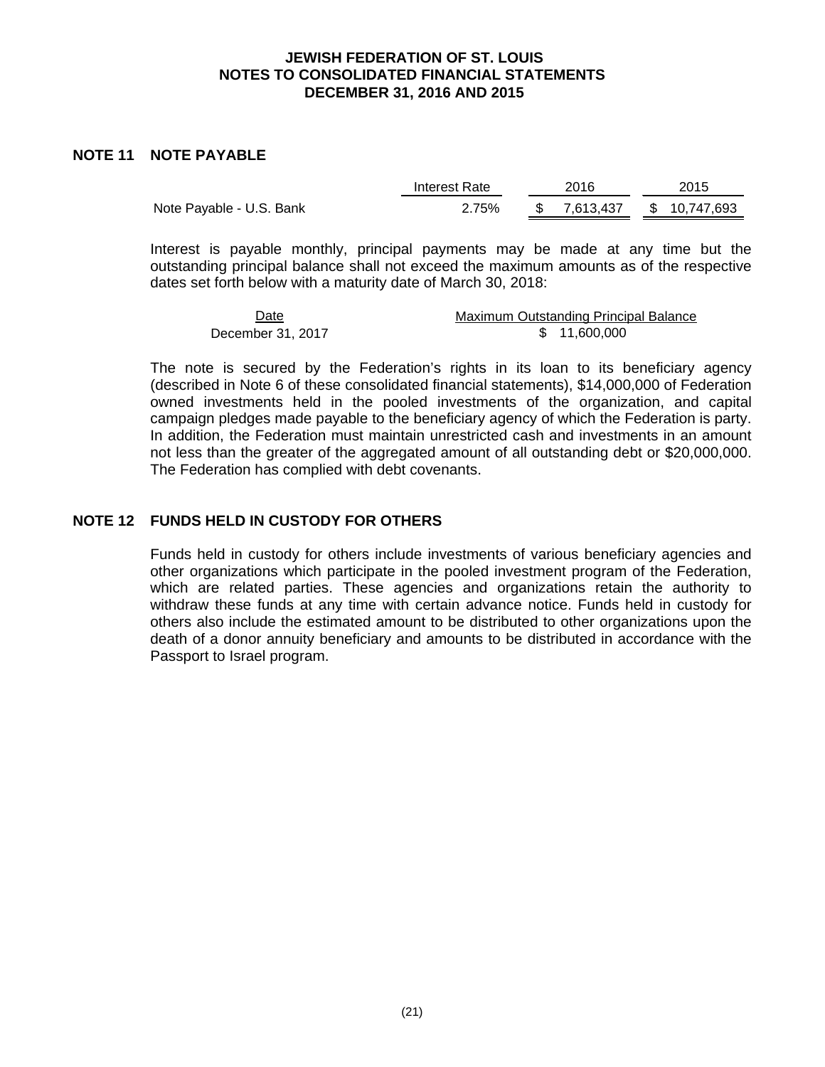**JEWISH FEDERATION OF ST. LOUIS**
**NOTES TO CONSOLIDATED FINANCIAL STATEMENTS**
**DECEMBER 31, 2016 AND 2015**

## NOTE 11 NOTE PAYABLE

| | Interest Rate | 2016 | 2015 |
|---|---|---|---|
| Note Payable - U.S. Bank | 2.75% | $ 7,613,437 | $ 10,747,693 |

Interest is payable monthly, principal payments may be made at any time but the outstanding principal balance shall not exceed the maximum amounts as of the respective dates set forth below with a maturity date of March 30, 2018:

| Date | Maximum Outstanding Principal Balance |
|---|---|
| December 31, 2017 | $ 11,600,000 |

The note is secured by the Federation's rights in its loan to its beneficiary agency (described in Note 6 of these consolidated financial statements), $14,000,000 of Federation owned investments held in the pooled investments of the organization, and capital campaign pledges made payable to the beneficiary agency of which the Federation is party. In addition, the Federation must maintain unrestricted cash and investments in an amount not less than the greater of the aggregated amount of all outstanding debt or $20,000,000. The Federation has complied with debt covenants.

## NOTE 12 FUNDS HELD IN CUSTODY FOR OTHERS

Funds held in custody for others include investments of various beneficiary agencies and other organizations which participate in the pooled investment program of the Federation, which are related parties. These agencies and organizations retain the authority to withdraw these funds at any time with certain advance notice. Funds held in custody for others also include the estimated amount to be distributed to other organizations upon the death of a donor annuity beneficiary and amounts to be distributed in accordance with the Passport to Israel program.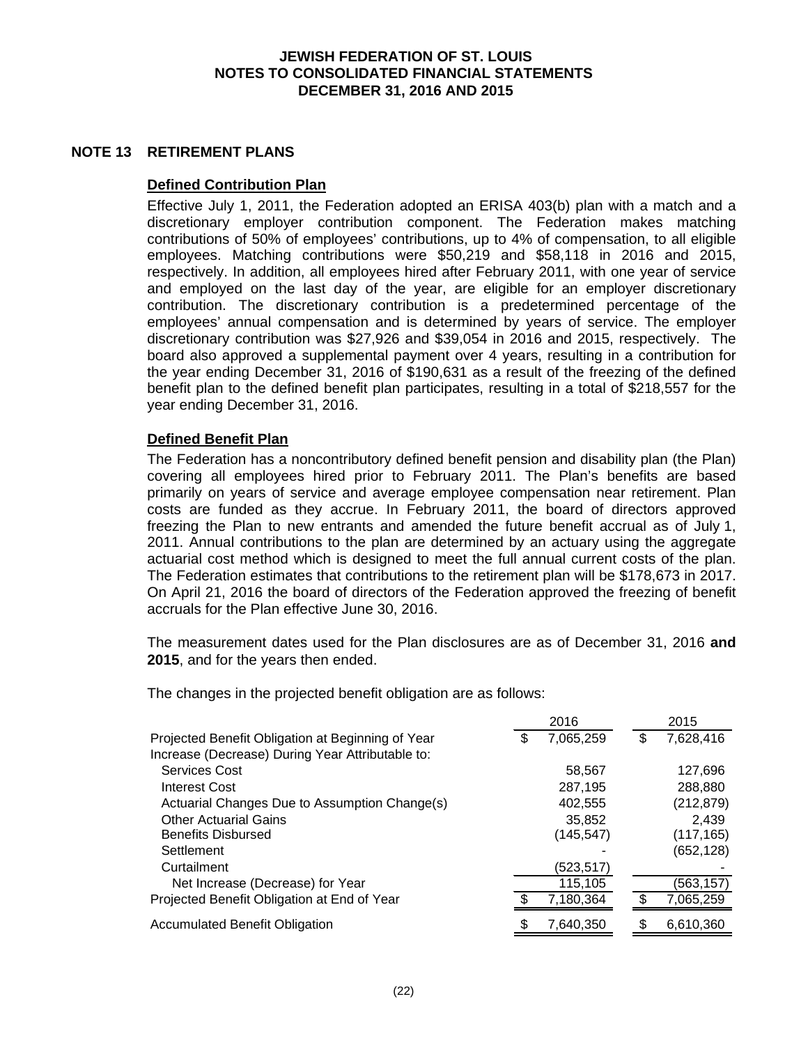# JEWISH FEDERATION OF ST. LOUIS
## NOTES TO CONSOLIDATED FINANCIAL STATEMENTS
## DECEMBER 31, 2016 AND 2015

## NOTE 13 RETIREMENT PLANS

### Defined Contribution Plan

Effective July 1, 2011, the Federation adopted an ERISA 403(b) plan with a match and a discretionary employer contribution component. The Federation makes matching contributions of 50% of employees' contributions, up to 4% of compensation, to all eligible employees. Matching contributions were $50,219 and $58,118 in 2016 and 2015, respectively. In addition, all employees hired after February 2011, with one year of service and employed on the last day of the year, are eligible for an employer discretionary contribution. The discretionary contribution is a predetermined percentage of the employees' annual compensation and is determined by years of service. The employer discretionary contribution was $27,926 and $39,054 in 2016 and 2015, respectively. The board also approved a supplemental payment over 4 years, resulting in a contribution for the year ending December 31, 2016 of $190,631 as a result of the freezing of the defined benefit plan to the defined benefit plan participates, resulting in a total of $218,557 for the year ending December 31, 2016.

### Defined Benefit Plan

The Federation has a noncontributory defined benefit pension and disability plan (the Plan) covering all employees hired prior to February 2011. The Plan's benefits are based primarily on years of service and average employee compensation near retirement. Plan costs are funded as they accrue. In February 2011, the board of directors approved freezing the Plan to new entrants and amended the future benefit accrual as of July 1, 2011. Annual contributions to the plan are determined by an actuary using the aggregate actuarial cost method which is designed to meet the full annual current costs of the plan. The Federation estimates that contributions to the retirement plan will be $178,673 in 2017. On April 21, 2016 the board of directors of the Federation approved the freezing of benefit accruals for the Plan effective June 30, 2016.

The measurement dates used for the Plan disclosures are as of December 31, 2016 **and 2015**, and for the years then ended.

The changes in the projected benefit obligation are as follows:

| | 2016 | 2015 |
|---|---|---|
| Projected Benefit Obligation at Beginning of Year | $ 7,065,259 | $ 7,628,416 |
| Increase (Decrease) During Year Attributable to: | | |
| Services Cost | 58,567 | 127,696 |
| Interest Cost | 287,195 | 288,880 |
| Actuarial Changes Due to Assumption Change(s) | 402,555 | (212,879) |
| Other Actuarial Gains | 35,852 | 2,439 |
| Benefits Disbursed | (145,547) | (117,165) |
| Settlement | - | (652,128) |
| Curtailment | (523,517) | - |
| Net Increase (Decrease) for Year | 115,105 | (563,157) |
| Projected Benefit Obligation at End of Year | $ 7,180,364 | $ 7,065,259 |
| Accumulated Benefit Obligation | $ 7,640,350 | $ 6,610,360 |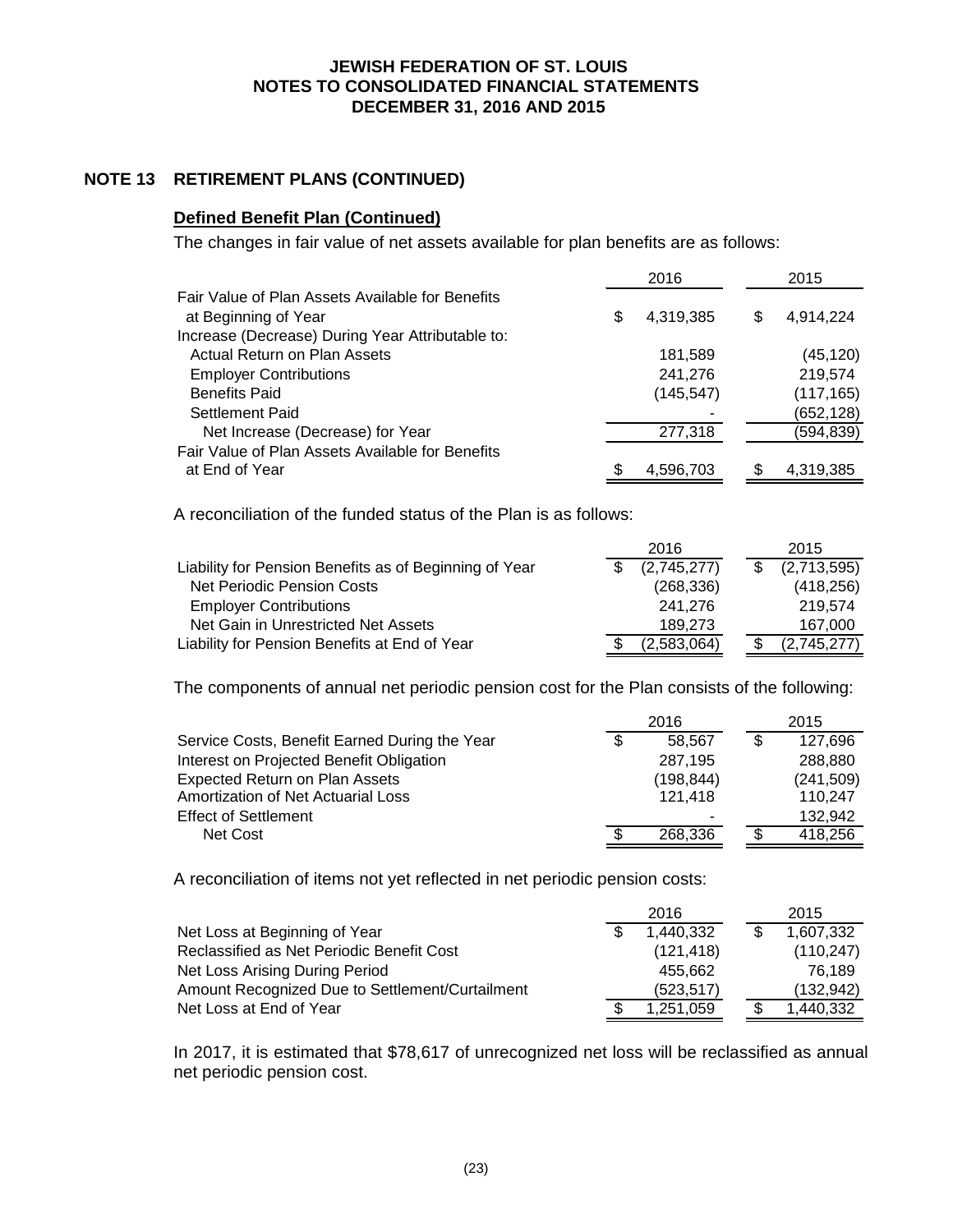## NOTE 13 RETIREMENT PLANS (CONTINUED)

### Defined Benefit Plan (Continued)

The changes in fair value of net assets available for plan benefits are as follows:

| | 2016 | 2015 |
|---|---|---|
| Fair Value of Plan Assets Available for Benefits at Beginning of Year | $ 4,319,385 | $ 4,914,224 |
| Increase (Decrease) During Year Attributable to: | | |
| Actual Return on Plan Assets | 181,589 | (45,120) |
| Employer Contributions | 241,276 | 219,574 |
| Benefits Paid | (145,547) | (117,165) |
| Settlement Paid | - | (652,128) |
| Net Increase (Decrease) for Year | 277,318 | (594,839) |
| Fair Value of Plan Assets Available for Benefits at End of Year | $ 4,596,703 | $ 4,319,385 |

A reconciliation of the funded status of the Plan is as follows:

| | 2016 | 2015 |
|---|---|---|
| Liability for Pension Benefits as of Beginning of Year | $ (2,745,277) | $ (2,713,595) |
| Net Periodic Pension Costs | (268,336) | (418,256) |
| Employer Contributions | 241,276 | 219,574 |
| Net Gain in Unrestricted Net Assets | 189,273 | 167,000 |
| Liability for Pension Benefits at End of Year | $ (2,583,064) | $ (2,745,277) |

The components of annual net periodic pension cost for the Plan consists of the following:

| | 2016 | 2015 |
|---|---|---|
| Service Costs, Benefit Earned During the Year | $ 58,567 | $ 127,696 |
| Interest on Projected Benefit Obligation | 287,195 | 288,880 |
| Expected Return on Plan Assets | (198,844) | (241,509) |
| Amortization of Net Actuarial Loss | 121,418 | 110,247 |
| Effect of Settlement | - | 132,942 |
| Net Cost | $ 268,336 | $ 418,256 |

A reconciliation of items not yet reflected in net periodic pension costs:

| | 2016 | 2015 |
|---|---|---|
| Net Loss at Beginning of Year | $ 1,440,332 | $ 1,607,332 |
| Reclassified as Net Periodic Benefit Cost | (121,418) | (110,247) |
| Net Loss Arising During Period | 455,662 | 76,189 |
| Amount Recognized Due to Settlement/Curtailment | (523,517) | (132,942) |
| Net Loss at End of Year | $ 1,251,059 | $ 1,440,332 |

In 2017, it is estimated that $78,617 of unrecognized net loss will be reclassified as annual net periodic pension cost.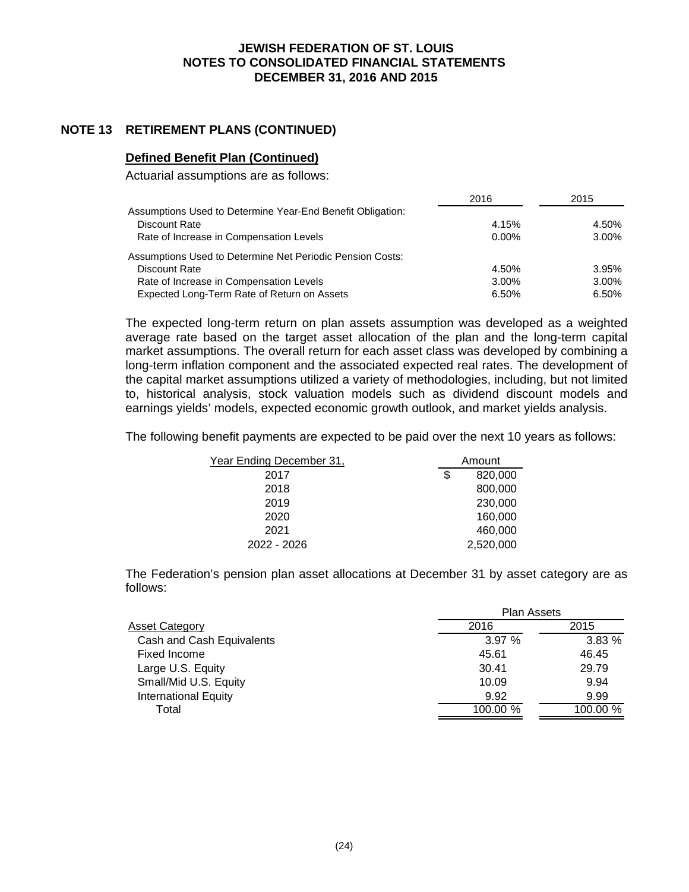# JEWISH FEDERATION OF ST. LOUIS
# NOTES TO CONSOLIDATED FINANCIAL STATEMENTS
# DECEMBER 31, 2016 AND 2015

## NOTE 13 RETIREMENT PLANS (CONTINUED)

### Defined Benefit Plan (Continued)

Actuarial assumptions are as follows:

| | 2016 | 2015 |
|---|---|---|
| Assumptions Used to Determine Year-End Benefit Obligation: | | |
| Discount Rate | 4.15% | 4.50% |
| Rate of Increase in Compensation Levels | 0.00% | 3.00% |
| Assumptions Used to Determine Net Periodic Pension Costs: | | |
| Discount Rate | 4.50% | 3.95% |
| Rate of Increase in Compensation Levels | 3.00% | 3.00% |
| Expected Long-Term Rate of Return on Assets | 6.50% | 6.50% |

The expected long-term return on plan assets assumption was developed as a weighted average rate based on the target asset allocation of the plan and the long-term capital market assumptions. The overall return for each asset class was developed by combining a long-term inflation component and the associated expected real rates. The development of the capital market assumptions utilized a variety of methodologies, including, but not limited to, historical analysis, stock valuation models such as dividend discount models and earnings yields' models, expected economic growth outlook, and market yields analysis.

The following benefit payments are expected to be paid over the next 10 years as follows:

| Year Ending December 31, | Amount |
|---|---|
| 2017 | $ 820,000 |
| 2018 | 800,000 |
| 2019 | 230,000 |
| 2020 | 160,000 |
| 2021 | 460,000 |
| 2022 - 2026 | 2,520,000 |

The Federation's pension plan asset allocations at December 31 by asset category are as follows:

| | Plan Assets | |
|---|---|---|
| Asset Category | 2016 | 2015 |
| Cash and Cash Equivalents | 3.97 % | 3.83 % |
| Fixed Income | 45.61 | 46.45 |
| Large U.S. Equity | 30.41 | 29.79 |
| Small/Mid U.S. Equity | 10.09 | 9.94 |
| International Equity | 9.92 | 9.99 |
| Total | 100.00 % | 100.00 % |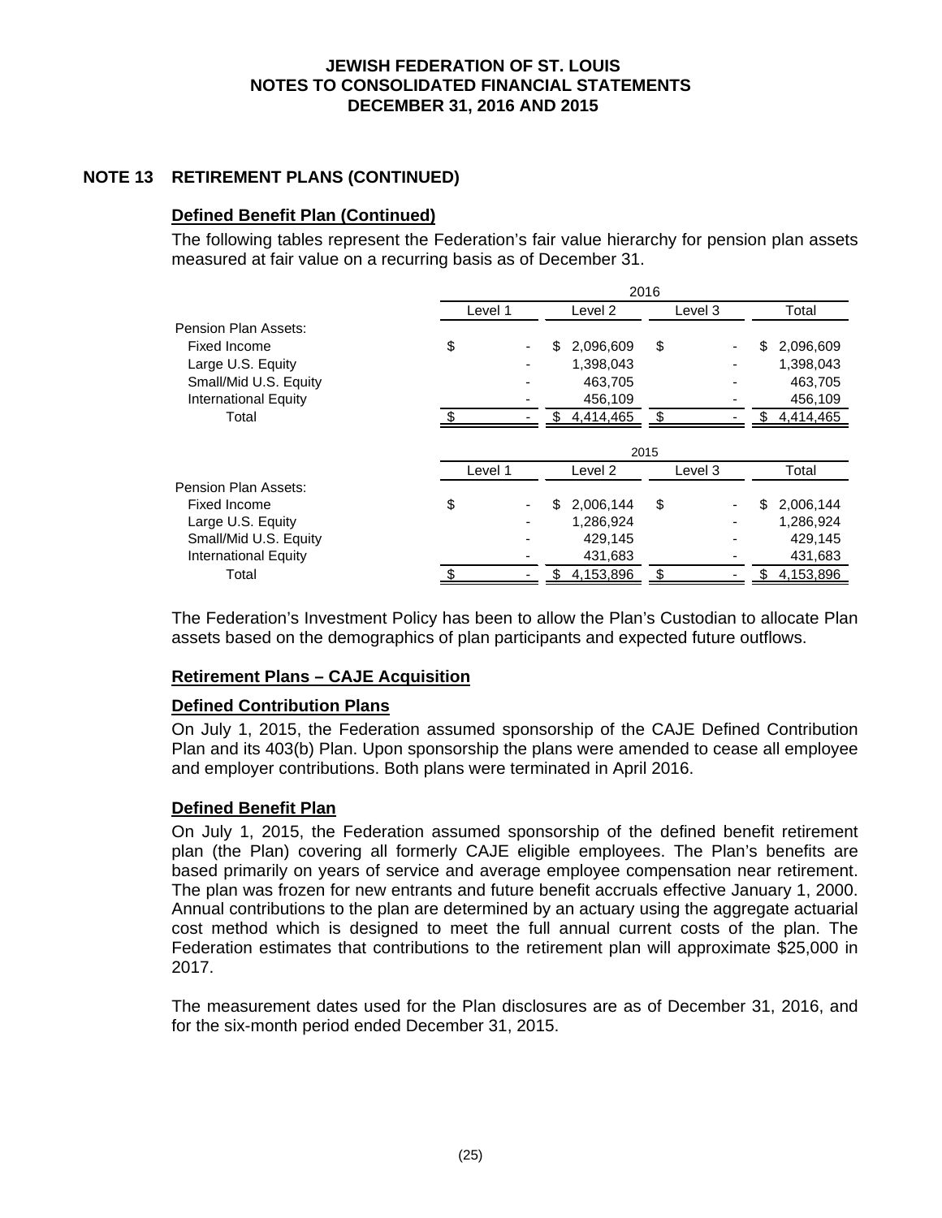## NOTE 13 RETIREMENT PLANS (CONTINUED)

### Defined Benefit Plan (Continued)

The following tables represent the Federation's fair value hierarchy for pension plan assets measured at fair value on a recurring basis as of December 31.

| | 2016 | | | |
|---|---|---|---|---|
| | Level 1 | Level 2 | Level 3 | Total |
| Pension Plan Assets: | | | | |
| Fixed Income | $ - | $ 2,096,609 | $ - | $ 2,096,609 |
| Large U.S. Equity | - | 1,398,043 | - | 1,398,043 |
| Small/Mid U.S. Equity | - | 463,705 | - | 463,705 |
| International Equity | - | 456,109 | - | 456,109 |
| Total | $ - | $ 4,414,465 | $ - | $ 4,414,465 |

| | 2015 | | | |
|---|---|---|---|---|
| | Level 1 | Level 2 | Level 3 | Total |
| Pension Plan Assets: | | | | |
| Fixed Income | $ - | $ 2,006,144 | $ - | $ 2,006,144 |
| Large U.S. Equity | - | 1,286,924 | - | 1,286,924 |
| Small/Mid U.S. Equity | - | 429,145 | - | 429,145 |
| International Equity | - | 431,683 | - | 431,683 |
| Total | $ - | $ 4,153,896 | $ - | $ 4,153,896 |

The Federation's Investment Policy has been to allow the Plan's Custodian to allocate Plan assets based on the demographics of plan participants and expected future outflows.

### Retirement Plans – CAJE Acquisition

### Defined Contribution Plans

On July 1, 2015, the Federation assumed sponsorship of the CAJE Defined Contribution Plan and its 403(b) Plan. Upon sponsorship the plans were amended to cease all employee and employer contributions. Both plans were terminated in April 2016.

### Defined Benefit Plan

On July 1, 2015, the Federation assumed sponsorship of the defined benefit retirement plan (the Plan) covering all formerly CAJE eligible employees. The Plan's benefits are based primarily on years of service and average employee compensation near retirement. The plan was frozen for new entrants and future benefit accruals effective January 1, 2000. Annual contributions to the plan are determined by an actuary using the aggregate actuarial cost method which is designed to meet the full annual current costs of the plan. The Federation estimates that contributions to the retirement plan will approximate $25,000 in 2017.

The measurement dates used for the Plan disclosures are as of December 31, 2016, and for the six-month period ended December 31, 2015.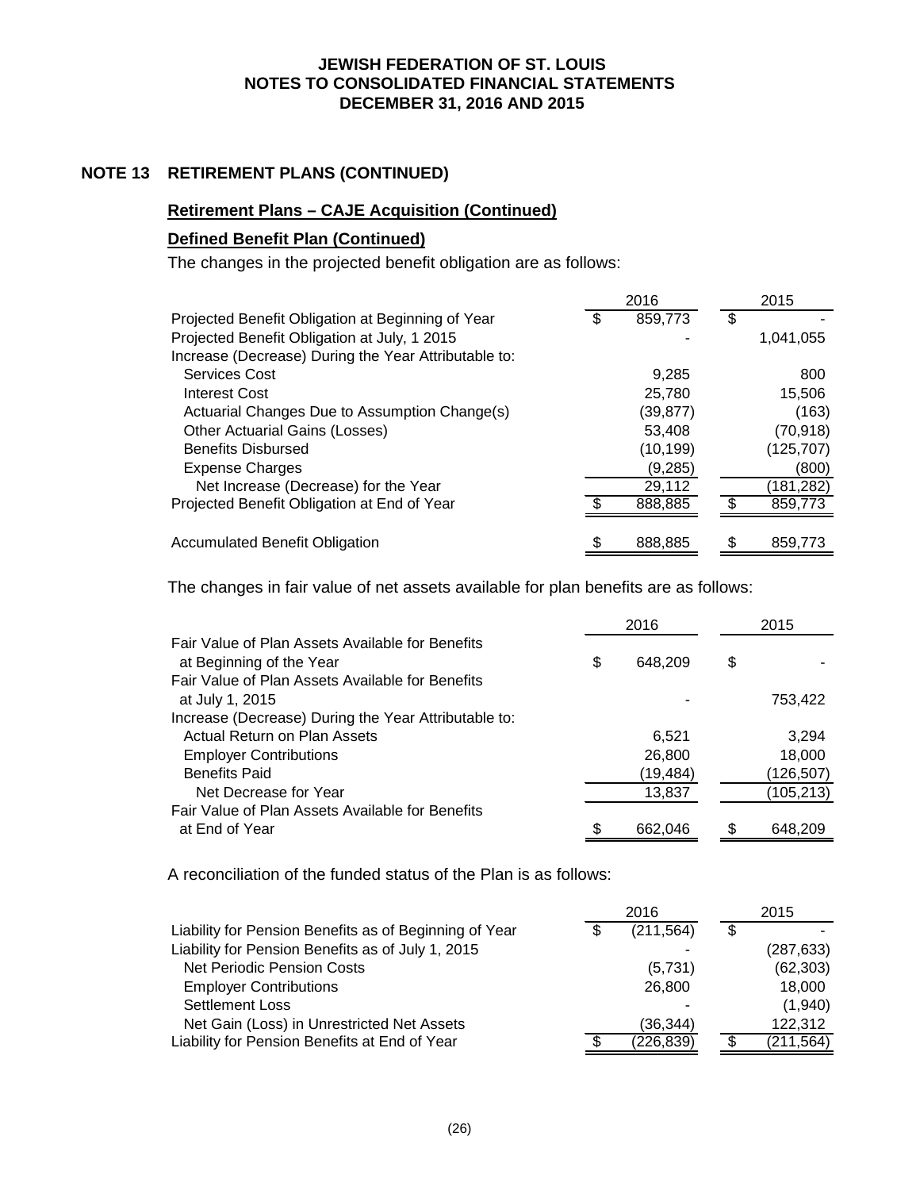## NOTE 13 RETIREMENT PLANS (CONTINUED)

### Retirement Plans – CAJE Acquisition (Continued)

### Defined Benefit Plan (Continued)

The changes in the projected benefit obligation are as follows:

| | 2016 | 2015 |
|---|---|---|
| Projected Benefit Obligation at Beginning of Year | $ 859,773 | $ - |
| Projected Benefit Obligation at July, 1 2015 | - | 1,041,055 |
| Increase (Decrease) During the Year Attributable to: | | |
| Services Cost | 9,285 | 800 |
| Interest Cost | 25,780 | 15,506 |
| Actuarial Changes Due to Assumption Change(s) | (39,877) | (163) |
| Other Actuarial Gains (Losses) | 53,408 | (70,918) |
| Benefits Disbursed | (10,199) | (125,707) |
| Expense Charges | (9,285) | (800) |
| Net Increase (Decrease) for the Year | 29,112 | (181,282) |
| Projected Benefit Obligation at End of Year | $ 888,885 | $ 859,773 |
| | | |
| Accumulated Benefit Obligation | $ 888,885 | $ 859,773 |

The changes in fair value of net assets available for plan benefits are as follows:

| | 2016 | 2015 |
|---|---|---|
| Fair Value of Plan Assets Available for Benefits at Beginning of the Year | $ 648,209 | $ - |
| Fair Value of Plan Assets Available for Benefits at July 1, 2015 | - | 753,422 |
| Increase (Decrease) During the Year Attributable to: | | |
| Actual Return on Plan Assets | 6,521 | 3,294 |
| Employer Contributions | 26,800 | 18,000 |
| Benefits Paid | (19,484) | (126,507) |
| Net Decrease for Year | 13,837 | (105,213) |
| Fair Value of Plan Assets Available for Benefits at End of Year | $ 662,046 | $ 648,209 |

A reconciliation of the funded status of the Plan is as follows:

| | 2016 | 2015 |
|---|---|---|
| Liability for Pension Benefits as of Beginning of Year | $ (211,564) | $ - |
| Liability for Pension Benefits as of July 1, 2015 | - | (287,633) |
| Net Periodic Pension Costs | (5,731) | (62,303) |
| Employer Contributions | 26,800 | 18,000 |
| Settlement Loss | - | (1,940) |
| Net Gain (Loss) in Unrestricted Net Assets | (36,344) | 122,312 |
| Liability for Pension Benefits at End of Year | $ (226,839) | $ (211,564) |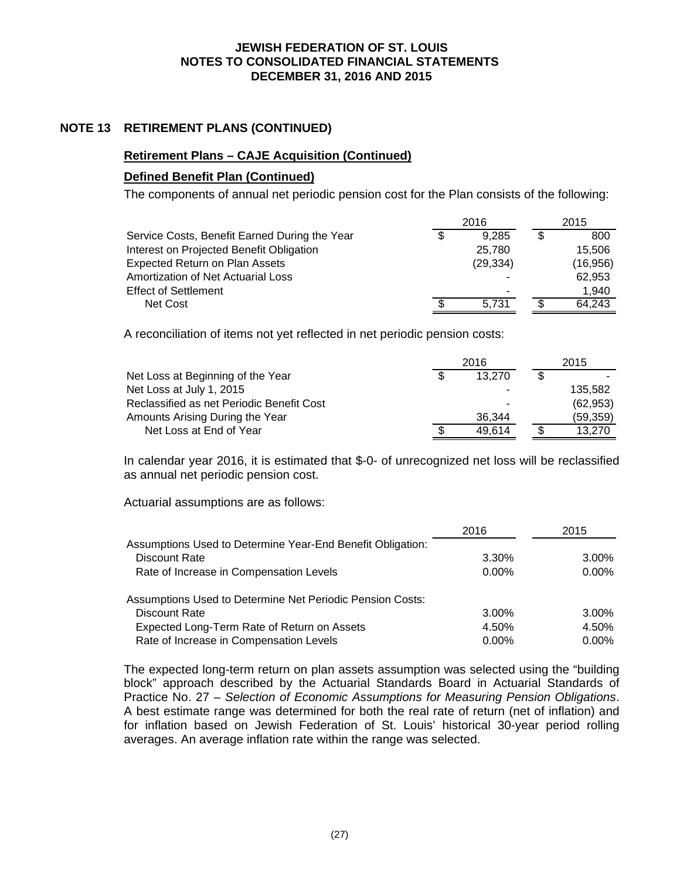## NOTE 13 RETIREMENT PLANS (CONTINUED)

### Retirement Plans – CAJE Acquisition (Continued)

### Defined Benefit Plan (Continued)

The components of annual net periodic pension cost for the Plan consists of the following:

| | 2016 | 2015 |
|---|---|---|
| Service Costs, Benefit Earned During the Year | $ 9,285 | $ 800 |
| Interest on Projected Benefit Obligation | 25,780 | 15,506 |
| Expected Return on Plan Assets | (29,334) | (16,956) |
| Amortization of Net Actuarial Loss | - | 62,953 |
| Effect of Settlement | - | 1,940 |
| Net Cost | $ 5,731 | $ 64,243 |

A reconciliation of items not yet reflected in net periodic pension costs:

| | 2016 | 2015 |
|---|---|---|
| Net Loss at Beginning of the Year | $ 13,270 | $ - |
| Net Loss at July 1, 2015 | - | 135,582 |
| Reclassified as net Periodic Benefit Cost | - | (62,953) |
| Amounts Arising During the Year | 36,344 | (59,359) |
| Net Loss at End of Year | $ 49,614 | $ 13,270 |

In calendar year 2016, it is estimated that $-0- of unrecognized net loss will be reclassified as annual net periodic pension cost.

Actuarial assumptions are as follows:

| | 2016 | 2015 |
|---|---|---|
| Assumptions Used to Determine Year-End Benefit Obligation: | | |
| Discount Rate | 3.30% | 3.00% |
| Rate of Increase in Compensation Levels | 0.00% | 0.00% |
| | | |
| Assumptions Used to Determine Net Periodic Pension Costs: | | |
| Discount Rate | 3.00% | 3.00% |
| Expected Long-Term Rate of Return on Assets | 4.50% | 4.50% |
| Rate of Increase in Compensation Levels | 0.00% | 0.00% |

The expected long-term return on plan assets assumption was selected using the "building block" approach described by the Actuarial Standards Board in Actuarial Standards of Practice No. 27 – *Selection of Economic Assumptions for Measuring Pension Obligations*. A best estimate range was determined for both the real rate of return (net of inflation) and for inflation based on Jewish Federation of St. Louis' historical 30-year period rolling averages. An average inflation rate within the range was selected.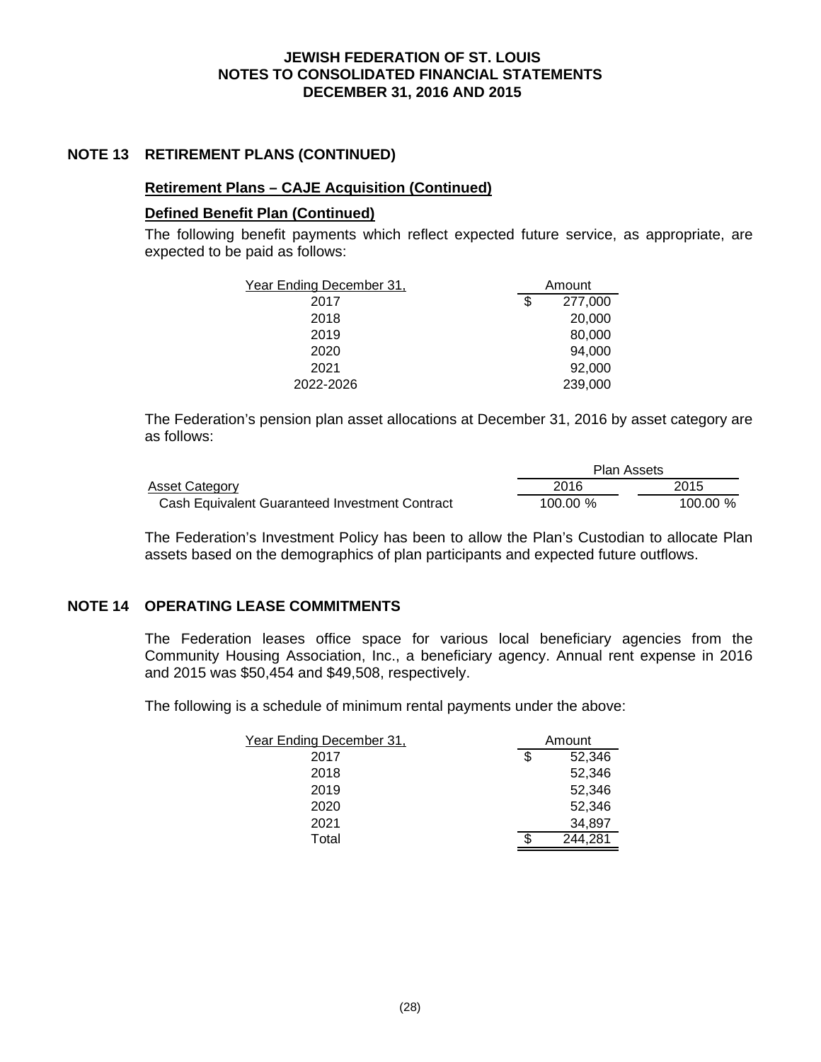# JEWISH FEDERATION OF ST. LOUIS
# NOTES TO CONSOLIDATED FINANCIAL STATEMENTS
# DECEMBER 31, 2016 AND 2015

## NOTE 13 RETIREMENT PLANS (CONTINUED)

### Retirement Plans – CAJE Acquisition (Continued)

### Defined Benefit Plan (Continued)

The following benefit payments which reflect expected future service, as appropriate, are expected to be paid as follows:

| Year Ending December 31, | Amount |
|---|---|
| 2017 | $ 277,000 |
| 2018 | 20,000 |
| 2019 | 80,000 |
| 2020 | 94,000 |
| 2021 | 92,000 |
| 2022-2026 | 239,000 |

The Federation's pension plan asset allocations at December 31, 2016 by asset category are as follows:

| | Plan Assets | |
|---|---|---|
| Asset Category | 2016 | 2015 |
| Cash Equivalent Guaranteed Investment Contract | 100.00 % | 100.00 % |

The Federation's Investment Policy has been to allow the Plan's Custodian to allocate Plan assets based on the demographics of plan participants and expected future outflows.

## NOTE 14 OPERATING LEASE COMMITMENTS

The Federation leases office space for various local beneficiary agencies from the Community Housing Association, Inc., a beneficiary agency. Annual rent expense in 2016 and 2015 was $50,454 and $49,508, respectively.

The following is a schedule of minimum rental payments under the above:

| Year Ending December 31, | Amount |
|---|---|
| 2017 | $ 52,346 |
| 2018 | 52,346 |
| 2019 | 52,346 |
| 2020 | 52,346 |
| 2021 | 34,897 |
| Total | $ 244,281 |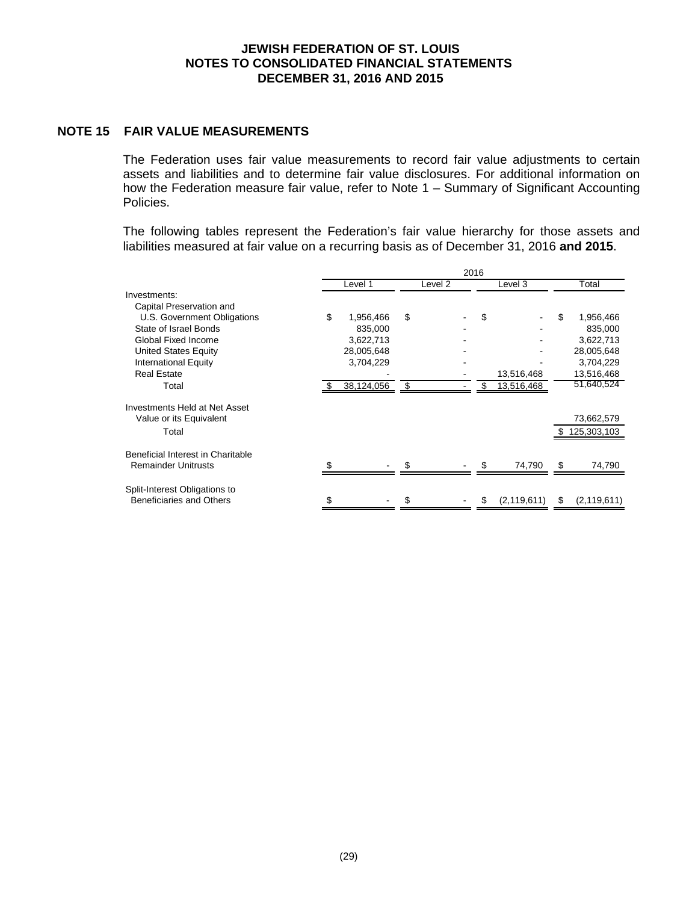**JEWISH FEDERATION OF ST. LOUIS**
**NOTES TO CONSOLIDATED FINANCIAL STATEMENTS**
**DECEMBER 31, 2016 AND 2015**

## NOTE 15 FAIR VALUE MEASUREMENTS

The Federation uses fair value measurements to record fair value adjustments to certain assets and liabilities and to determine fair value disclosures. For additional information on how the Federation measure fair value, refer to Note 1 – Summary of Significant Accounting Policies.

The following tables represent the Federation's fair value hierarchy for those assets and liabilities measured at fair value on a recurring basis as of December 31, 2016 **and 2015**.

| | 2016 | | | |
|---|---|---|---|---|
| | Level 1 | Level 2 | Level 3 | Total |
| Investments: | | | | |
| Capital Preservation and U.S. Government Obligations | $ 1,956,466 | $ - | $ - | $ 1,956,466 |
| State of Israel Bonds | 835,000 | - | - | 835,000 |
| Global Fixed Income | 3,622,713 | - | - | 3,622,713 |
| United States Equity | 28,005,648 | - | - | 28,005,648 |
| International Equity | 3,704,229 | - | - | 3,704,229 |
| Real Estate | - | - | 13,516,468 | 13,516,468 |
| Total | $ 38,124,056 | $ - | $ 13,516,468 | 51,640,524 |
| Investments Held at Net Asset Value or its Equivalent | | | | 73,662,579 |
| Total | | | | $ 125,303,103 |
| Beneficial Interest in Charitable Remainder Unitrusts | $ - | $ - | $ 74,790 | $ 74,790 |
| Split-Interest Obligations to Beneficiaries and Others | $ - | $ - | $ (2,119,611) | $ (2,119,611) |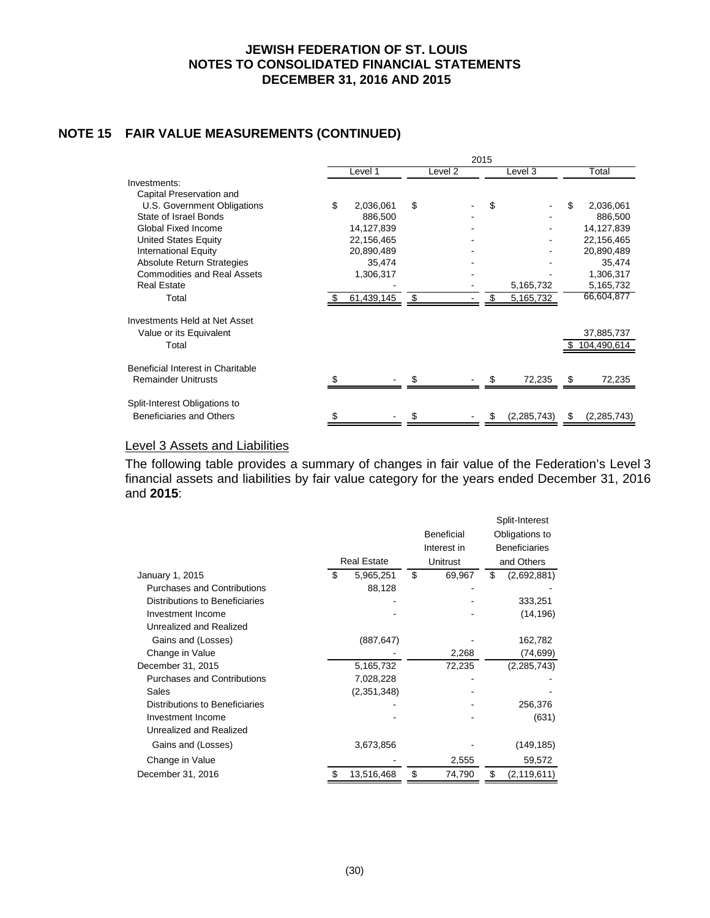# JEWISH FEDERATION OF ST. LOUIS
## NOTES TO CONSOLIDATED FINANCIAL STATEMENTS
## DECEMBER 31, 2016 AND 2015

## NOTE 15 FAIR VALUE MEASUREMENTS (CONTINUED)

| | 2015 | | | |
|---|---|---|---|---|
| | Level 1 | Level 2 | Level 3 | Total |
| Investments: | | | | |
| Capital Preservation and U.S. Government Obligations | $ 2,036,061 | $ - | $ - | $ 2,036,061 |
| State of Israel Bonds | 886,500 | - | - | 886,500 |
| Global Fixed Income | 14,127,839 | - | - | 14,127,839 |
| United States Equity | 22,156,465 | - | - | 22,156,465 |
| International Equity | 20,890,489 | - | - | 20,890,489 |
| Absolute Return Strategies | 35,474 | - | - | 35,474 |
| Commodities and Real Assets | 1,306,317 | - | - | 1,306,317 |
| Real Estate | - | - | 5,165,732 | 5,165,732 |
| Total | $ 61,439,145 | $ - | $ 5,165,732 | 66,604,877 |
| Investments Held at Net Asset Value or its Equivalent | | | | 37,885,737 |
| Total | | | | $ 104,490,614 |
| Beneficial Interest in Charitable Remainder Unitrusts | $ - | $ - | $ 72,235 | $ 72,235 |
| Split-Interest Obligations to Beneficiaries and Others | $ - | $ - | $ (2,285,743) | $ (2,285,743) |

### Level 3 Assets and Liabilities

The following table provides a summary of changes in fair value of the Federation's Level 3 financial assets and liabilities by fair value category for the years ended December 31, 2016 and **2015**:

| | Real Estate | Beneficial Interest in Unitrust | Split-Interest Obligations to Beneficiaries and Others |
|---|---|---|---|
| January 1, 2015 | $ 5,965,251 | $ 69,967 | $ (2,692,881) |
| Purchases and Contributions | 88,128 | - | - |
| Distributions to Beneficiaries | - | - | 333,251 |
| Investment Income | - | - | (14,196) |
| Unrealized and Realized Gains and (Losses) | (887,647) | - | 162,782 |
| Change in Value | - | 2,268 | (74,699) |
| December 31, 2015 | 5,165,732 | 72,235 | (2,285,743) |
| Purchases and Contributions | 7,028,228 | - | - |
| Sales | (2,351,348) | - | - |
| Distributions to Beneficiaries | - | - | 256,376 |
| Investment Income | - | - | (631) |
| Unrealized and Realized Gains and (Losses) | 3,673,856 | - | (149,185) |
| Change in Value | - | 2,555 | 59,572 |
| December 31, 2016 | $ 13,516,468 | $ 74,790 | $ (2,119,611) |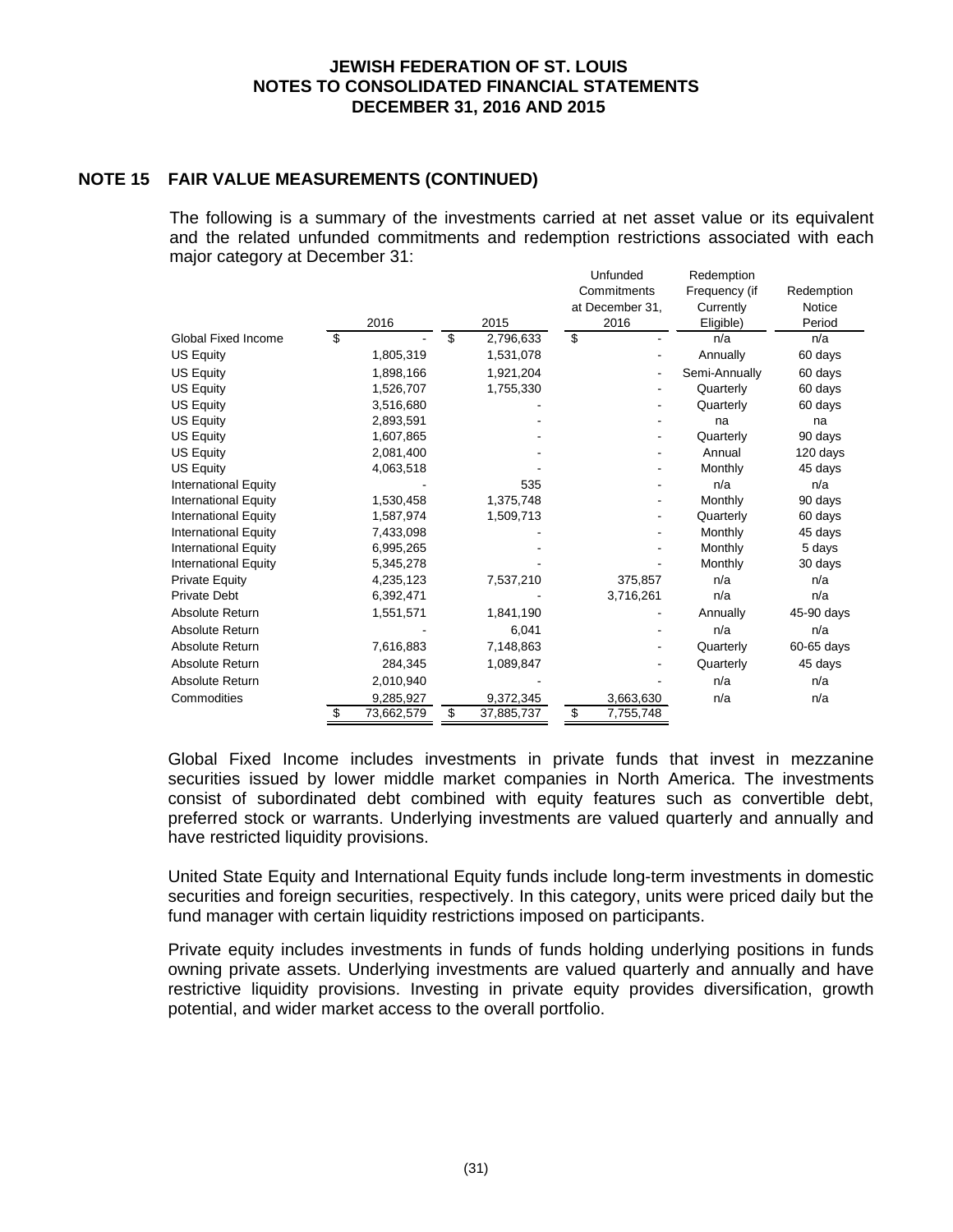## NOTE 15 FAIR VALUE MEASUREMENTS (CONTINUED)

The following is a summary of the investments carried at net asset value or its equivalent and the related unfunded commitments and redemption restrictions associated with each major category at December 31:

| | 2016 | 2015 | Unfunded Commitments at December 31, 2016 | Redemption Frequency (if Currently Eligible) | Redemption Notice Period |
|---|---|---|---|---|---|
| Global Fixed Income | $ - | $ 2,796,633 | $ - | n/a | n/a |
| US Equity | 1,805,319 | 1,531,078 | - | Annually | 60 days |
| US Equity | 1,898,166 | 1,921,204 | - | Semi-Annually | 60 days |
| US Equity | 1,526,707 | 1,755,330 | - | Quarterly | 60 days |
| US Equity | 3,516,680 | - | - | Quarterly | 60 days |
| US Equity | 2,893,591 | - | - | na | na |
| US Equity | 1,607,865 | - | - | Quarterly | 90 days |
| US Equity | 2,081,400 | - | - | Annual | 120 days |
| US Equity | 4,063,518 | - | - | Monthly | 45 days |
| International Equity | - | 535 | - | n/a | n/a |
| International Equity | 1,530,458 | 1,375,748 | - | Monthly | 90 days |
| International Equity | 1,587,974 | 1,509,713 | - | Quarterly | 60 days |
| International Equity | 7,433,098 | - | - | Monthly | 45 days |
| International Equity | 6,995,265 | - | - | Monthly | 5 days |
| International Equity | 5,345,278 | - | - | Monthly | 30 days |
| Private Equity | 4,235,123 | 7,537,210 | 375,857 | n/a | n/a |
| Private Debt | 6,392,471 | - | 3,716,261 | n/a | n/a |
| Absolute Return | 1,551,571 | 1,841,190 | - | Annually | 45-90 days |
| Absolute Return | - | 6,041 | - | n/a | n/a |
| Absolute Return | 7,616,883 | 7,148,863 | - | Quarterly | 60-65 days |
| Absolute Return | 284,345 | 1,089,847 | - | Quarterly | 45 days |
| Absolute Return | 2,010,940 | - | - | n/a | n/a |
| Commodities | 9,285,927 | 9,372,345 | 3,663,630 | n/a | n/a |
| | $ 73,662,579 | $ 37,885,737 | $ 7,755,748 | | |

Global Fixed Income includes investments in private funds that invest in mezzanine securities issued by lower middle market companies in North America. The investments consist of subordinated debt combined with equity features such as convertible debt, preferred stock or warrants. Underlying investments are valued quarterly and annually and have restricted liquidity provisions.

United State Equity and International Equity funds include long-term investments in domestic securities and foreign securities, respectively. In this category, units were priced daily but the fund manager with certain liquidity restrictions imposed on participants.

Private equity includes investments in funds of funds holding underlying positions in funds owning private assets. Underlying investments are valued quarterly and annually and have restrictive liquidity provisions. Investing in private equity provides diversification, growth potential, and wider market access to the overall portfolio.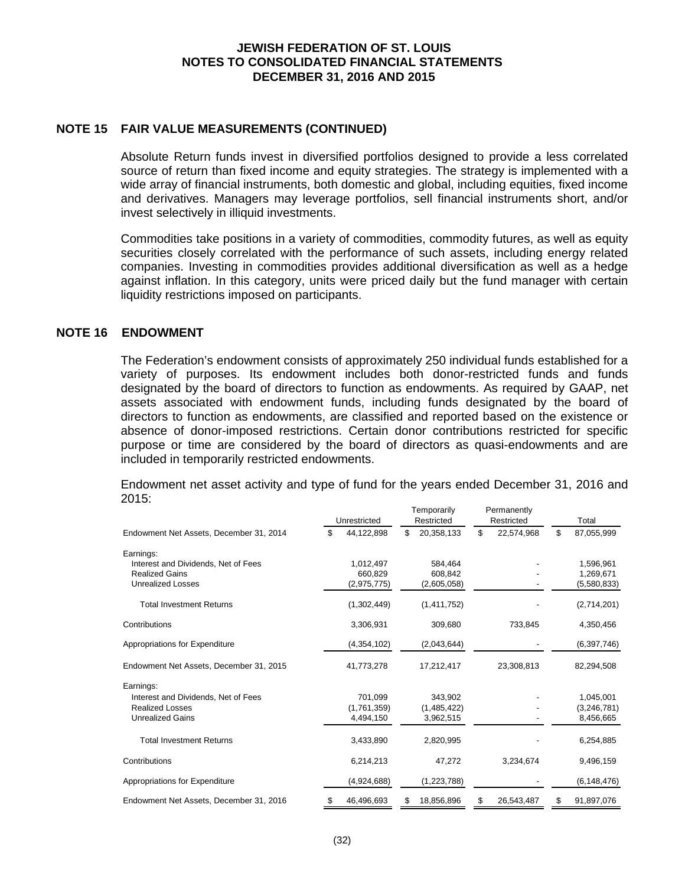## NOTE 15 FAIR VALUE MEASUREMENTS (CONTINUED)

Absolute Return funds invest in diversified portfolios designed to provide a less correlated source of return than fixed income and equity strategies. The strategy is implemented with a wide array of financial instruments, both domestic and global, including equities, fixed income and derivatives. Managers may leverage portfolios, sell financial instruments short, and/or invest selectively in illiquid investments.

Commodities take positions in a variety of commodities, commodity futures, as well as equity securities closely correlated with the performance of such assets, including energy related companies. Investing in commodities provides additional diversification as well as a hedge against inflation. In this category, units were priced daily but the fund manager with certain liquidity restrictions imposed on participants.

## NOTE 16 ENDOWMENT

The Federation's endowment consists of approximately 250 individual funds established for a variety of purposes. Its endowment includes both donor-restricted funds and funds designated by the board of directors to function as endowments. As required by GAAP, net assets associated with endowment funds, including funds designated by the board of directors to function as endowments, are classified and reported based on the existence or absence of donor-imposed restrictions. Certain donor contributions restricted for specific purpose or time are considered by the board of directors as quasi-endowments and are included in temporarily restricted endowments.

Endowment net asset activity and type of fund for the years ended December 31, 2016 and 2015:

| | Unrestricted | Temporarily Restricted | Permanently Restricted | Total |
|---|---|---|---|---|
| Endowment Net Assets, December 31, 2014 | $ 44,122,898 | $ 20,358,133 | $ 22,574,968 | $ 87,055,999 |
| Earnings: | | | | |
| Interest and Dividends, Net of Fees | 1,012,497 | 584,464 | - | 1,596,961 |
| Realized Gains | 660,829 | 608,842 | - | 1,269,671 |
| Unrealized Losses | (2,975,775) | (2,605,058) | - | (5,580,833) |
| Total Investment Returns | (1,302,449) | (1,411,752) | - | (2,714,201) |
| Contributions | 3,306,931 | 309,680 | 733,845 | 4,350,456 |
| Appropriations for Expenditure | (4,354,102) | (2,043,644) | - | (6,397,746) |
| Endowment Net Assets, December 31, 2015 | 41,773,278 | 17,212,417 | 23,308,813 | 82,294,508 |
| Earnings: | | | | |
| Interest and Dividends, Net of Fees | 701,099 | 343,902 | - | 1,045,001 |
| Realized Losses | (1,761,359) | (1,485,422) | - | (3,246,781) |
| Unrealized Gains | 4,494,150 | 3,962,515 | - | 8,456,665 |
| Total Investment Returns | 3,433,890 | 2,820,995 | - | 6,254,885 |
| Contributions | 6,214,213 | 47,272 | 3,234,674 | 9,496,159 |
| Appropriations for Expenditure | (4,924,688) | (1,223,788) | - | (6,148,476) |
| Endowment Net Assets, December 31, 2016 | $ 46,496,693 | $ 18,856,896 | $ 26,543,487 | $ 91,897,076 |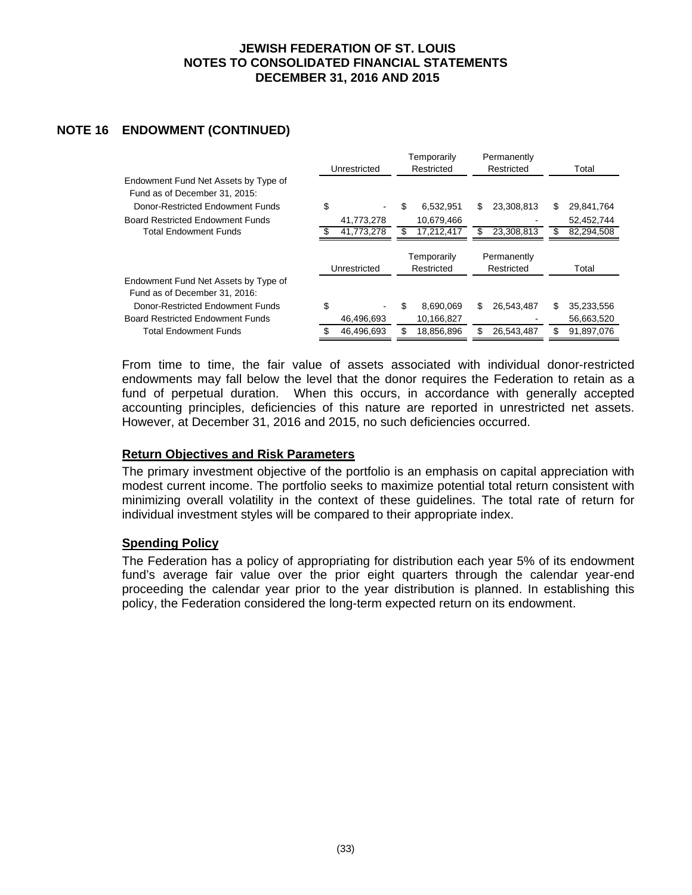## NOTE 16 ENDOWMENT (CONTINUED)

| | Unrestricted | Temporarily Restricted | Permanently Restricted | Total |
|---|---|---|---|---|
| Endowment Fund Net Assets by Type of Fund as of December 31, 2015: | | | | |
| Donor-Restricted Endowment Funds | $ - | $ 6,532,951 | $ 23,308,813 | $ 29,841,764 |
| Board Restricted Endowment Funds | 41,773,278 | 10,679,466 | - | 52,452,744 |
| Total Endowment Funds | $ 41,773,278 | $ 17,212,417 | $ 23,308,813 | $ 82,294,508 |

| | Unrestricted | Temporarily Restricted | Permanently Restricted | Total |
|---|---|---|---|---|
| Endowment Fund Net Assets by Type of Fund as of December 31, 2016: | | | | |
| Donor-Restricted Endowment Funds | $ - | $ 8,690,069 | $ 26,543,487 | $ 35,233,556 |
| Board Restricted Endowment Funds | 46,496,693 | 10,166,827 | - | 56,663,520 |
| Total Endowment Funds | $ 46,496,693 | $ 18,856,896 | $ 26,543,487 | $ 91,897,076 |

From time to time, the fair value of assets associated with individual donor-restricted endowments may fall below the level that the donor requires the Federation to retain as a fund of perpetual duration. When this occurs, in accordance with generally accepted accounting principles, deficiencies of this nature are reported in unrestricted net assets. However, at December 31, 2016 and 2015, no such deficiencies occurred.

### Return Objectives and Risk Parameters

The primary investment objective of the portfolio is an emphasis on capital appreciation with modest current income. The portfolio seeks to maximize potential total return consistent with minimizing overall volatility in the context of these guidelines. The total rate of return for individual investment styles will be compared to their appropriate index.

### Spending Policy

The Federation has a policy of appropriating for distribution each year 5% of its endowment fund's average fair value over the prior eight quarters through the calendar year-end proceeding the calendar year prior to the year distribution is planned. In establishing this policy, the Federation considered the long-term expected return on its endowment.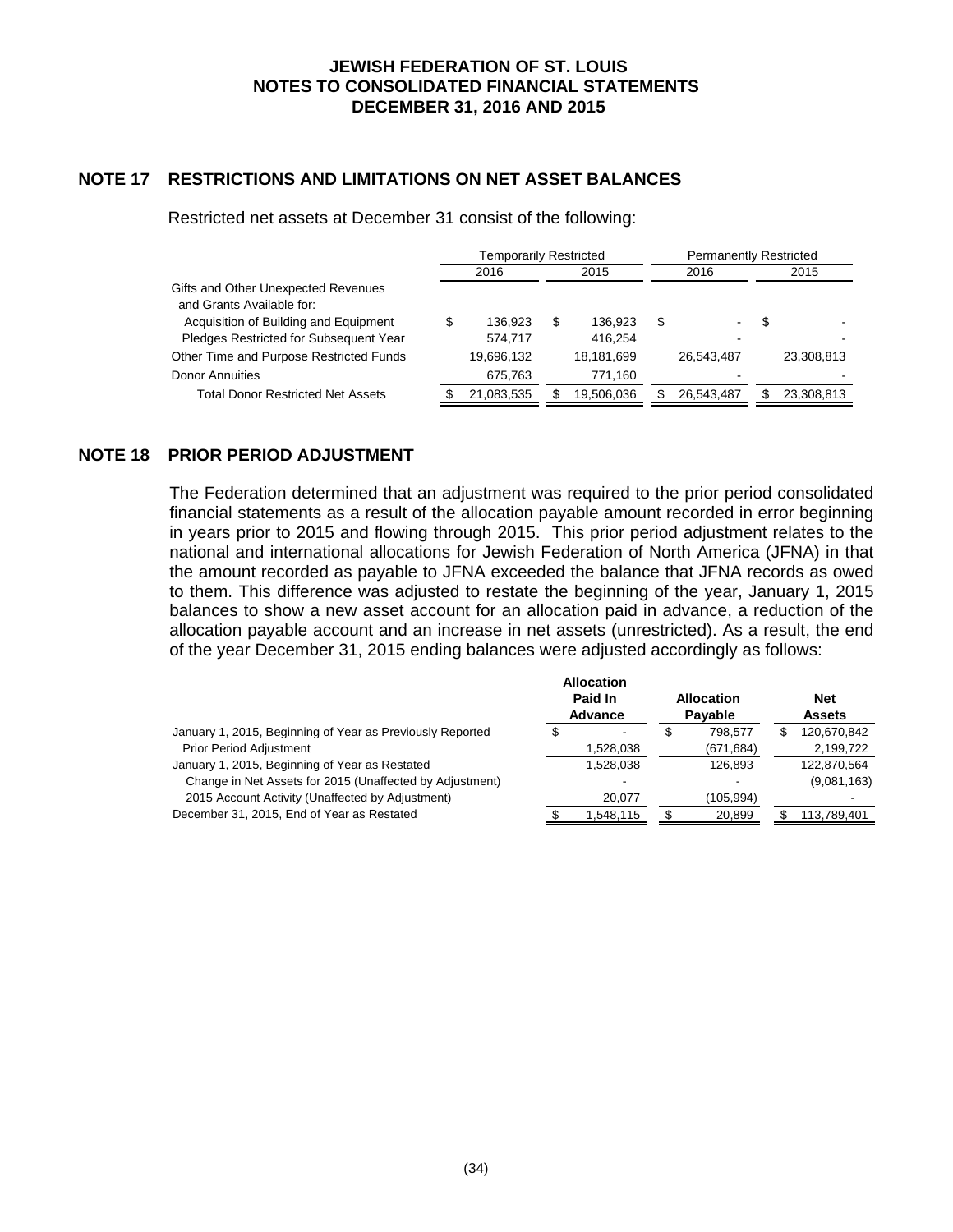## NOTE 17 RESTRICTIONS AND LIMITATIONS ON NET ASSET BALANCES

Restricted net assets at December 31 consist of the following:

| | Temporarily Restricted | | Permanently Restricted | |
|---|---|---|---|---|
| | 2016 | 2015 | 2016 | 2015 |
| Gifts and Other Unexpected Revenues and Grants Available for: | | | | |
| Acquisition of Building and Equipment | $ 136,923 | $ 136,923 | $ - | $ - |
| Pledges Restricted for Subsequent Year | 574,717 | 416,254 | - | - |
| Other Time and Purpose Restricted Funds | 19,696,132 | 18,181,699 | 26,543,487 | 23,308,813 |
| Donor Annuities | 675,763 | 771,160 | - | - |
| Total Donor Restricted Net Assets | $ 21,083,535 | $ 19,506,036 | $ 26,543,487 | $ 23,308,813 |

## NOTE 18 PRIOR PERIOD ADJUSTMENT

The Federation determined that an adjustment was required to the prior period consolidated financial statements as a result of the allocation payable amount recorded in error beginning in years prior to 2015 and flowing through 2015. This prior period adjustment relates to the national and international allocations for Jewish Federation of North America (JFNA) in that the amount recorded as payable to JFNA exceeded the balance that JFNA records as owed to them. This difference was adjusted to restate the beginning of the year, January 1, 2015 balances to show a new asset account for an allocation paid in advance, a reduction of the allocation payable account and an increase in net assets (unrestricted). As a result, the end of the year December 31, 2015 ending balances were adjusted accordingly as follows:

| | Allocation Paid In Advance | Allocation Payable | Net Assets |
|---|---|---|---|
| January 1, 2015, Beginning of Year as Previously Reported | $ - | $ 798,577 | $ 120,670,842 |
| Prior Period Adjustment | 1,528,038 | (671,684) | 2,199,722 |
| January 1, 2015, Beginning of Year as Restated | 1,528,038 | 126,893 | 122,870,564 |
| Change in Net Assets for 2015 (Unaffected by Adjustment) | - | - | (9,081,163) |
| 2015 Account Activity (Unaffected by Adjustment) | 20,077 | (105,994) | - |
| December 31, 2015, End of Year as Restated | $ 1,548,115 | $ 20,899 | $ 113,789,401 |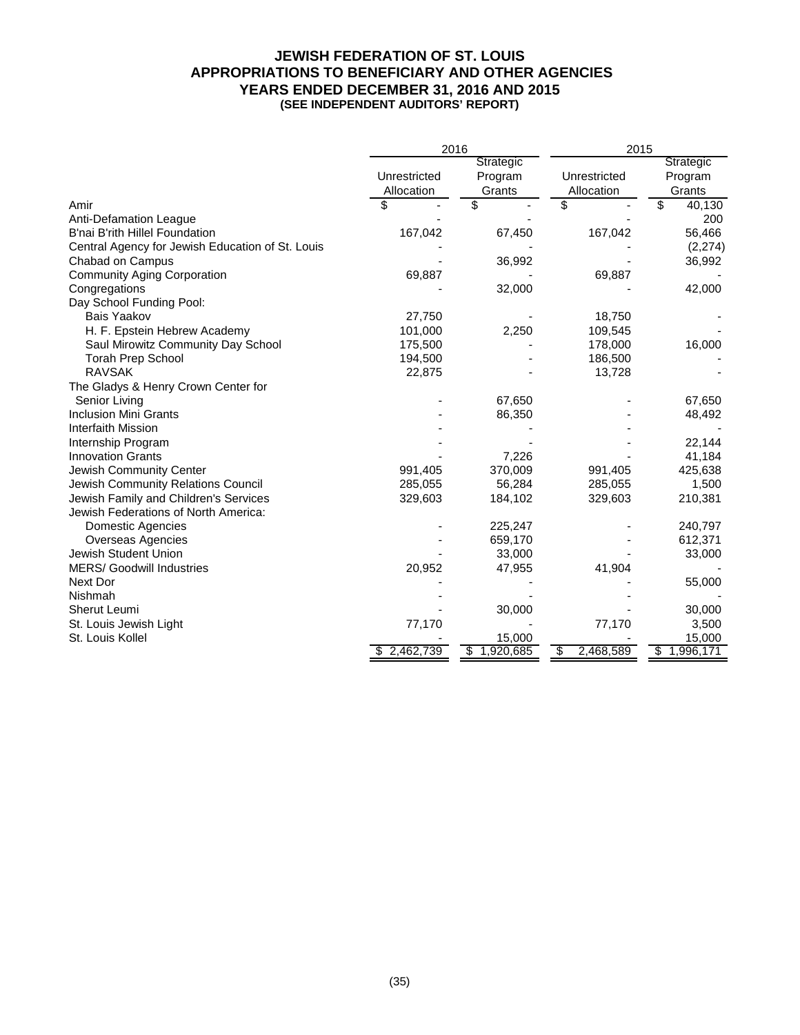# JEWISH FEDERATION OF ST. LOUIS
## APPROPRIATIONS TO BENEFICIARY AND OTHER AGENCIES
## YEARS ENDED DECEMBER 31, 2016 AND 2015
### (SEE INDEPENDENT AUDITORS' REPORT)

| | 2016 | | 2015 | |
|---|---|---|---|---|
| | Unrestricted Allocation | Strategic Program Grants | Unrestricted Allocation | Strategic Program Grants |
| Amir | $ - | $ - | $ - | $ 40,130 |
| Anti-Defamation League | - | - | - | 200 |
| B'nai B'rith Hillel Foundation | 167,042 | 67,450 | 167,042 | 56,466 |
| Central Agency for Jewish Education of St. Louis | - | - | - | (2,274) |
| Chabad on Campus | - | 36,992 | - | 36,992 |
| Community Aging Corporation | 69,887 | - | 69,887 | - |
| Congregations | - | 32,000 | - | 42,000 |
| Day School Funding Pool: | | | | |
| Bais Yaakov | 27,750 | - | 18,750 | - |
| H. F. Epstein Hebrew Academy | 101,000 | 2,250 | 109,545 | - |
| Saul Mirowitz Community Day School | 175,500 | - | 178,000 | 16,000 |
| Torah Prep School | 194,500 | - | 186,500 | - |
| RAVSAK | 22,875 | - | 13,728 | - |
| The Gladys & Henry Crown Center for Senior Living | - | 67,650 | - | 67,650 |
| Inclusion Mini Grants | - | 86,350 | - | 48,492 |
| Interfaith Mission | - | - | - | - |
| Internship Program | - | - | - | 22,144 |
| Innovation Grants | - | 7,226 | - | 41,184 |
| Jewish Community Center | 991,405 | 370,009 | 991,405 | 425,638 |
| Jewish Community Relations Council | 285,055 | 56,284 | 285,055 | 1,500 |
| Jewish Family and Children's Services | 329,603 | 184,102 | 329,603 | 210,381 |
| Jewish Federations of North America: | | | | |
| Domestic Agencies | - | 225,247 | - | 240,797 |
| Overseas Agencies | - | 659,170 | - | 612,371 |
| Jewish Student Union | - | 33,000 | - | 33,000 |
| MERS/ Goodwill Industries | 20,952 | 47,955 | 41,904 | - |
| Next Dor | - | - | - | 55,000 |
| Nishmah | - | - | - | - |
| Sherut Leumi | - | 30,000 | - | 30,000 |
| St. Louis Jewish Light | 77,170 | - | 77,170 | 3,500 |
| St. Louis Kollel | - | 15,000 | - | 15,000 |
| | $ 2,462,739 | $ 1,920,685 | $ 2,468,589 | $ 1,996,171 |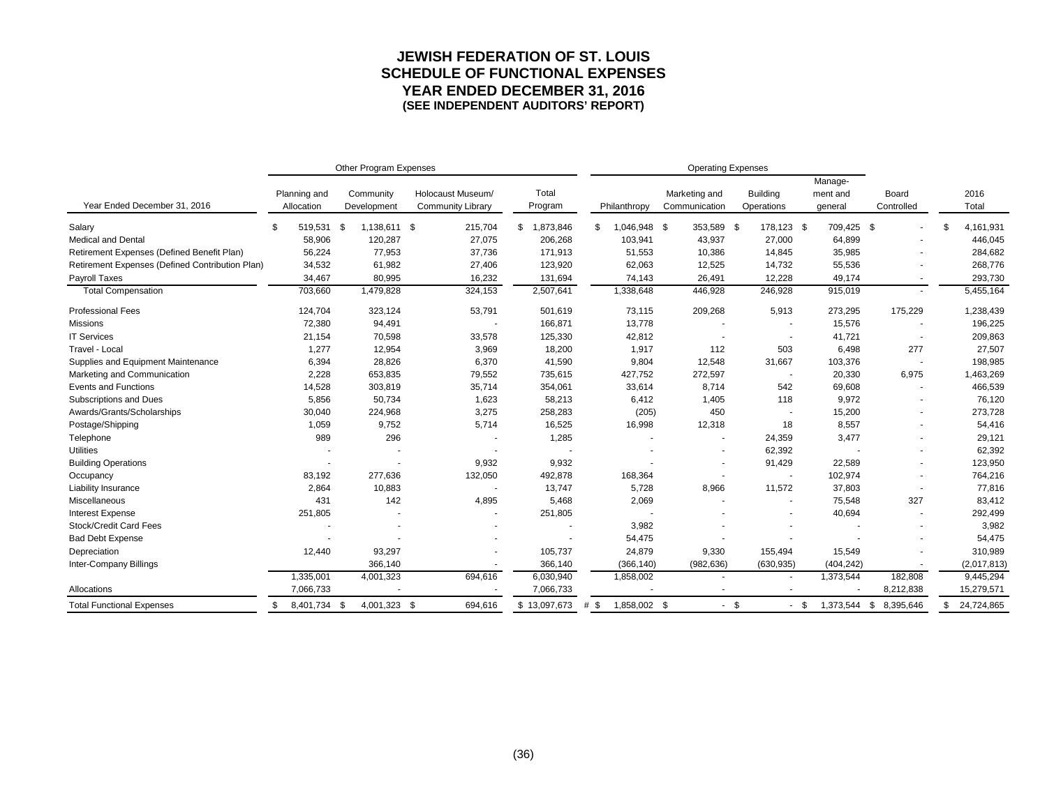# JEWISH FEDERATION OF ST. LOUIS
## SCHEDULE OF FUNCTIONAL EXPENSES
### YEAR ENDED DECEMBER 31, 2016
#### (SEE INDEPENDENT AUDITORS' REPORT)

| | Other Program Expenses | | | | Operating Expenses | | | | | |
|---|---|---|---|---|---|---|---|---|---|---|
| Year Ended December 31, 2016 | Planning and Allocation | Community Development | Holocaust Museum/ Community Library | Total Program | Philanthropy | Marketing and Communication | Building Operations | Manage-ment and general | Board Controlled | 2016 Total |
| Salary | $ 519,531 | $ 1,138,611 | $ 215,704 | $ 1,873,846 | $ 1,046,948 | $ 353,589 | $ 178,123 | $ 709,425 | $ - | $ 4,161,931 |
| Medical and Dental | 58,906 | 120,287 | 27,075 | 206,268 | 103,941 | 43,937 | 27,000 | 64,899 | - | 446,045 |
| Retirement Expenses (Defined Benefit Plan) | 56,224 | 77,953 | 37,736 | 171,913 | 51,553 | 10,386 | 14,845 | 35,985 | - | 284,682 |
| Retirement Expenses (Defined Contribution Plan) | 34,532 | 61,982 | 27,406 | 123,920 | 62,063 | 12,525 | 14,732 | 55,536 | - | 268,776 |
| Payroll Taxes | 34,467 | 80,995 | 16,232 | 131,694 | 74,143 | 26,491 | 12,228 | 49,174 | - | 293,730 |
| Total Compensation | 703,660 | 1,479,828 | 324,153 | 2,507,641 | 1,338,648 | 446,928 | 246,928 | 915,019 | - | 5,455,164 |
| Professional Fees | 124,704 | 323,124 | 53,791 | 501,619 | 73,115 | 209,268 | 5,913 | 273,295 | 175,229 | 1,238,439 |
| Missions | 72,380 | 94,491 | - | 166,871 | 13,778 | - | - | 15,576 | - | 196,225 |
| IT Services | 21,154 | 70,598 | 33,578 | 125,330 | 42,812 | - | - | 41,721 | - | 209,863 |
| Travel - Local | 1,277 | 12,954 | 3,969 | 18,200 | 1,917 | 112 | 503 | 6,498 | 277 | 27,507 |
| Supplies and Equipment Maintenance | 6,394 | 28,826 | 6,370 | 41,590 | 9,804 | 12,548 | 31,667 | 103,376 | - | 198,985 |
| Marketing and Communication | 2,228 | 653,835 | 79,552 | 735,615 | 427,752 | 272,597 | - | 20,330 | 6,975 | 1,463,269 |
| Events and Functions | 14,528 | 303,819 | 35,714 | 354,061 | 33,614 | 8,714 | 542 | 69,608 | - | 466,539 |
| Subscriptions and Dues | 5,856 | 50,734 | 1,623 | 58,213 | 6,412 | 1,405 | 118 | 9,972 | - | 76,120 |
| Awards/Grants/Scholarships | 30,040 | 224,968 | 3,275 | 258,283 | (205) | 450 | - | 15,200 | - | 273,728 |
| Postage/Shipping | 1,059 | 9,752 | 5,714 | 16,525 | 16,998 | 12,318 | 18 | 8,557 | - | 54,416 |
| Telephone | 989 | 296 | - | 1,285 | - | - | 24,359 | 3,477 | - | 29,121 |
| Utilities | - | - | - | - | - | - | 62,392 | - | - | 62,392 |
| Building Operations | - | - | 9,932 | 9,932 | - | - | 91,429 | 22,589 | - | 123,950 |
| Occupancy | 83,192 | 277,636 | 132,050 | 492,878 | 168,364 | - | - | 102,974 | - | 764,216 |
| Liability Insurance | 2,864 | 10,883 | - | 13,747 | 5,728 | 8,966 | 11,572 | 37,803 | - | 77,816 |
| Miscellaneous | 431 | 142 | 4,895 | 5,468 | 2,069 | - | - | 75,548 | 327 | 83,412 |
| Interest Expense | 251,805 | - | - | 251,805 | - | - | - | 40,694 | - | 292,499 |
| Stock/Credit Card Fees | - | - | - | - | 3,982 | - | - | - | - | 3,982 |
| Bad Debt Expense | - | - | - | - | 54,475 | - | - | - | - | 54,475 |
| Depreciation | 12,440 | 93,297 | - | 105,737 | 24,879 | 9,330 | 155,494 | 15,549 | - | 310,989 |
| Inter-Company Billings | | 366,140 | - | 366,140 | (366,140) | (982,636) | (630,935) | (404,242) | - | (2,017,813) |
| | 1,335,001 | 4,001,323 | 694,616 | 6,030,940 | 1,858,002 | - | - | 1,373,544 | 182,808 | 9,445,294 |
| Allocations | 7,066,733 | - | - | 7,066,733 | - | - | - | - | 8,212,838 | 15,279,571 |
| Total Functional Expenses | $ 8,401,734 | $ 4,001,323 | $ 694,616 | $ 13,097,673 | # $ 1,858,002 | $ - | $ - | $ 1,373,544 | $ 8,395,646 | $ 24,724,865 |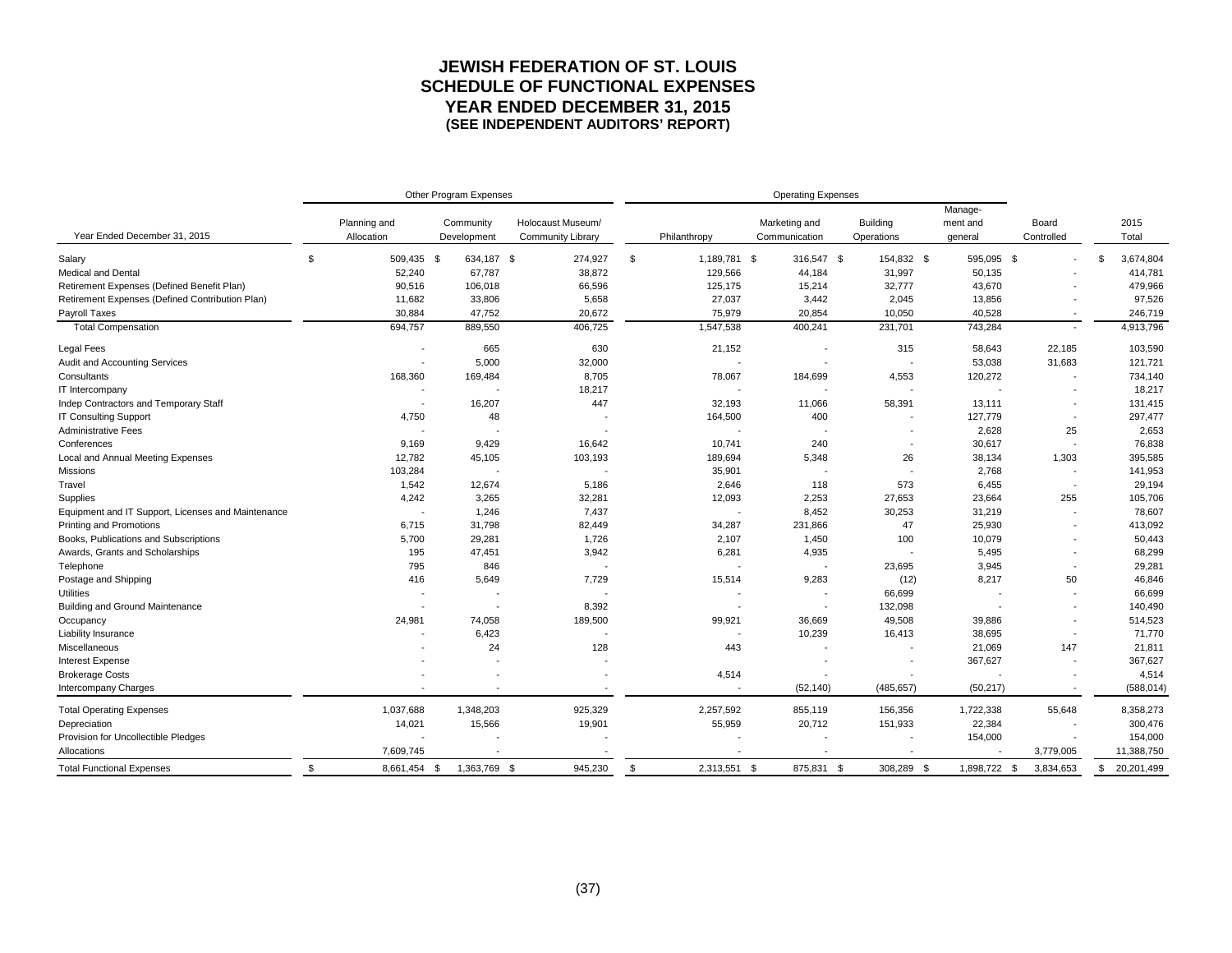# JEWISH FEDERATION OF ST. LOUIS
## SCHEDULE OF FUNCTIONAL EXPENSES
## YEAR ENDED DECEMBER 31, 2015
### (SEE INDEPENDENT AUDITORS' REPORT)

| | Other Program Expenses | | | Operating Expenses | | | | | |
|---|---|---|---|---|---|---|---|---|---|
| Year Ended December 31, 2015 | Planning and Allocation | Community Development | Holocaust Museum/ Community Library | Philanthropy | Marketing and Communication | Building Operations | Manage- ment and general | Board Controlled | 2015 Total |
| Salary | $ 509,435 | $ 634,187 | $ 274,927 | $ 1,189,781 | $ 316,547 | $ 154,832 | $ 595,095 | $ - | $ 3,674,804 |
| Medical and Dental | 52,240 | 67,787 | 38,872 | 129,566 | 44,184 | 31,997 | 50,135 | - | 414,781 |
| Retirement Expenses (Defined Benefit Plan) | 90,516 | 106,018 | 66,596 | 125,175 | 15,214 | 32,777 | 43,670 | - | 479,966 |
| Retirement Expenses (Defined Contribution Plan) | 11,682 | 33,806 | 5,658 | 27,037 | 3,442 | 2,045 | 13,856 | - | 97,526 |
| Payroll Taxes | 30,884 | 47,752 | 20,672 | 75,979 | 20,854 | 10,050 | 40,528 | - | 246,719 |
| Total Compensation | 694,757 | 889,550 | 406,725 | 1,547,538 | 400,241 | 231,701 | 743,284 | - | 4,913,796 |
| Legal Fees | - | 665 | 630 | 21,152 | - | 315 | 58,643 | 22,185 | 103,590 |
| Audit and Accounting Services | - | 5,000 | 32,000 | - | - | - | 53,038 | 31,683 | 121,721 |
| Consultants | 168,360 | 169,484 | 8,705 | 78,067 | 184,699 | 4,553 | 120,272 | - | 734,140 |
| IT Intercompany | - | - | 18,217 | - | - | - | - | - | 18,217 |
| Indep Contractors and Temporary Staff | - | 16,207 | 447 | 32,193 | 11,066 | 58,391 | 13,111 | - | 131,415 |
| IT Consulting Support | 4,750 | 48 | - | 164,500 | 400 | - | 127,779 | - | 297,477 |
| Administrative Fees | - | - | - | - | - | - | 2,628 | 25 | 2,653 |
| Conferences | 9,169 | 9,429 | 16,642 | 10,741 | 240 | - | 30,617 | - | 76,838 |
| Local and Annual Meeting Expenses | 12,782 | 45,105 | 103,193 | 189,694 | 5,348 | 26 | 38,134 | 1,303 | 395,585 |
| Missions | 103,284 | - | - | 35,901 | - | - | 2,768 | - | 141,953 |
| Travel | 1,542 | 12,674 | 5,186 | 2,646 | 118 | 573 | 6,455 | - | 29,194 |
| Supplies | 4,242 | 3,265 | 32,281 | 12,093 | 2,253 | 27,653 | 23,664 | 255 | 105,706 |
| Equipment and IT Support, Licenses and Maintenance | - | 1,246 | 7,437 | - | 8,452 | 30,253 | 31,219 | - | 78,607 |
| Printing and Promotions | 6,715 | 31,798 | 82,449 | 34,287 | 231,866 | 47 | 25,930 | - | 413,092 |
| Books, Publications and Subscriptions | 5,700 | 29,281 | 1,726 | 2,107 | 1,450 | 100 | 10,079 | - | 50,443 |
| Awards, Grants and Scholarships | 195 | 47,451 | 3,942 | 6,281 | 4,935 | - | 5,495 | - | 68,299 |
| Telephone | 795 | 846 | - | - | - | 23,695 | 3,945 | - | 29,281 |
| Postage and Shipping | 416 | 5,649 | 7,729 | 15,514 | 9,283 | (12) | 8,217 | 50 | 46,846 |
| Utilities | - | - | - | - | - | 66,699 | - | - | 66,699 |
| Building and Ground Maintenance | - | - | 8,392 | - | - | 132,098 | - | - | 140,490 |
| Occupancy | 24,981 | 74,058 | 189,500 | 99,921 | 36,669 | 49,508 | 39,886 | - | 514,523 |
| Liability Insurance | - | 6,423 | - | - | 10,239 | 16,413 | 38,695 | - | 71,770 |
| Miscellaneous | - | 24 | 128 | 443 | - | - | 21,069 | 147 | 21,811 |
| Interest Expense | - | - | - | | - | - | 367,627 | - | 367,627 |
| Brokerage Costs | - | - | - | 4,514 | - | - | - | - | 4,514 |
| Intercompany Charges | - | - | - | - | (52,140) | (485,657) | (50,217) | - | (588,014) |
| Total Operating Expenses | 1,037,688 | 1,348,203 | 925,329 | 2,257,592 | 855,119 | 156,356 | 1,722,338 | 55,648 | 8,358,273 |
| Depreciation | 14,021 | 15,566 | 19,901 | 55,959 | 20,712 | 151,933 | 22,384 | - | 300,476 |
| Provision for Uncollectible Pledges | - | - | - | - | - | - | 154,000 | - | 154,000 |
| Allocations | 7,609,745 | - | - | - | - | - | - | 3,779,005 | 11,388,750 |
| Total Functional Expenses | $ 8,661,454 | $ 1,363,769 | $ 945,230 | $ 2,313,551 | $ 875,831 | $ 308,289 | $ 1,898,722 | $ 3,834,653 | $ 20,201,499 |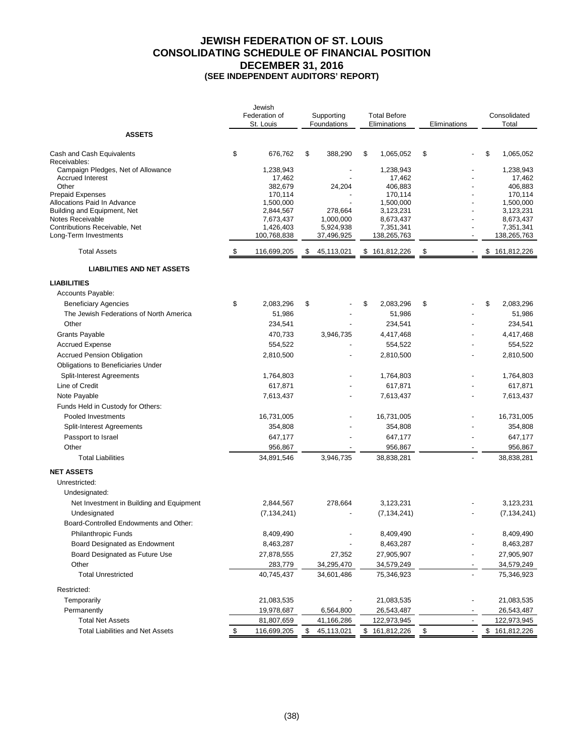# JEWISH FEDERATION OF ST. LOUIS
# CONSOLIDATING SCHEDULE OF FINANCIAL POSITION
# DECEMBER 31, 2016
## (SEE INDEPENDENT AUDITORS' REPORT)

| | Jewish Federation of St. Louis | Supporting Foundations | Total Before Eliminations | Eliminations | Consolidated Total |
|---|---|---|---|---|---|
| **ASSETS** | | | | | |
| Cash and Cash Equivalents | $ 676,762 | $ 388,290 | $ 1,065,052 | $ - | $ 1,065,052 |
| Receivables: | | | | | |
| Campaign Pledges, Net of Allowance | 1,238,943 | - | 1,238,943 | - | 1,238,943 |
| Accrued Interest | 17,462 | - | 17,462 | - | 17,462 |
| Other | 382,679 | 24,204 | 406,883 | - | 406,883 |
| Prepaid Expenses | 170,114 | - | 170,114 | - | 170,114 |
| Allocations Paid In Advance | 1,500,000 | - | 1,500,000 | - | 1,500,000 |
| Building and Equipment, Net | 2,844,567 | 278,664 | 3,123,231 | - | 3,123,231 |
| Notes Receivable | 7,673,437 | 1,000,000 | 8,673,437 | - | 8,673,437 |
| Contributions Receivable, Net | 1,426,403 | 5,924,938 | 7,351,341 | - | 7,351,341 |
| Long-Term Investments | 100,768,838 | 37,496,925 | 138,265,763 | - | 138,265,763 |
| Total Assets | $ 116,699,205 | $ 45,113,021 | $ 161,812,226 | $ - | $ 161,812,226 |
| **LIABILITIES AND NET ASSETS** | | | | | |
| **LIABILITIES** | | | | | |
| Accounts Payable: | | | | | |
| Beneficiary Agencies | $ 2,083,296 | $ - | $ 2,083,296 | $ - | $ 2,083,296 |
| The Jewish Federations of North America | 51,986 | - | 51,986 | - | 51,986 |
| Other | 234,541 | - | 234,541 | - | 234,541 |
| Grants Payable | 470,733 | 3,946,735 | 4,417,468 | - | 4,417,468 |
| Accrued Expense | 554,522 | - | 554,522 | - | 554,522 |
| Accrued Pension Obligation | 2,810,500 | - | 2,810,500 | - | 2,810,500 |
| Obligations to Beneficiaries Under Split-Interest Agreements | 1,764,803 | - | 1,764,803 | - | 1,764,803 |
| Line of Credit | 617,871 | - | 617,871 | - | 617,871 |
| Note Payable | 7,613,437 | - | 7,613,437 | - | 7,613,437 |
| Funds Held in Custody for Others: | | | | | |
| Pooled Investments | 16,731,005 | - | 16,731,005 | - | 16,731,005 |
| Split-Interest Agreements | 354,808 | - | 354,808 | - | 354,808 |
| Passport to Israel | 647,177 | - | 647,177 | - | 647,177 |
| Other | 956,867 | - | 956,867 | - | 956,867 |
| Total Liabilities | 34,891,546 | 3,946,735 | 38,838,281 | - | 38,838,281 |
| **NET ASSETS** | | | | | |
| Unrestricted: | | | | | |
| Undesignated: | | | | | |
| Net Investment in Building and Equipment | 2,844,567 | 278,664 | 3,123,231 | - | 3,123,231 |
| Undesignated | (7,134,241) | - | (7,134,241) | - | (7,134,241) |
| Board-Controlled Endowments and Other: | | | | | |
| Philanthropic Funds | 8,409,490 | - | 8,409,490 | - | 8,409,490 |
| Board Designated as Endowment | 8,463,287 | - | 8,463,287 | - | 8,463,287 |
| Board Designated as Future Use | 27,878,555 | 27,352 | 27,905,907 | - | 27,905,907 |
| Other | 283,779 | 34,295,470 | 34,579,249 | - | 34,579,249 |
| Total Unrestricted | 40,745,437 | 34,601,486 | 75,346,923 | - | 75,346,923 |
| Restricted: | | | | | |
| Temporarily | 21,083,535 | - | 21,083,535 | - | 21,083,535 |
| Permanently | 19,978,687 | 6,564,800 | 26,543,487 | - | 26,543,487 |
| Total Net Assets | 81,807,659 | 41,166,286 | 122,973,945 | - | 122,973,945 |
| Total Liabilities and Net Assets | $ 116,699,205 | $ 45,113,021 | $ 161,812,226 | $ - | $ 161,812,226 |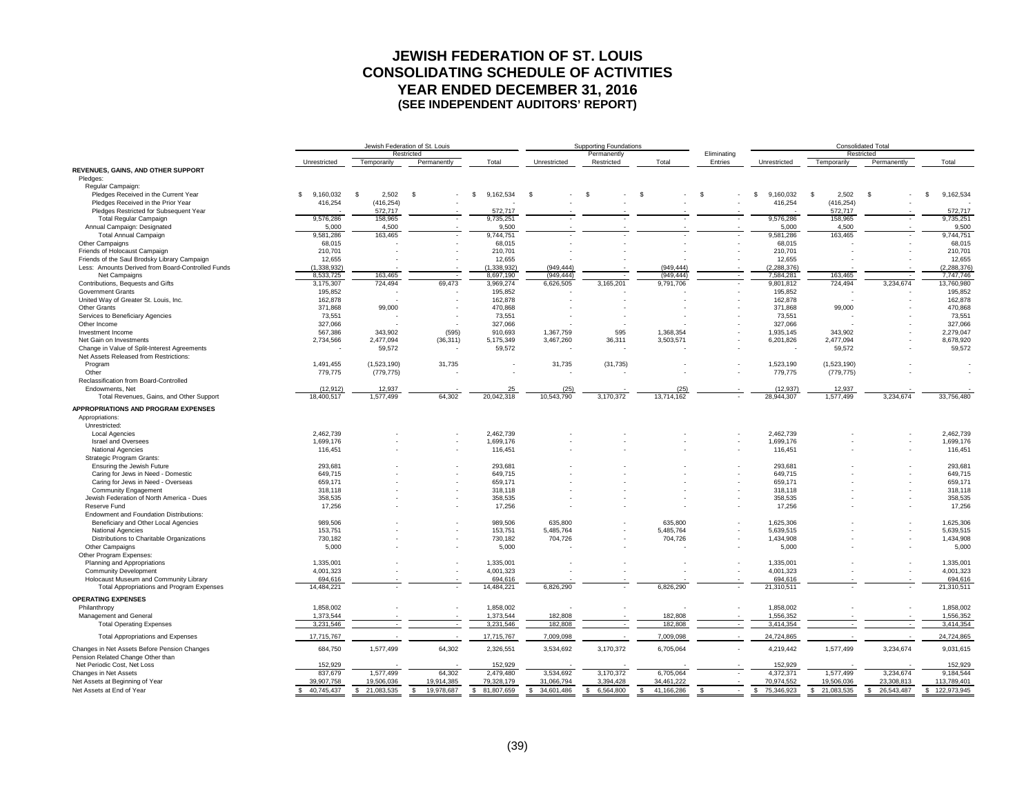# JEWISH FEDERATION OF ST. LOUIS
# CONSOLIDATING SCHEDULE OF ACTIVITIES
# YEAR ENDED DECEMBER 31, 2016
### (SEE INDEPENDENT AUDITORS' REPORT)

| | Jewish Federation of St. Louis | | | | Supporting Foundations | | | Eliminating Entries | Consolidated Total | | | |
|---|---|---|---|---|---|---|---|---|---|---|---|---|
| | Unrestricted | Restricted Temporarily | Restricted Permanently | Total | Unrestricted | Permanently Restricted | Total | | Unrestricted | Restricted Temporarily | Restricted Permanently | Total |
| **REVENUES, GAINS, AND OTHER SUPPORT** | | | | | | | | | | | | |
| Pledges: | | | | | | | | | | | | |
| Regular Campaign: | | | | | | | | | | | | |
| Pledges Received in the Current Year | $ 9,160,032 | $ 2,502 | $ - | $ 9,162,534 | $ - | $ - | $ - | $ - | $ 9,160,032 | $ 2,502 | $ - | $ 9,162,534 |
| Pledges Received in the Prior Year | 416,254 | (416,254) | - | - | - | - | - | - | 416,254 | (416,254) | - | - |
| Pledges Restricted for Subsequent Year | - | 572,717 | - | 572,717 | - | - | - | - | - | 572,717 | - | 572,717 |
| Total Regular Campaign | 9,576,286 | 158,965 | - | 9,735,251 | - | - | - | - | 9,576,286 | 158,965 | - | 9,735,251 |
| Annual Campaign: Designated | 5,000 | 4,500 | - | 9,500 | - | - | - | - | 5,000 | 4,500 | - | 9,500 |
| Total Annual Campaign | 9,581,286 | 163,465 | - | 9,744,751 | - | - | - | - | 9,581,286 | 163,465 | - | 9,744,751 |
| Other Campaigns | 68,015 | - | - | 68,015 | - | - | - | - | 68,015 | - | - | 68,015 |
| Friends of Holocaust Campaign | 210,701 | - | - | 210,701 | - | - | - | - | 210,701 | - | - | 210,701 |
| Friends of the Saul Brodsky Library Campaign | 12,655 | - | - | 12,655 | - | - | - | - | 12,655 | - | - | 12,655 |
| Less: Amounts Derived from Board-Controlled Funds | (1,338,932) | - | - | (1,338,932) | (949,444) | - | (949,444) | - | (2,288,376) | - | - | (2,288,376) |
| Net Campaigns | 8,533,725 | 163,465 | - | 8,697,190 | (949,444) | - | (949,444) | - | 7,584,281 | 163,465 | - | 7,747,746 |
| Contributions, Bequests and Gifts | 3,175,307 | 724,494 | 69,473 | 3,969,274 | 6,626,505 | 3,165,201 | 9,791,706 | - | 9,801,812 | 724,494 | 3,234,674 | 13,760,980 |
| Government Grants | 195,852 | - | - | 195,852 | - | - | - | - | 195,852 | - | - | 195,852 |
| United Way of Greater St. Louis, Inc. | 162,878 | - | - | 162,878 | - | - | - | - | 162,878 | - | - | 162,878 |
| Other Grants | 371,868 | 99,000 | - | 470,868 | - | - | - | - | 371,868 | 99,000 | - | 470,868 |
| Services to Beneficiary Agencies | 73,551 | - | - | 73,551 | - | - | - | - | 73,551 | - | - | 73,551 |
| Other Income | 327,066 | - | - | 327,066 | - | - | - | - | 327,066 | - | - | 327,066 |
| Investment Income | 567,386 | 343,902 | (595) | 910,693 | 1,367,759 | 595 | 1,368,354 | - | 1,935,145 | 343,902 | - | 2,279,047 |
| Net Gain on Investments | 2,734,566 | 2,477,094 | (36,311) | 5,175,349 | 3,467,260 | 36,311 | 3,503,571 | - | 6,201,826 | 2,477,094 | - | 8,678,920 |
| Change in Value of Split-Interest Agreements | - | 59,572 | - | 59,572 | - | - | - | - | - | 59,572 | - | 59,572 |
| Net Assets Released from Restrictions: | | | | | | | | | | | | |
| Program | 1,491,455 | (1,523,190) | 31,735 | - | 31,735 | (31,735) | - | - | 1,523,190 | (1,523,190) | - | - |
| Other | 779,775 | (779,775) | - | - | - | - | - | - | 779,775 | (779,775) | - | - |
| Reclassification from Board-Controlled Endowments, Net | (12,912) | 12,937 | - | 25 | (25) | - | (25) | - | (12,937) | 12,937 | - | - |
| Total Revenues, Gains, and Other Support | 18,400,517 | 1,577,499 | 64,302 | 20,042,318 | 10,543,790 | 3,170,372 | 13,714,162 | - | 28,944,307 | 1,577,499 | 3,234,674 | 33,756,480 |
| **APPROPRIATIONS AND PROGRAM EXPENSES** | | | | | | | | | | | | |
| Appropriations: | | | | | | | | | | | | |
| Unrestricted: | | | | | | | | | | | | |
| Local Agencies | 2,462,739 | - | - | 2,462,739 | - | - | - | - | 2,462,739 | - | - | 2,462,739 |
| Israel and Oversees | 1,699,176 | - | - | 1,699,176 | - | - | - | - | 1,699,176 | - | - | 1,699,176 |
| National Agencies | 116,451 | - | - | 116,451 | - | - | - | - | 116,451 | - | - | 116,451 |
| Strategic Program Grants: | | | | | | | | | | | | |
| Ensuring the Jewish Future | 293,681 | - | - | 293,681 | - | - | - | - | 293,681 | - | - | 293,681 |
| Caring for Jews in Need - Domestic | 649,715 | - | - | 649,715 | - | - | - | - | 649,715 | - | - | 649,715 |
| Caring for Jews in Need - Overseas | 659,171 | - | - | 659,171 | - | - | - | - | 659,171 | - | - | 659,171 |
| Community Engagement | 318,118 | - | - | 318,118 | - | - | - | - | 318,118 | - | - | 318,118 |
| Jewish Federation of North America - Dues | 358,535 | - | - | 358,535 | - | - | - | - | 358,535 | - | - | 358,535 |
| Reserve Fund | 17,256 | - | - | 17,256 | - | - | - | - | 17,256 | - | - | 17,256 |
| Endowment and Foundation Distributions: | | | | | | | | | | | | |
| Beneficiary and Other Local Agencies | 989,506 | - | - | 989,506 | 635,800 | - | 635,800 | - | 1,625,306 | - | - | 1,625,306 |
| National Agencies | 153,751 | - | - | 153,751 | 5,485,764 | - | 5,485,764 | - | 5,639,515 | - | - | 5,639,515 |
| Distributions to Charitable Organizations | 730,182 | - | - | 730,182 | 704,726 | - | 704,726 | - | 1,434,908 | - | - | 1,434,908 |
| Other Campaigns | 5,000 | - | - | 5,000 | - | - | - | - | 5,000 | - | - | 5,000 |
| Other Program Expenses: | | | | | | | | | | | | |
| Planning and Appropriations | 1,335,001 | - | - | 1,335,001 | - | - | - | - | 1,335,001 | - | - | 1,335,001 |
| Community Development | 4,001,323 | - | - | 4,001,323 | - | - | - | - | 4,001,323 | - | - | 4,001,323 |
| Holocaust Museum and Community Library | 694,616 | - | - | 694,616 | - | - | - | - | 694,616 | - | - | 694,616 |
| Total Appropriations and Program Expenses | 14,484,221 | - | - | 14,484,221 | 6,826,290 | - | 6,826,290 | - | 21,310,511 | - | - | 21,310,511 |
| **OPERATING EXPENSES** | | | | | | | | | | | | |
| Philanthropy | 1,858,002 | - | - | 1,858,002 | - | - | - | - | 1,858,002 | - | - | 1,858,002 |
| Management and General | 1,373,544 | - | - | 1,373,544 | 182,808 | - | 182,808 | - | 1,556,352 | - | - | 1,556,352 |
| Total Operating Expenses | 3,231,546 | - | - | 3,231,546 | 182,808 | - | 182,808 | - | 3,414,354 | - | - | 3,414,354 |
| Total Appropriations and Expenses | 17,715,767 | - | - | 17,715,767 | 7,009,098 | - | 7,009,098 | - | 24,724,865 | - | - | 24,724,865 |
| Changes in Net Assets Before Pension Changes | 684,750 | 1,577,499 | 64,302 | 2,326,551 | 3,534,692 | 3,170,372 | 6,705,064 | - | 4,219,442 | 1,577,499 | 3,234,674 | 9,031,615 |
| Pension Related Change Other than Net Periodic Cost, Net Loss | 152,929 | - | - | 152,929 | - | - | - | - | 152,929 | - | - | 152,929 |
| Changes in Net Assets | 837,679 | 1,577,499 | 64,302 | 2,479,480 | 3,534,692 | 3,170,372 | 6,705,064 | - | 4,372,371 | 1,577,499 | 3,234,674 | 9,184,544 |
| Net Assets at Beginning of Year | 39,907,758 | 19,506,036 | 19,914,385 | 79,328,179 | 31,066,794 | 3,394,428 | 34,461,222 | - | 70,974,552 | 19,506,036 | 23,308,813 | 113,789,401 |
| Net Assets at End of Year | $ 40,745,437 | $ 21,083,535 | $ 19,978,687 | $ 81,807,659 | $ 34,601,486 | $ 6,564,800 | $ 41,166,286 | $ - | $ 75,346,923 | $ 21,083,535 | $ 26,543,487 | $ 122,973,945 |